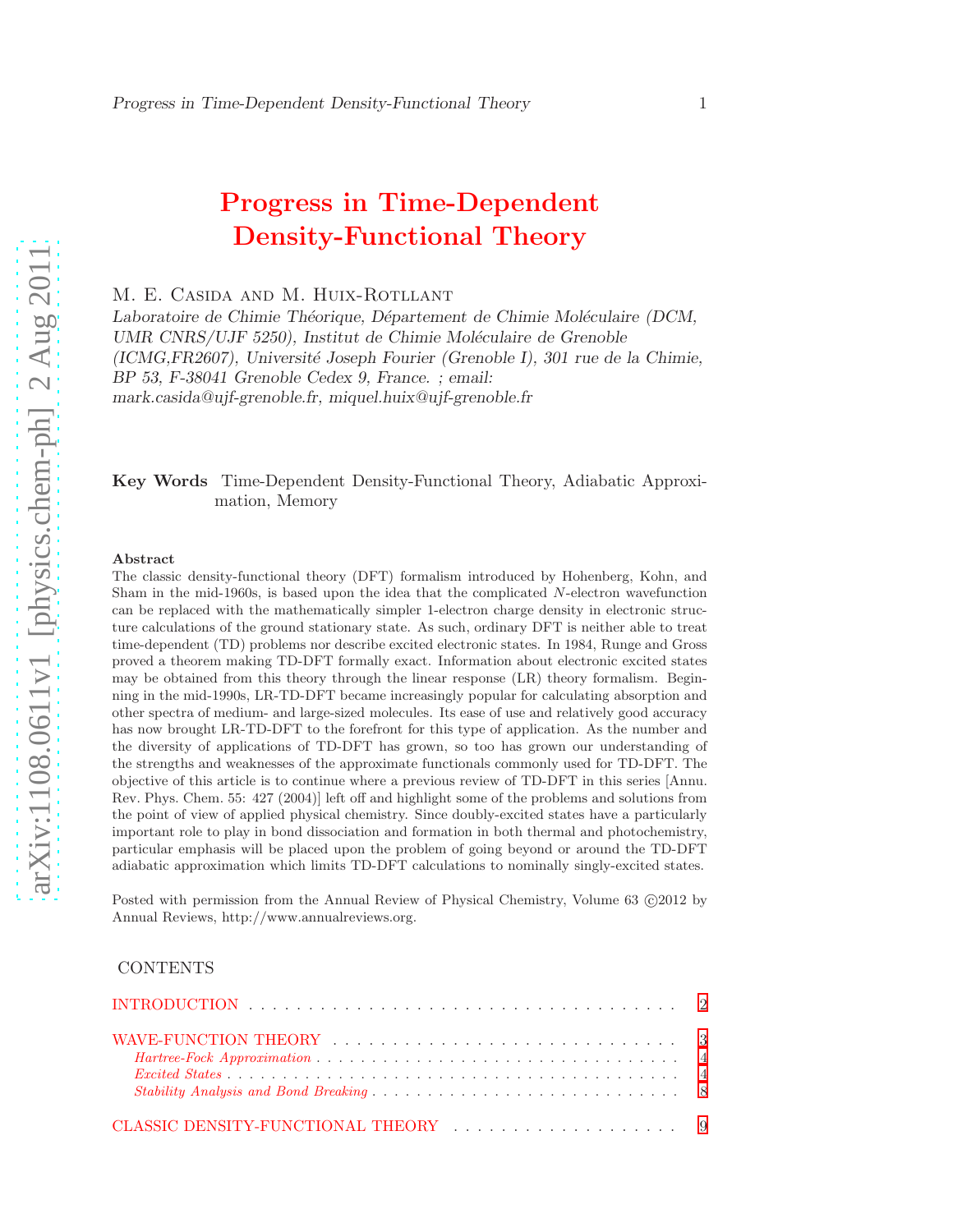# Progress in Time-Dependent Density-Functional Theory

M. E. Casida and M. Huix-Rotllant

*Laboratoire de Chimie Théorique, Département de Chimie Moléculaire (DCM, UMR CNRS/UJF 5250), Institut de Chimie Moléculaire de Grenoble (ICMG,FR2607), Université Joseph Fourier (Grenoble I), 301 rue de la Chimie, BP 53, F-38041 Grenoble Cedex 9, France. ; email: mark.casida@ujf-grenoble.fr, miquel.huix@ujf-grenoble.fr*

**Key Words** Time-Dependent Density-Functional Theory, Adiabatic Approximation, Memory

**Abstract**

The classic density-functional theory (DFT) formalism introduced by Hohenberg, Kohn, and Sham in the mid-1960s, is based upon the idea that the complicated $N$-electron wavefunction can be replaced with the mathematically simpler 1-electron charge density in electronic structure calculations of the ground stationary state. As such, ordinary DFT is neither able to treat time-dependent (TD) problems nor describe excited electronic states. In 1984, Runge and Gross proved a theorem making TD-DFT formally exact. Information about electronic excited states may be obtained from this theory through the linear response (LR) theory formalism. Beginning in the mid-1990s, LR-TD-DFT became increasingly popular for calculating absorption and other spectra of medium- and large-sized molecules. Its ease of use and relatively good accuracy has now brought LR-TD-DFT to the forefront for this type of application. As the number and the diversity of applications of TD-DFT has grown, so too has grown our understanding of the strengths and weaknesses of the approximate functionals commonly used for TD-DFT. The objective of this article is to continue where a previous review of TD-DFT in this series [Annu. Rev. Phys. Chem. 55: 427 (2004)] left off and highlight some of the problems and solutions from the point of view of applied physical chemistry. Since doubly-excited states have a particularly important role to play in bond dissociation and formation in both thermal and photochemistry, particular emphasis will be placed upon the problem of going beyond or around the TD-DFT adiabatic approximation which limits TD-DFT calculations to nominally singly-excited states.

Posted with permission from the Annual Review of Physical Chemistry, Volume 63 ©2012 by Annual Reviews, http://www.annualreviews.org.

CONTENTS

- INTRODUCTION . . . . . . . . . . 2
- WAVE-FUNCTION THEORY . . . . . . . . . . 3
  - *Hartree-Fock Approximation* . . . . . . . . . . 4
  - *Excited States* . . . . . . . . . . 4
  - *Stability Analysis and Bond Breaking* . . . . . . . . . . 8
- CLASSIC DENSITY-FUNCTIONAL THEORY . . . . . . . . . . 9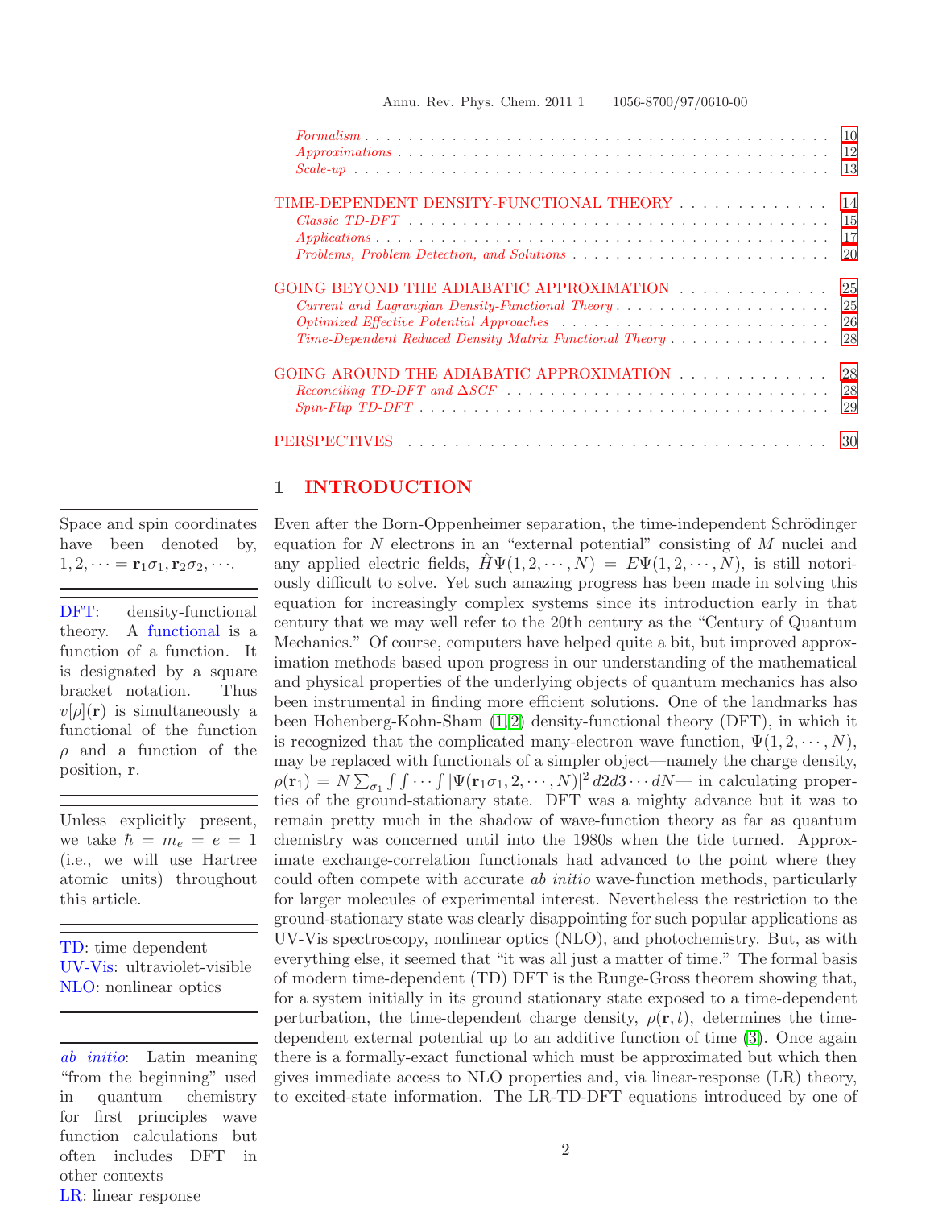Formalism . . . 10
Approximations . . . 12
Scale-up . . . 13

TIME-DEPENDENT DENSITY-FUNCTIONAL THEORY . . . 14
Classic TD-DFT . . . 15
Applications . . . 17
Problems, Problem Detection, and Solutions . . . 20

GOING BEYOND THE ADIABATIC APPROXIMATION . . . 25
Current and Lagrangian Density-Functional Theory . . . 25
Optimized Effective Potential Approaches . . . 26
Time-Dependent Reduced Density Matrix Functional Theory . . . 28

GOING AROUND THE ADIABATIC APPROXIMATION . . . 28
Reconciling TD-DFT and ΔSCF . . . 28
Spin-Flip TD-DFT . . . 29

PERSPECTIVES . . . 30

# 1 INTRODUCTION

Even after the Born-Oppenheimer separation, the time-independent Schrödinger equation for $N$ electrons in an "external potential" consisting of $M$ nuclei and any applied electric fields, $\hat{H}\Psi(1,2,\cdots,N) = E\Psi(1,2,\cdots,N)$, is still notoriously difficult to solve. Yet such amazing progress has been made in solving this equation for increasingly complex systems since its introduction early in that century that we may well refer to the 20th century as the "Century of Quantum Mechanics." Of course, computers have helped quite a bit, but improved approximation methods based upon progress in our understanding of the mathematical and physical properties of the underlying objects of quantum mechanics has also been instrumental in finding more efficient solutions. One of the landmarks has been Hohenberg-Kohn-Sham [1,2] density-functional theory (DFT), in which it is recognized that the complicated many-electron wave function, $\Psi(1,2,\cdots,N)$, may be replaced with functionals of a simpler object—namely the charge density, $\rho(\mathbf{r}_1) = N\sum_{\sigma_1}\int\int\cdots\int|\Psi(\mathbf{r}_1\sigma_1,2,\cdots,N)|^2\, d2d3\cdots dN$— in calculating properties of the ground-stationary state. DFT was a mighty advance but it was to remain pretty much in the shadow of wave-function theory as far as quantum chemistry was concerned until into the 1980s when the tide turned. Approximate exchange-correlation functionals had advanced to the point where they could often compete with accurate *ab initio* wave-function methods, particularly for larger molecules of experimental interest. Nevertheless the restriction to the ground-stationary state was clearly disappointing for such popular applications as UV-Vis spectroscopy, nonlinear optics (NLO), and photochemistry. But, as with everything else, it seemed that "it was all just a matter of time." The formal basis of modern time-dependent (TD) DFT is the Runge-Gross theorem showing that, for a system initially in its ground stationary state exposed to a time-dependent perturbation, the time-dependent charge density, $\rho(\mathbf{r},t)$, determines the time-dependent external potential up to an additive function of time [3]. Once again there is a formally-exact functional which must be approximated but which then gives immediate access to NLO properties and, via linear-response (LR) theory, to excited-state information. The LR-TD-DFT equations introduced by one of

Space and spin coordinates have been denoted by, $1,2,\cdots = \mathbf{r}_1\sigma_1, \mathbf{r}_2\sigma_2, \cdots$.

DFT: density-functional theory. A functional is a function of a function. It is designated by a square bracket notation. Thus $v[\rho](\mathbf{r})$ is simultaneously a functional of the function $\rho$ and a function of the position, $\mathbf{r}$.

Unless explicitly present, we take $\hbar = m_e = e = 1$ (i.e., we will use Hartree atomic units) throughout this article.

TD: time dependent
UV-Vis: ultraviolet-visible
NLO: nonlinear optics

*ab initio*: Latin meaning "from the beginning" used in quantum chemistry for first principles wave function calculations but often includes DFT in other contexts
LR: linear response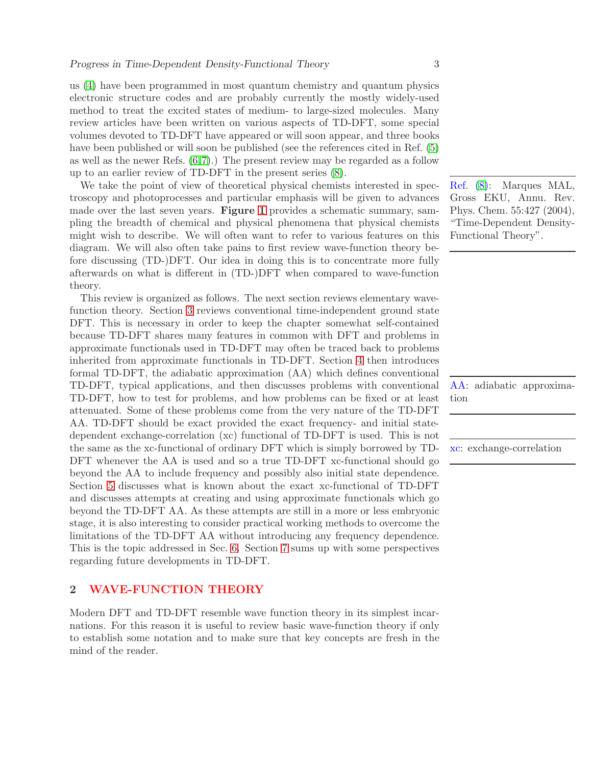us (4) have been programmed in most quantum chemistry and quantum physics electronic structure codes and are probably currently the mostly widely-used method to treat the excited states of medium- to large-sized molecules. Many review articles have been written on various aspects of TD-DFT, some special volumes devoted to TD-DFT have appeared or will soon appear, and three books have been published or will soon be published (see the references cited in Ref. (5) as well as the newer Refs. (6,7).) The present review may be regarded as a follow up to an earlier review of TD-DFT in the present series (8).

Ref. (8): Marques MAL, Gross EKU, Annu. Rev. Phys. Chem. 55:427 (2004), "Time-Dependent Density-Functional Theory".

We take the point of view of theoretical physical chemists interested in spectroscopy and photoprocesses and particular emphasis will be given to advances made over the last seven years. **Figure 1** provides a schematic summary, sampling the breadth of chemical and physical phenomena that physical chemists might wish to describe. We will often want to refer to various features on this diagram. We will also often take pains to first review wave-function theory before discussing (TD-)DFT. Our idea in doing this is to concentrate more fully afterwards on what is different in (TD-)DFT when compared to wave-function theory.

This review is organized as follows. The next section reviews elementary wave-function theory. Section 3 reviews conventional time-independent ground state DFT. This is necessary in order to keep the chapter somewhat self-contained because TD-DFT shares many features in common with DFT and problems in approximate functionals used in TD-DFT may often be traced back to problems inherited from approximate functionals in TD-DFT. Section 4 then introduces formal TD-DFT, the adiabatic approximation (AA) which defines conventional TD-DFT, typical applications, and then discusses problems with conventional TD-DFT, how to test for problems, and how problems can be fixed or at least attenuated. Some of these problems come from the very nature of the TD-DFT AA. TD-DFT should be exact provided the exact frequency- and initial state-dependent exchange-correlation (xc) functional of TD-DFT is used. This is not the same as the xc-functional of ordinary DFT which is simply borrowed by TD-DFT whenever the AA is used and so a true TD-DFT xc-functional should go beyond the AA to include frequency and possibly also initial state dependence. Section 5 discusses what is known about the exact xc-functional of TD-DFT and discusses attempts at creating and using approximate functionals which go beyond the TD-DFT AA. As these attempts are still in a more or less embryonic stage, it is also interesting to consider practical working methods to overcome the limitations of the TD-DFT AA without introducing any frequency dependence. This is the topic addressed in Sec. 6. Section 7 sums up with some perspectives regarding future developments in TD-DFT.

AA: adiabatic approximation

xc: exchange-correlation

## 2 WAVE-FUNCTION THEORY

Modern DFT and TD-DFT resemble wave function theory in its simplest incarnations. For this reason it is useful to review basic wave-function theory if only to establish some notation and to make sure that key concepts are fresh in the mind of the reader.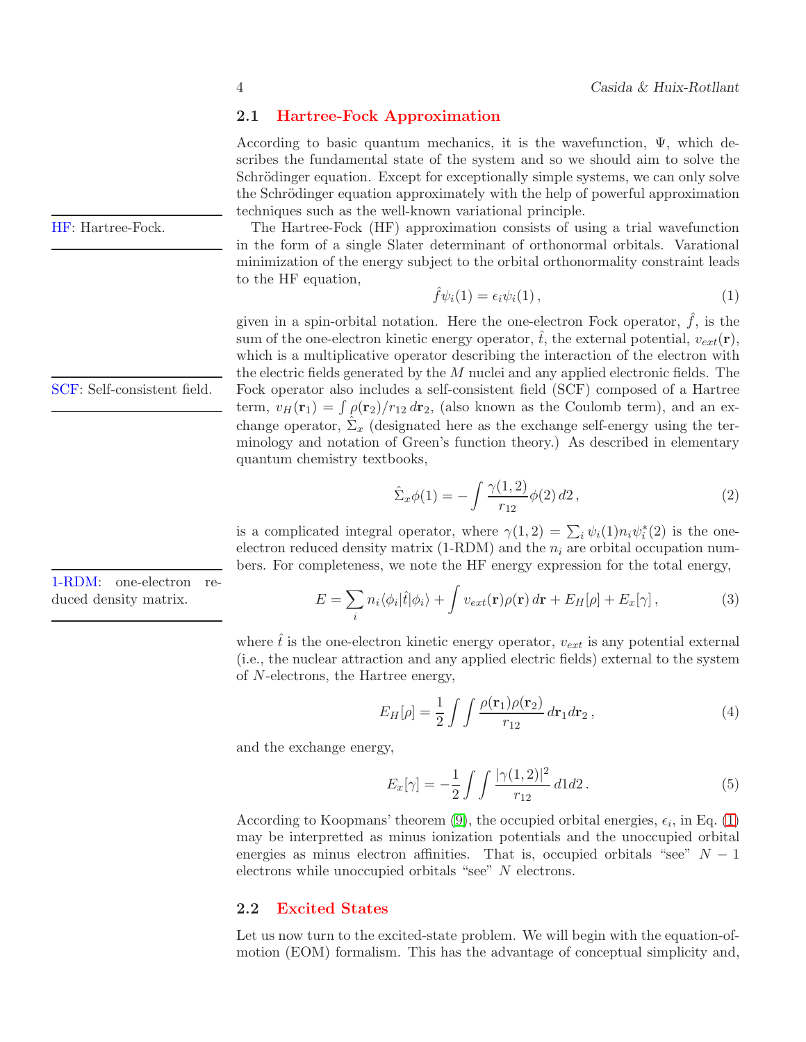## 2.1 Hartree-Fock Approximation

According to basic quantum mechanics, it is the wavefunction, $\Psi$, which describes the fundamental state of the system and so we should aim to solve the Schrödinger equation. Except for exceptionally simple systems, we can only solve the Schrödinger equation approximately with the help of powerful approximation techniques such as the well-known variational principle.

HF: Hartree-Fock.

The Hartree-Fock (HF) approximation consists of using a trial wavefunction in the form of a single Slater determinant of orthonormal orbitals. Varational minimization of the energy subject to the orbital orthonormality constraint leads to the HF equation,

$$\hat{f}\psi_i(1) = \epsilon_i \psi_i(1) \,, \tag{1}$$

given in a spin-orbital notation. Here the one-electron Fock operator, $\hat{f}$, is the sum of the one-electron kinetic energy operator, $\hat{t}$, the external potential, $v_{ext}(\mathbf{r})$, which is a multiplicative operator describing the interaction of the electron with the electric fields generated by the $M$ nuclei and any applied electronic fields. The Fock operator also includes a self-consistent field (SCF) composed of a Hartree term, $v_H(\mathbf{r}_1) = \int \rho(\mathbf{r}_2)/r_{12}\, d\mathbf{r}_2$, (also known as the Coulomb term), and an exchange operator, $\hat{\Sigma}_x$ (designated here as the exchange self-energy using the terminology and notation of Green's function theory.) As described in elementary quantum chemistry textbooks,

SCF: Self-consistent field.

$$\hat{\Sigma}_x \phi(1) = -\int \frac{\gamma(1,2)}{r_{12}} \phi(2)\, d2 \,, \tag{2}$$

is a complicated integral operator, where $\gamma(1,2) = \sum_i \psi_i(1) n_i \psi_i^*(2)$ is the one-electron reduced density matrix (1-RDM) and the $n_i$ are orbital occupation numbers. For completeness, we note the HF energy expression for the total energy,

1-RDM: one-electron reduced density matrix.

$$E = \sum_i n_i \langle \phi_i | \hat{t} | \phi_i \rangle + \int v_{ext}(\mathbf{r}) \rho(\mathbf{r})\, d\mathbf{r} + E_H[\rho] + E_x[\gamma] \,, \tag{3}$$

where $\hat{t}$ is the one-electron kinetic energy operator, $v_{ext}$ is any potential external (i.e., the nuclear attraction and any applied electric fields) external to the system of $N$-electrons, the Hartree energy,

$$E_H[\rho] = \frac{1}{2} \int \int \frac{\rho(\mathbf{r}_1)\rho(\mathbf{r}_2)}{r_{12}}\, d\mathbf{r}_1 d\mathbf{r}_2 \,, \tag{4}$$

and the exchange energy,

$$E_x[\gamma] = -\frac{1}{2} \int \int \frac{|\gamma(1,2)|^2}{r_{12}}\, d1 d2 \,. \tag{5}$$

According to Koopmans' theorem (9), the occupied orbital energies, $\epsilon_i$, in Eq. (1) may be interpretted as minus ionization potentials and the unoccupied orbital energies as minus electron affinities. That is, occupied orbitals "see" $N-1$ electrons while unoccupied orbitals "see" $N$ electrons.

## 2.2 Excited States

Let us now turn to the excited-state problem. We will begin with the equation-of-motion (EOM) formalism. This has the advantage of conceptual simplicity and,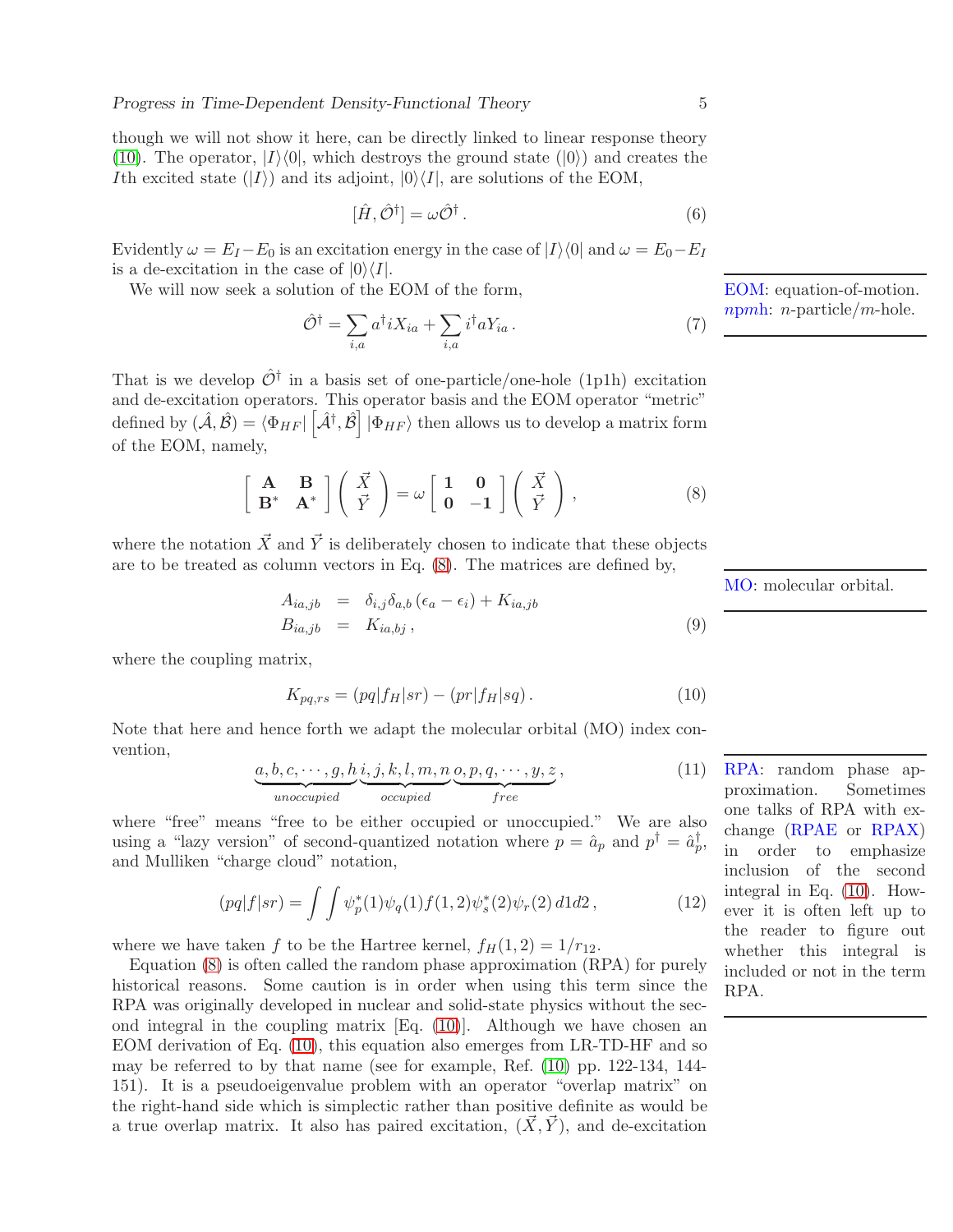though we will not show it here, can be directly linked to linear response theory (10). The operator, $|I\rangle\langle 0|$, which destroys the ground state ($|0\rangle$) and creates the $I$th excited state ($|I\rangle$) and its adjoint, $|0\rangle\langle I|$, are solutions of the EOM,

$$[\hat{H}, \hat{\mathcal{O}}^\dagger] = \omega \hat{\mathcal{O}}^\dagger \,. \tag{6}$$

Evidently $\omega = E_I - E_0$ is an excitation energy in the case of $|I\rangle\langle 0|$ and $\omega = E_0 - E_I$ is a de-excitation in the case of $|0\rangle\langle I|$.

We will now seek a solution of the EOM of the form,

$$\hat{\mathcal{O}}^\dagger = \sum_{i,a} a^\dagger i X_{ia} + \sum_{i,a} i^\dagger a Y_{ia} \,. \tag{7}$$

EOM: equation-of-motion. *npmh*: *n*-particle/*m*-hole.

That is we develop $\hat{\mathcal{O}}^\dagger$ in a basis set of one-particle/one-hole (1p1h) excitation and de-excitation operators. This operator basis and the EOM operator "metric" defined by $(\hat{\mathcal{A}}, \hat{\mathcal{B}}) = \langle \Phi_{HF} | \left[ \hat{\mathcal{A}}^\dagger, \hat{\mathcal{B}} \right] | \Phi_{HF} \rangle$ then allows us to develop a matrix form of the EOM, namely,

$$\begin{bmatrix} \mathbf{A} & \mathbf{B} \\ \mathbf{B}^* & \mathbf{A}^* \end{bmatrix} \begin{pmatrix} \vec{X} \\ \vec{Y} \end{pmatrix} = \omega \begin{bmatrix} \mathbf{1} & \mathbf{0} \\ \mathbf{0} & -\mathbf{1} \end{bmatrix} \begin{pmatrix} \vec{X} \\ \vec{Y} \end{pmatrix} , \tag{8}$$

where the notation $\vec{X}$ and $\vec{Y}$ is deliberately chosen to indicate that these objects are to be treated as column vectors in Eq. (8). The matrices are defined by,

MO: molecular orbital.

$$\begin{aligned} A_{ia,jb} &= \delta_{i,j}\delta_{a,b}\left(\epsilon_a - \epsilon_i\right) + K_{ia,jb} \\ B_{ia,jb} &= K_{ia,bj} \,, \end{aligned} \tag{9}$$

where the coupling matrix,

$$K_{pq,rs} = (pq|f_H|sr) - (pr|f_H|sq) \,. \tag{10}$$

Note that here and hence forth we adapt the molecular orbital (MO) index convention,

$$\underbrace{a, b, c, \cdots, g, h}_{unoccupied} \underbrace{i, j, k, l, m, n}_{occupied} \underbrace{o, p, q, \cdots, y, z}_{free} , \tag{11}$$

RPA: random phase approximation. Sometimes one talks of RPA with exchange (RPAE or RPAX) in order to emphasize inclusion of the second integral in Eq. (10). However it is often left up to the reader to figure out whether this integral is included or not in the term RPA.

where "free" means "free to be either occupied or unoccupied." We are also using a "lazy version" of second-quantized notation where $p = \hat{a}_p$ and $p^\dagger = \hat{a}_p^\dagger$, and Mulliken "charge cloud" notation,

$$(pq|f|sr) = \int\int \psi_p^*(1)\psi_q(1) f(1,2) \psi_s^*(2)\psi_r(2)\, d1d2 \,, \tag{12}$$

where we have taken $f$ to be the Hartree kernel, $f_H(1,2) = 1/r_{12}$.

Equation (8) is often called the random phase approximation (RPA) for purely historical reasons. Some caution is in order when using this term since the RPA was originally developed in nuclear and solid-state physics without the second integral in the coupling matrix [Eq. (10)]. Although we have chosen an EOM derivation of Eq. (10), this equation also emerges from LR-TD-HF and so may be referred to by that name (see for example, Ref. (10) pp. 122-134, 144-151). It is a pseudoeigenvalue problem with an operator "overlap matrix" on the right-hand side which is simplectic rather than positive definite as would be a true overlap matrix. It also has paired excitation, $(\vec{X}, \vec{Y})$, and de-excitation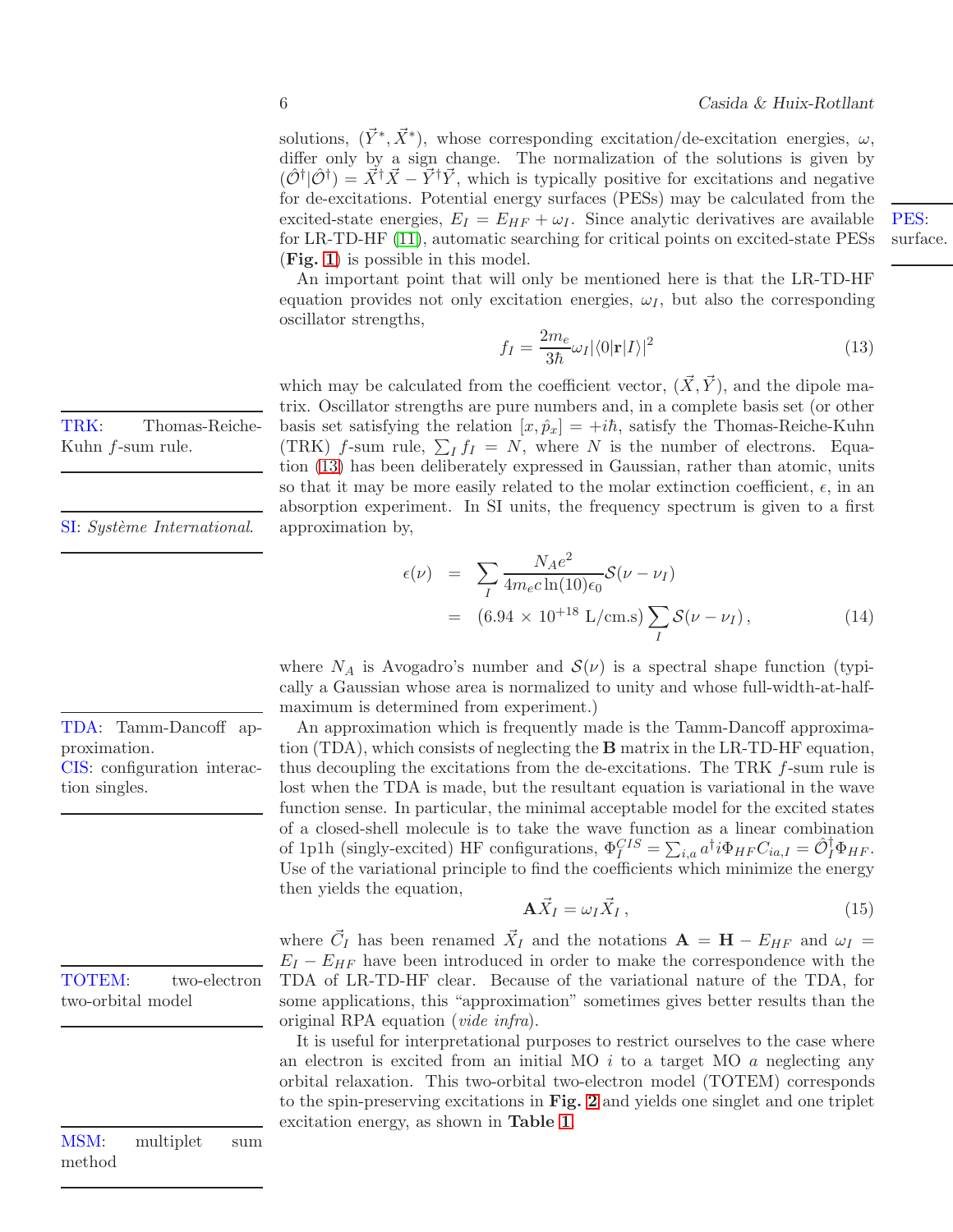solutions, $(\vec{Y}^*, \vec{X}^*)$, whose corresponding excitation/de-excitation energies, $\omega$, differ only by a sign change. The normalization of the solutions is given by $(\hat{\mathcal{O}}^\dagger|\hat{\mathcal{O}}^\dagger) = \vec{X}^\dagger\vec{X} - \vec{Y}^\dagger\vec{Y}$, which is typically positive for excitations and negative for de-excitations. Potential energy surfaces (PESs) may be calculated from the excited-state energies, $E_I = E_{HF} + \omega_I$. Since analytic derivatives are available for LR-TD-HF (11), automatic searching for critical points on excited-state PESs (**Fig. 1**) is possible in this model.

PES: surface.

An important point that will only be mentioned here is that the LR-TD-HF equation provides not only excitation energies, $\omega_I$, but also the corresponding oscillator strengths,

$$f_I = \frac{2m_e}{3\hbar}\omega_I|\langle 0|\mathbf{r}|I\rangle|^2 \tag{13}$$

which may be calculated from the coefficient vector, $(\vec{X}, \vec{Y})$, and the dipole matrix. Oscillator strengths are pure numbers and, in a complete basis set (or other basis set satisfying the relation $[x, \hat{p}_x] = +i\hbar$, satisfy the Thomas-Reiche-Kuhn (TRK) $f$-sum rule, $\sum_I f_I = N$, where $N$ is the number of electrons. Equation (13) has been deliberately expressed in Gaussian, rather than atomic, units so that it may be more easily related to the molar extinction coefficient, $\epsilon$, in an absorption experiment. In SI units, the frequency spectrum is given to a first approximation by,

TRK: Thomas-Reiche-Kuhn $f$-sum rule.

SI: *Système International*.

$$\begin{aligned}
\epsilon(\nu) &= \sum_I \frac{N_A e^2}{4m_e c\ln(10)\epsilon_0}\mathcal{S}(\nu - \nu_I) \\
&= (6.94 \times 10^{+18}\ \text{L/cm.s})\sum_I \mathcal{S}(\nu - \nu_I)\,,
\end{aligned} \tag{14}$$

where $N_A$ is Avogadro's number and $\mathcal{S}(\nu)$ is a spectral shape function (typically a Gaussian whose area is normalized to unity and whose full-width-at-half-maximum is determined from experiment.)

An approximation which is frequently made is the Tamm-Dancoff approximation (TDA), which consists of neglecting the $\mathbf{B}$ matrix in the LR-TD-HF equation, thus decoupling the excitations from the de-excitations. The TRK $f$-sum rule is lost when the TDA is made, but the resultant equation is variational in the wave function sense. In particular, the minimal acceptable model for the excited states of a closed-shell molecule is to take the wave function as a linear combination of 1p1h (singly-excited) HF configurations, $\Phi_I^{CIS} = \sum_{i,a} a^\dagger i \Phi_{HF} C_{ia,I} = \hat{\mathcal{O}}_I^\dagger \Phi_{HF}$. Use of the variational principle to find the coefficients which minimize the energy then yields the equation,

TDA: Tamm-Dancoff approximation.
CIS: configuration interaction singles.

$$\mathbf{A}\vec{X}_I = \omega_I \vec{X}_I\,, \tag{15}$$

where $\vec{C}_I$ has been renamed $\vec{X}_I$ and the notations $\mathbf{A} = \mathbf{H} - E_{HF}$ and $\omega_I = E_I - E_{HF}$ have been introduced in order to make the correspondence with the TDA of LR-TD-HF clear. Because of the variational nature of the TDA, for some applications, this "approximation" sometimes gives better results than the original RPA equation (*vide infra*).

TOTEM: two-electron two-orbital model

It is useful for interpretational purposes to restrict ourselves to the case where an electron is excited from an initial MO $i$ to a target MO $a$ neglecting any orbital relaxation. This two-orbital two-electron model (TOTEM) corresponds to the spin-preserving excitations in **Fig. 2** and yields one singlet and one triplet excitation energy, as shown in **Table 1**.

MSM: multiplet sum method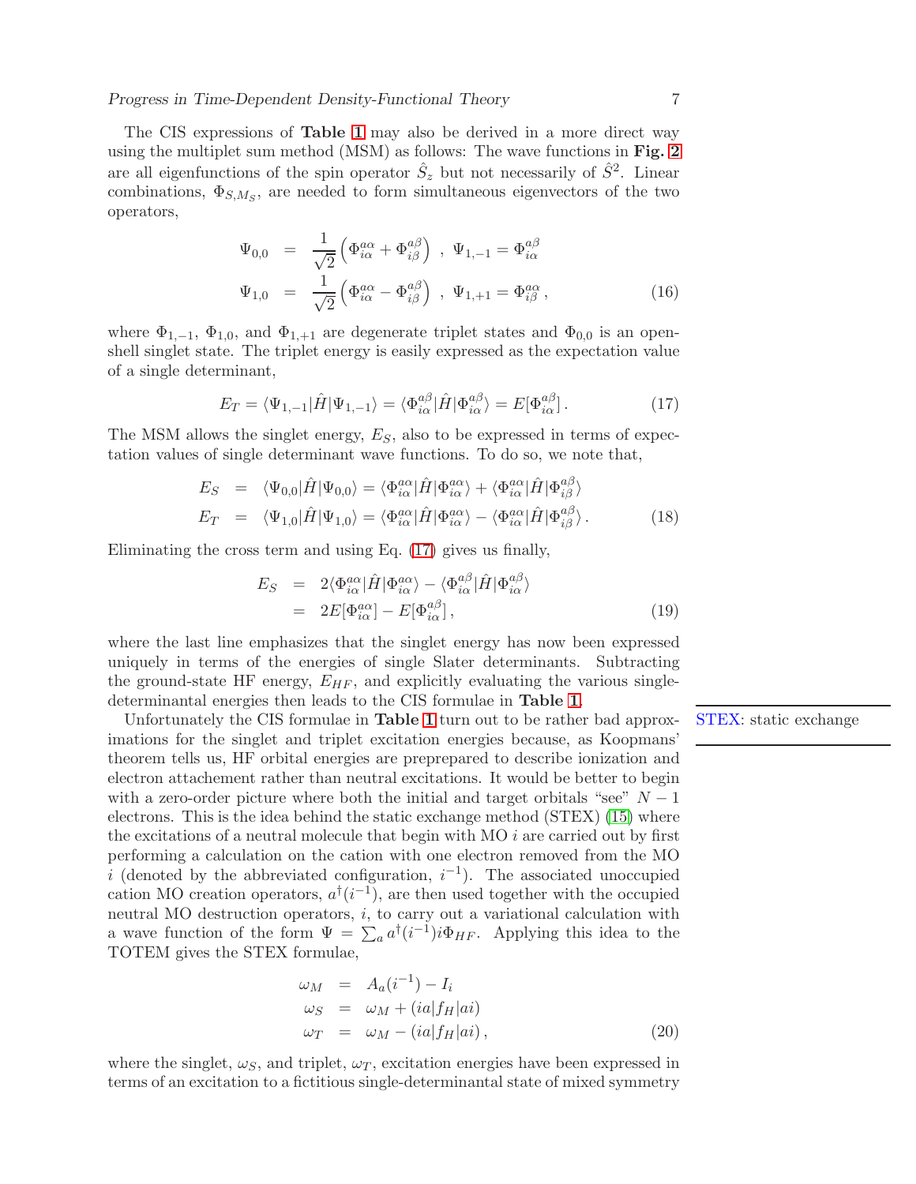The CIS expressions of **Table 1** may also be derived in a more direct way using the multiplet sum method (MSM) as follows: The wave functions in **Fig. 2** are all eigenfunctions of the spin operator $\hat{S}_z$ but not necessarily of $\hat{S}^2$. Linear combinations, $\Phi_{S,M_S}$, are needed to form simultaneous eigenvectors of the two operators,

$$
\begin{aligned}
\Psi_{0,0} &= \frac{1}{\sqrt{2}}\left(\Phi_{i\alpha}^{a\alpha} + \Phi_{i\beta}^{a\beta}\right) \;,\; \Psi_{1,-1} = \Phi_{i\alpha}^{a\beta} \\
\Psi_{1,0} &= \frac{1}{\sqrt{2}}\left(\Phi_{i\alpha}^{a\alpha} - \Phi_{i\beta}^{a\beta}\right) \;,\; \Psi_{1,+1} = \Phi_{i\beta}^{a\alpha} \,,
\end{aligned}
\tag{16}
$$

where $\Phi_{1,-1}$, $\Phi_{1,0}$, and $\Phi_{1,+1}$ are degenerate triplet states and $\Phi_{0,0}$ is an open-shell singlet state. The triplet energy is easily expressed as the expectation value of a single determinant,

$$
E_T = \langle \Psi_{1,-1}|\hat{H}|\Psi_{1,-1}\rangle = \langle \Phi_{i\alpha}^{a\beta}|\hat{H}|\Phi_{i\alpha}^{a\beta}\rangle = E[\Phi_{i\alpha}^{a\beta}] \,.
\tag{17}
$$

The MSM allows the singlet energy, $E_S$, also to be expressed in terms of expectation values of single determinant wave functions. To do so, we note that,

$$
\begin{aligned}
E_S &= \langle \Psi_{0,0}|\hat{H}|\Psi_{0,0}\rangle = \langle \Phi_{i\alpha}^{a\alpha}|\hat{H}|\Phi_{i\alpha}^{a\alpha}\rangle + \langle \Phi_{i\alpha}^{a\alpha}|\hat{H}|\Phi_{i\beta}^{a\beta}\rangle \\
E_T &= \langle \Psi_{1,0}|\hat{H}|\Psi_{1,0}\rangle = \langle \Phi_{i\alpha}^{a\alpha}|\hat{H}|\Phi_{i\alpha}^{a\alpha}\rangle - \langle \Phi_{i\alpha}^{a\alpha}|\hat{H}|\Phi_{i\beta}^{a\beta}\rangle \,.
\end{aligned}
\tag{18}
$$

Eliminating the cross term and using Eq. (17) gives us finally,

$$
\begin{aligned}
E_S &= 2\langle \Phi_{i\alpha}^{a\alpha}|\hat{H}|\Phi_{i\alpha}^{a\alpha}\rangle - \langle \Phi_{i\alpha}^{a\beta}|\hat{H}|\Phi_{i\alpha}^{a\beta}\rangle \\
&= 2E[\Phi_{i\alpha}^{a\alpha}] - E[\Phi_{i\alpha}^{a\beta}] \,,
\end{aligned}
\tag{19}
$$

where the last line emphasizes that the singlet energy has now been expressed uniquely in terms of the energies of single Slater determinants. Subtracting the ground-state HF energy, $E_{HF}$, and explicitly evaluating the various single-determinantal energies then leads to the CIS formulae in **Table 1**.

Unfortunately the CIS formulae in **Table 1** turn out to be rather bad approximations for the singlet and triplet excitation energies because, as Koopmans' theorem tells us, HF orbital energies are preprepared to describe ionization and electron attachement rather than neutral excitations. It would be better to begin with a zero-order picture where both the initial and target orbitals "see" $N-1$ electrons. This is the idea behind the static exchange method (STEX) (15) where the excitations of a neutral molecule that begin with MO $i$ are carried out by first performing a calculation on the cation with one electron removed from the MO $i$ (denoted by the abbreviated configuration, $i^{-1}$). The associated unoccupied cation MO creation operators, $a^\dagger(i^{-1})$, are then used together with the occupied neutral MO destruction operators, $i$, to carry out a variational calculation with a wave function of the form $\Psi = \sum_a a^\dagger(i^{-1}) i \Phi_{HF}$. Applying this idea to the TOTEM gives the STEX formulae,

STEX: static exchange

$$
\begin{aligned}
\omega_M &= A_a(i^{-1}) - I_i \\
\omega_S &= \omega_M + (ia|f_H|ai) \\
\omega_T &= \omega_M - (ia|f_H|ai) \,,
\end{aligned}
\tag{20}
$$

where the singlet, $\omega_S$, and triplet, $\omega_T$, excitation energies have been expressed in terms of an excitation to a fictitious single-determinantal state of mixed symmetry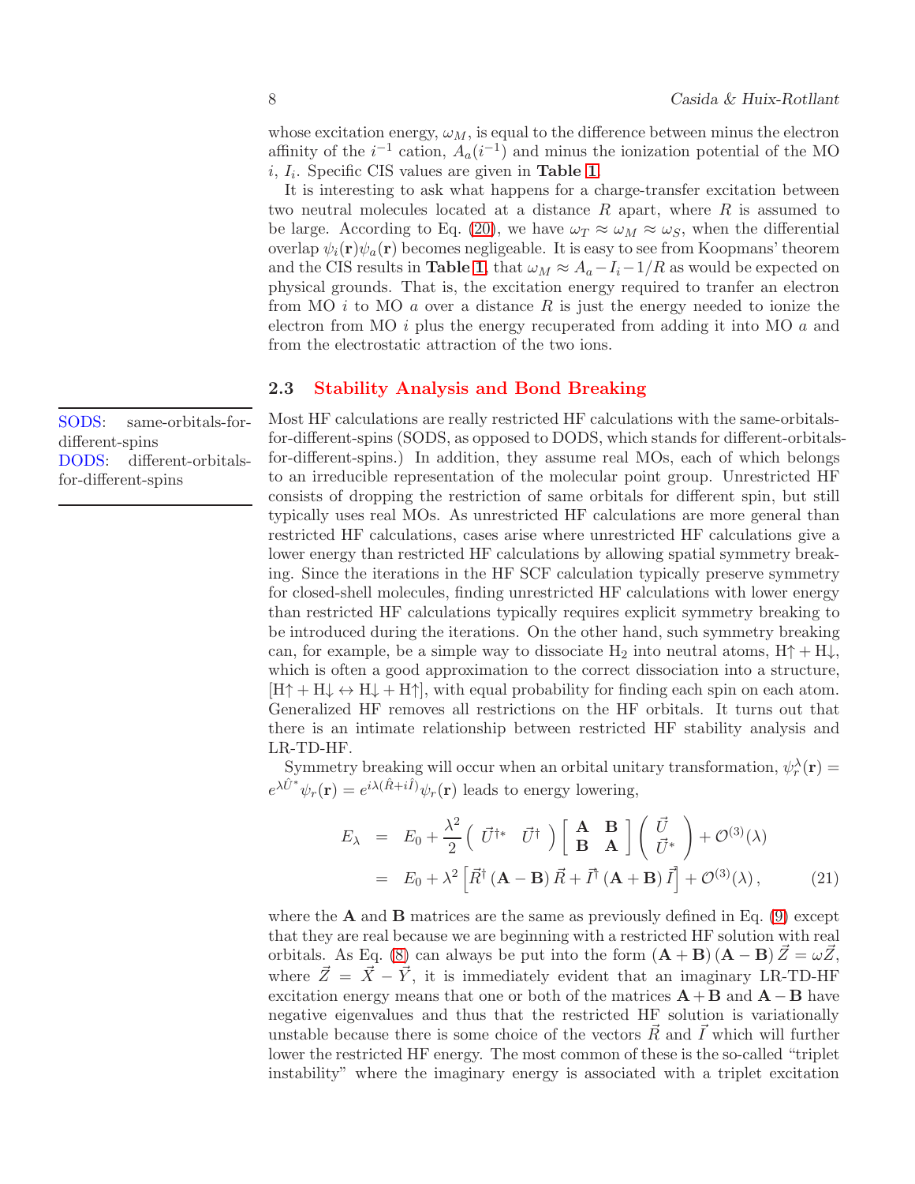whose excitation energy, $\omega_M$, is equal to the difference between minus the electron affinity of the $i^{-1}$ cation, $A_a(i^{-1})$ and minus the ionization potential of the MO $i$, $I_i$. Specific CIS values are given in **Table 1**.

It is interesting to ask what happens for a charge-transfer excitation between two neutral molecules located at a distance $R$ apart, where $R$ is assumed to be large. According to Eq. (20), we have $\omega_T \approx \omega_M \approx \omega_S$, when the differential overlap $\psi_i(\mathbf{r})\psi_a(\mathbf{r})$ becomes negligeable. It is easy to see from Koopmans' theorem and the CIS results in **Table 1**, that $\omega_M \approx A_a - I_i - 1/R$ as would be expected on physical grounds. That is, the excitation energy required to tranfer an electron from MO $i$ to MO $a$ over a distance $R$ is just the energy needed to ionize the electron from MO $i$ plus the energy recuperated from adding it into MO $a$ and from the electrostatic attraction of the two ions.

## 2.3 Stability Analysis and Bond Breaking

SODS: same-orbitals-for-different-spins
DODS: different-orbitals-for-different-spins

Most HF calculations are really restricted HF calculations with the same-orbitals-for-different-spins (SODS, as opposed to DODS, which stands for different-orbitals-for-different-spins.) In addition, they assume real MOs, each of which belongs to an irreducible representation of the molecular point group. Unrestricted HF consists of dropping the restriction of same orbitals for different spin, but still typically uses real MOs. As unrestricted HF calculations are more general than restricted HF calculations, cases arise where unrestricted HF calculations give a lower energy than restricted HF calculations by allowing spatial symmetry breaking. Since the iterations in the HF SCF calculation typically preserve symmetry for closed-shell molecules, finding unrestricted HF calculations with lower energy than restricted HF calculations typically requires explicit symmetry breaking to be introduced during the iterations. On the other hand, such symmetry breaking can, for example, be a simple way to dissociate $H_2$ into neutral atoms, $H\uparrow + H\downarrow$, which is often a good approximation to the correct dissociation into a structure, $[H\uparrow + H\downarrow \leftrightarrow H\downarrow + H\uparrow]$, with equal probability for finding each spin on each atom. Generalized HF removes all restrictions on the HF orbitals. It turns out that there is an intimate relationship between restricted HF stability analysis and LR-TD-HF.

Symmetry breaking will occur when an orbital unitary transformation, $\psi_r^\lambda(\mathbf{r}) = e^{\lambda \hat{U}^*}\psi_r(\mathbf{r}) = e^{i\lambda(\hat{R}+i\hat{I})}\psi_r(\mathbf{r})$ leads to energy lowering,

$$
\begin{aligned}
E_\lambda &= E_0 + \frac{\lambda^2}{2}\begin{pmatrix} \vec{U}^{\dagger *} & \vec{U}^\dagger \end{pmatrix}\begin{bmatrix} \mathbf{A} & \mathbf{B} \\ \mathbf{B} & \mathbf{A} \end{bmatrix}\begin{pmatrix} \vec{U} \\ \vec{U}^* \end{pmatrix} + \mathcal{O}^{(3)}(\lambda) \\
&= E_0 + \lambda^2 \left[ \vec{R}^\dagger (\mathbf{A}-\mathbf{B}) \vec{R} + \vec{I}^\dagger (\mathbf{A}+\mathbf{B}) \vec{I} \right] + \mathcal{O}^{(3)}(\lambda) \, ,
\end{aligned} \tag{21}
$$

where the $\mathbf{A}$ and $\mathbf{B}$ matrices are the same as previously defined in Eq. (9) except that they are real because we are beginning with a restricted HF solution with real orbitals. As Eq. (8) can always be put into the form $(\mathbf{A}+\mathbf{B})(\mathbf{A}-\mathbf{B})\vec{Z} = \omega \vec{Z}$, where $\vec{Z} = \vec{X} - \vec{Y}$, it is immediately evident that an imaginary LR-TD-HF excitation energy means that one or both of the matrices $\mathbf{A}+\mathbf{B}$ and $\mathbf{A}-\mathbf{B}$ have negative eigenvalues and thus that the restricted HF solution is variationally unstable because there is some choice of the vectors $\vec{R}$ and $\vec{I}$ which will further lower the restricted HF energy. The most common of these is the so-called "triplet instability" where the imaginary energy is associated with a triplet excitation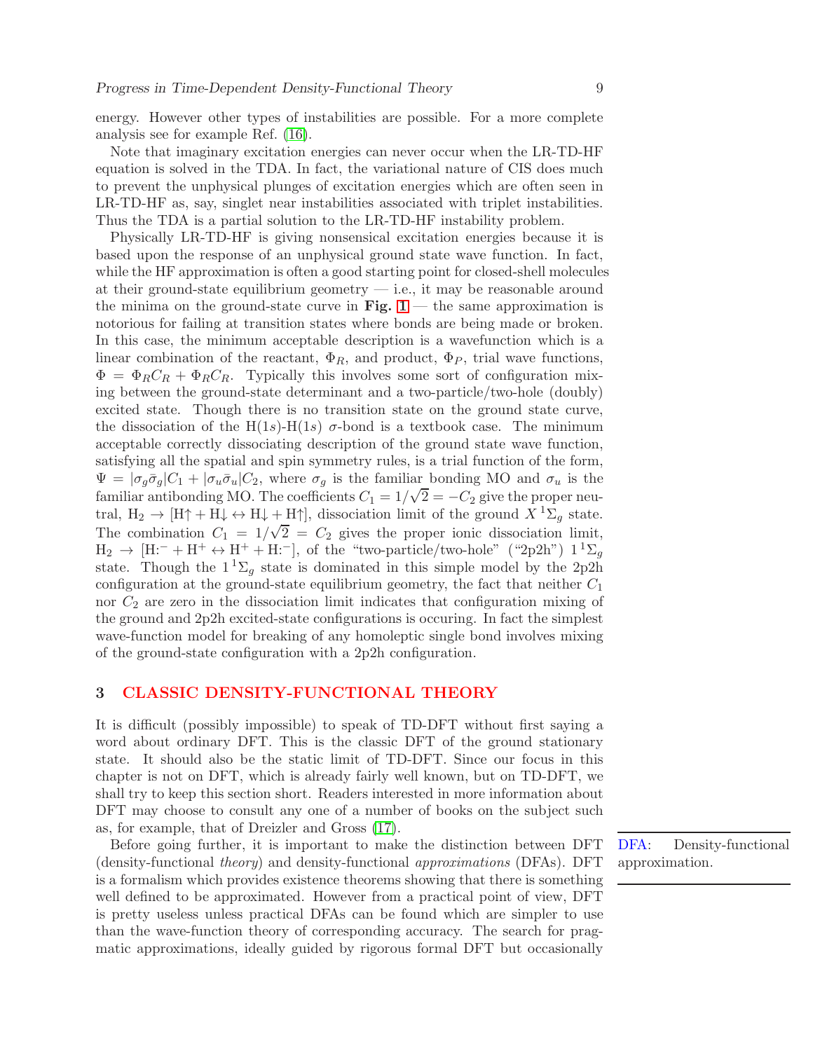energy. However other types of instabilities are possible. For a more complete analysis see for example Ref. (16).

Note that imaginary excitation energies can never occur when the LR-TD-HF equation is solved in the TDA. In fact, the variational nature of CIS does much to prevent the unphysical plunges of excitation energies which are often seen in LR-TD-HF as, say, singlet near instabilities associated with triplet instabilities. Thus the TDA is a partial solution to the LR-TD-HF instability problem.

Physically LR-TD-HF is giving nonsensical excitation energies because it is based upon the response of an unphysical ground state wave function. In fact, while the HF approximation is often a good starting point for closed-shell molecules at their ground-state equilibrium geometry — i.e., it may be reasonable around the minima on the ground-state curve in **Fig. 1** — the same approximation is notorious for failing at transition states where bonds are being made or broken. In this case, the minimum acceptable description is a wavefunction which is a linear combination of the reactant, $\Phi_R$, and product, $\Phi_P$, trial wave functions, $\Phi = \Phi_R C_R + \Phi_R C_R$. Typically this involves some sort of configuration mixing between the ground-state determinant and a two-particle/two-hole (doubly) excited state. Though there is no transition state on the ground state curve, the dissociation of the H(1$s$)-H(1$s$) $\sigma$-bond is a textbook case. The minimum acceptable correctly dissociating description of the ground state wave function, satisfying all the spatial and spin symmetry rules, is a trial function of the form, $\Psi = |\sigma_g \bar{\sigma}_g| C_1 + |\sigma_u \bar{\sigma}_u| C_2$, where $\sigma_g$ is the familiar bonding MO and $\sigma_u$ is the familiar antibonding MO. The coefficients $C_1 = 1/\sqrt{2} = -C_2$ give the proper neutral, $\mathrm{H}_2 \rightarrow [\mathrm{H}\uparrow + \mathrm{H}\downarrow \leftrightarrow \mathrm{H}\downarrow + \mathrm{H}\uparrow]$, dissociation limit of the ground $X\,^1\Sigma_g$ state. The combination $C_1 = 1/\sqrt{2} = C_2$ gives the proper ionic dissociation limit, $\mathrm{H}_2 \rightarrow [\mathrm{H}{:}^- + \mathrm{H}^+ \leftrightarrow \mathrm{H}^+ + \mathrm{H}{:}^-]$, of the "two-particle/two-hole" ("2p2h") $1\,^1\Sigma_g$ state. Though the $1\,^1\Sigma_g$ state is dominated in this simple model by the 2p2h configuration at the ground-state equilibrium geometry, the fact that neither $C_1$ nor $C_2$ are zero in the dissociation limit indicates that configuration mixing of the ground and 2p2h excited-state configurations is occuring. In fact the simplest wave-function model for breaking of any homoleptic single bond involves mixing of the ground-state configuration with a 2p2h configuration.

## 3 CLASSIC DENSITY-FUNCTIONAL THEORY

It is difficult (possibly impossible) to speak of TD-DFT without first saying a word about ordinary DFT. This is the classic DFT of the ground stationary state. It should also be the static limit of TD-DFT. Since our focus in this chapter is not on DFT, which is already fairly well known, but on TD-DFT, we shall try to keep this section short. Readers interested in more information about DFT may choose to consult any one of a number of books on the subject such as, for example, that of Dreizler and Gross (17).

Before going further, it is important to make the distinction between DFT (density-functional *theory*) and density-functional *approximations* (DFAs). DFT is a formalism which provides existence theorems showing that there is something well defined to be approximated. However from a practical point of view, DFT is pretty useless unless practical DFAs can be found which are simpler to use than the wave-function theory of corresponding accuracy. The search for pragmatic approximations, ideally guided by rigorous formal DFT but occasionally

DFA: Density-functional approximation.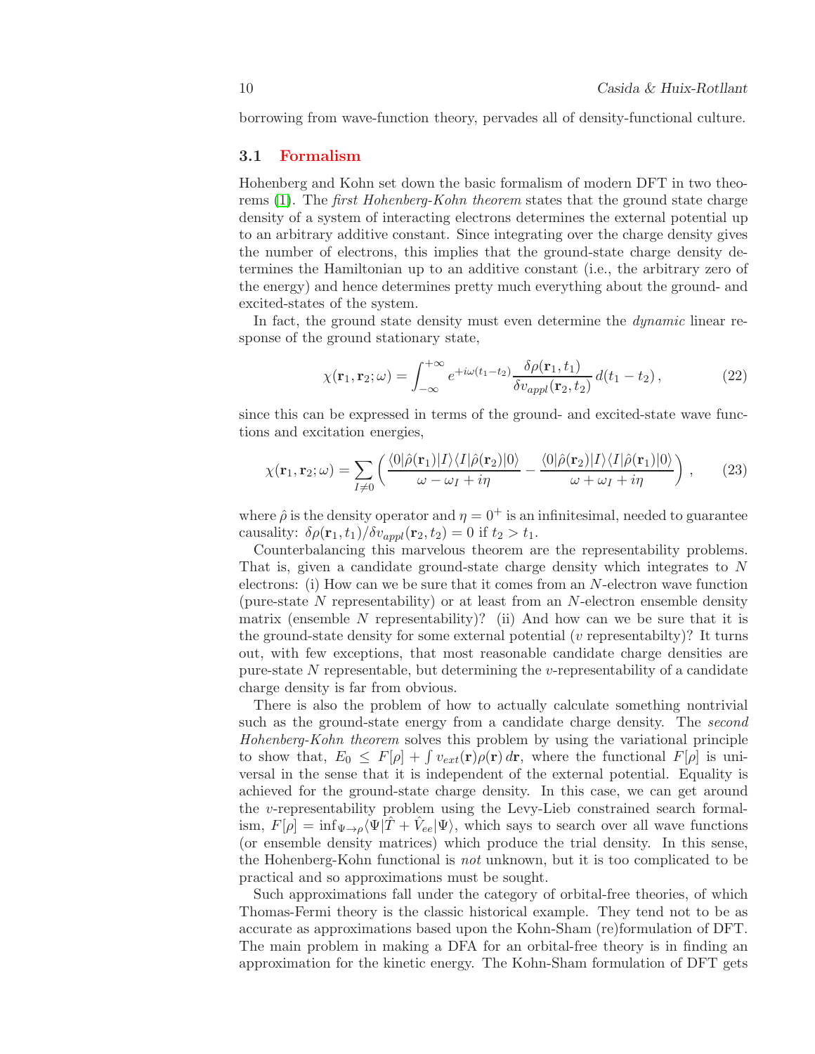borrowing from wave-function theory, pervades all of density-functional culture.

### 3.1 Formalism

Hohenberg and Kohn set down the basic formalism of modern DFT in two theorems (1). The *first Hohenberg-Kohn theorem* states that the ground state charge density of a system of interacting electrons determines the external potential up to an arbitrary additive constant. Since integrating over the charge density gives the number of electrons, this implies that the ground-state charge density determines the Hamiltonian up to an additive constant (i.e., the arbitrary zero of the energy) and hence determines pretty much everything about the ground- and excited-states of the system.

In fact, the ground state density must even determine the *dynamic* linear response of the ground stationary state,

$$\chi(\mathbf{r}_1, \mathbf{r}_2; \omega) = \int_{-\infty}^{+\infty} e^{+i\omega(t_1 - t_2)} \frac{\delta \rho(\mathbf{r}_1, t_1)}{\delta v_{appl}(\mathbf{r}_2, t_2)} \, d(t_1 - t_2) \,, \tag{22}$$

since this can be expressed in terms of the ground- and excited-state wave functions and excitation energies,

$$\chi(\mathbf{r}_1, \mathbf{r}_2; \omega) = \sum_{I \neq 0} \left( \frac{\langle 0|\hat{\rho}(\mathbf{r}_1)|I\rangle\langle I|\hat{\rho}(\mathbf{r}_2)|0\rangle}{\omega - \omega_I + i\eta} - \frac{\langle 0|\hat{\rho}(\mathbf{r}_2)|I\rangle\langle I|\hat{\rho}(\mathbf{r}_1)|0\rangle}{\omega + \omega_I + i\eta} \right) \,, \tag{23}$$

where $\hat{\rho}$ is the density operator and $\eta = 0^+$ is an infinitesimal, needed to guarantee causality: $\delta\rho(\mathbf{r}_1, t_1)/\delta v_{appl}(\mathbf{r}_2, t_2) = 0$ if $t_2 > t_1$.

Counterbalancing this marvelous theorem are the representability problems. That is, given a candidate ground-state charge density which integrates to $N$ electrons: (i) How can we be sure that it comes from an $N$-electron wave function (pure-state $N$ representability) or at least from an $N$-electron ensemble density matrix (ensemble $N$ representability)? (ii) And how can we be sure that it is the ground-state density for some external potential ($v$ representabilty)? It turns out, with few exceptions, that most reasonable candidate charge densities are pure-state $N$ representable, but determining the $v$-representability of a candidate charge density is far from obvious.

There is also the problem of how to actually calculate something nontrivial such as the ground-state energy from a candidate charge density. The *second Hohenberg-Kohn theorem* solves this problem by using the variational principle to show that, $E_0 \leq F[\rho] + \int v_{ext}(\mathbf{r})\rho(\mathbf{r})\, d\mathbf{r}$, where the functional $F[\rho]$ is universal in the sense that it is independent of the external potential. Equality is achieved for the ground-state charge density. In this case, we can get around the $v$-representability problem using the Levy-Lieb constrained search formalism, $F[\rho] = \inf_{\Psi \rightarrow \rho} \langle \Psi|\hat{T} + \hat{V}_{ee}|\Psi\rangle$, which says to search over all wave functions (or ensemble density matrices) which produce the trial density. In this sense, the Hohenberg-Kohn functional is *not* unknown, but it is too complicated to be practical and so approximations must be sought.

Such approximations fall under the category of orbital-free theories, of which Thomas-Fermi theory is the classic historical example. They tend not to be as accurate as approximations based upon the Kohn-Sham (re)formulation of DFT. The main problem in making a DFA for an orbital-free theory is in finding an approximation for the kinetic energy. The Kohn-Sham formulation of DFT gets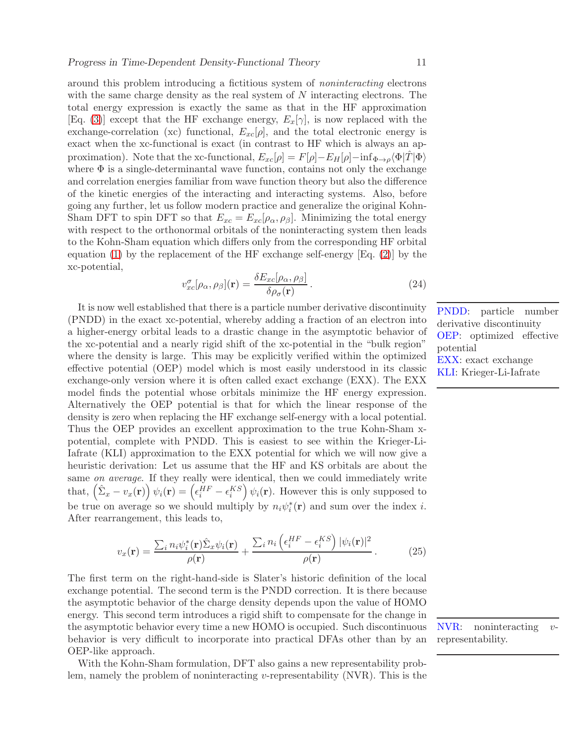around this problem introducing a fictitious system of *noninteracting* electrons with the same charge density as the real system of $N$ interacting electrons. The total energy expression is exactly the same as that in the HF approximation [Eq. (3)] except that the HF exchange energy, $E_x[\gamma]$, is now replaced with the exchange-correlation (xc) functional, $E_{xc}[\rho]$, and the total electronic energy is exact when the xc-functional is exact (in contrast to HF which is always an approximation). Note that the xc-functional, $E_{xc}[\rho] = F[\rho] - E_H[\rho] - \inf_{\Phi \rightarrow \rho} \langle \Phi | \hat{T} | \Phi \rangle$ where $\Phi$ is a single-determinantal wave function, contains not only the exchange and correlation energies familiar from wave function theory but also the difference of the kinetic energies of the interacting and interacting systems. Also, before going any further, let us follow modern practice and generalize the original Kohn-Sham DFT to spin DFT so that $E_{xc} = E_{xc}[\rho_\alpha, \rho_\beta]$. Minimizing the total energy with respect to the orthonormal orbitals of the noninteracting system then leads to the Kohn-Sham equation which differs only from the corresponding HF orbital equation (1) by the replacement of the HF exchange self-energy [Eq. (2)] by the xc-potential,

$$v_{xc}^\sigma[\rho_\alpha, \rho_\beta](\mathbf{r}) = \frac{\delta E_{xc}[\rho_\alpha, \rho_\beta]}{\delta \rho_\sigma(\mathbf{r})} \,. \tag{24}$$

It is now well established that there is a particle number derivative discontinuity (PNDD) in the exact xc-potential, whereby adding a fraction of an electron into a higher-energy orbital leads to a drastic change in the asymptotic behavior of the xc-potential and a nearly rigid shift of the xc-potential in the "bulk region" where the density is large. This may be explicitly verified within the optimized effective potential (OEP) model which is most easily understood in its classic exchange-only version where it is often called exact exchange (EXX). The EXX model finds the potential whose orbitals minimize the HF energy expression. Alternatively the OEP potential is that for which the linear response of the density is zero when replacing the HF exchange self-energy with a local potential. Thus the OEP provides an excellent approximation to the true Kohn-Sham x-potential, complete with PNDD. This is easiest to see within the Krieger-Li-Iafrate (KLI) approximation to the EXX potential for which we will now give a heuristic derivation: Let us assume that the HF and KS orbitals are about the same *on average*. If they really were identical, then we could immediately write that, $\left(\hat{\Sigma}_x - v_x(\mathbf{r})\right) \psi_i(\mathbf{r}) = \left(\epsilon_i^{HF} - \epsilon_i^{KS}\right) \psi_i(\mathbf{r})$. However this is only supposed to be true on average so we should multiply by $n_i \psi_i^*(\mathbf{r})$ and sum over the index $i$. After rearrangement, this leads to,

PNDD: particle number derivative discontinuity
OEP: optimized effective potential
EXX: exact exchange
KLI: Krieger-Li-Iafrate

$$v_x(\mathbf{r}) = \frac{\sum_i n_i \psi_i^*(\mathbf{r}) \hat{\Sigma}_x \psi_i(\mathbf{r})}{\rho(\mathbf{r})} + \frac{\sum_i n_i \left(\epsilon_i^{HF} - \epsilon_i^{KS}\right) |\psi_i(\mathbf{r})|^2}{\rho(\mathbf{r})} \,. \tag{25}$$

The first term on the right-hand-side is Slater's historic definition of the local exchange potential. The second term is the PNDD correction. It is there because the asymptotic behavior of the charge density depends upon the value of HOMO energy. This second term introduces a rigid shift to compensate for the change in the asymptotic behavior every time a new HOMO is occupied. Such discontinuous behavior is very difficult to incorporate into practical DFAs other than by an OEP-like approach.

NVR: noninteracting $v$-representability.

With the Kohn-Sham formulation, DFT also gains a new representability problem, namely the problem of noninteracting $v$-representability (NVR). This is the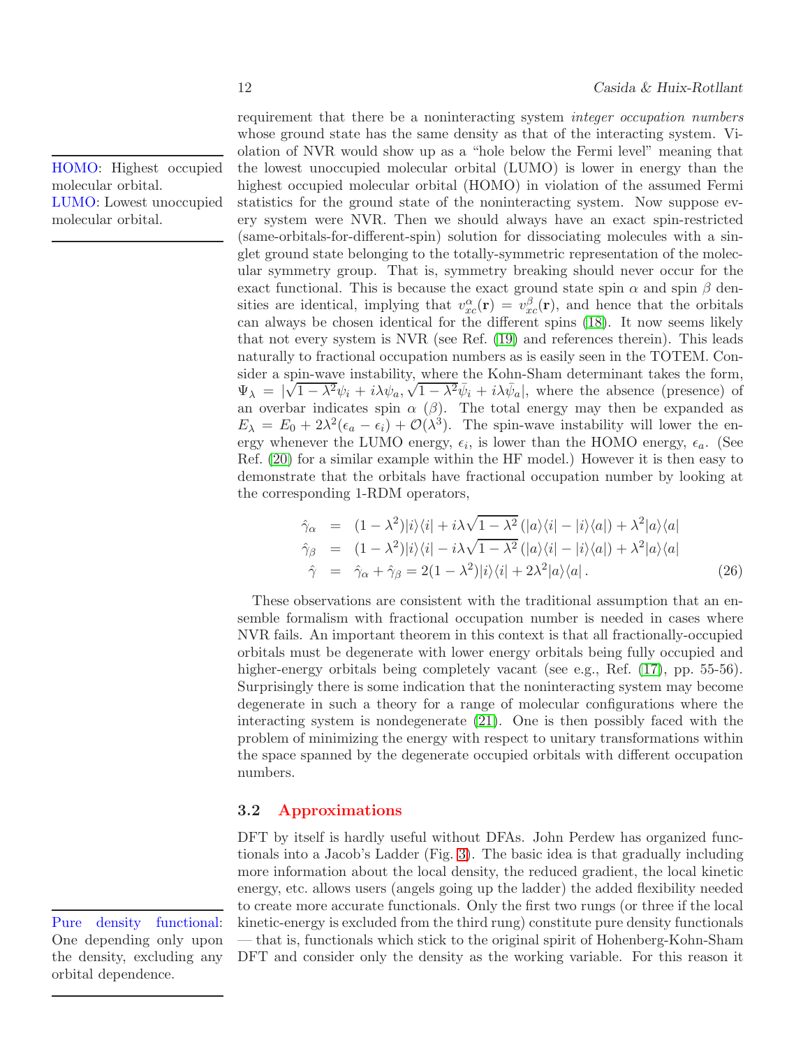requirement that there be a noninteracting system *integer occupation numbers* whose ground state has the same density as that of the interacting system. Violation of NVR would show up as a "hole below the Fermi level" meaning that the lowest unoccupied molecular orbital (LUMO) is lower in energy than the highest occupied molecular orbital (HOMO) in violation of the assumed Fermi statistics for the ground state of the noninteracting system. Now suppose every system were NVR. Then we should always have an exact spin-restricted (same-orbitals-for-different-spin) solution for dissociating molecules with a singlet ground state belonging to the totally-symmetric representation of the molecular symmetry group. That is, symmetry breaking should never occur for the exact functional. This is because the exact ground state spin $\alpha$ and spin $\beta$ densities are identical, implying that $v_{xc}^{\alpha}(\mathbf{r}) = v_{xc}^{\beta}(\mathbf{r})$, and hence that the orbitals can always be chosen identical for the different spins (18). It now seems likely that not every system is NVR (see Ref. (19) and references therein). This leads naturally to fractional occupation numbers as is easily seen in the TOTEM. Consider a spin-wave instability, where the Kohn-Sham determinant takes the form, $\Psi_\lambda = |\sqrt{1-\lambda^2}\psi_i + i\lambda\psi_a, \sqrt{1-\lambda^2}\bar{\psi}_i + i\lambda\bar{\psi}_a|$, where the absence (presence) of an overbar indicates spin $\alpha$ ($\beta$). The total energy may then be expanded as $E_\lambda = E_0 + 2\lambda^2(\epsilon_a - \epsilon_i) + \mathcal{O}(\lambda^3)$. The spin-wave instability will lower the energy whenever the LUMO energy, $\epsilon_i$, is lower than the HOMO energy, $\epsilon_a$. (See Ref. (20) for a similar example within the HF model.) However it is then easy to demonstrate that the orbitals have fractional occupation number by looking at the corresponding 1-RDM operators,

HOMO: Highest occupied molecular orbital.
LUMO: Lowest unoccupied molecular orbital.

$$
\begin{aligned}
\hat{\gamma}_\alpha &= (1-\lambda^2)|i\rangle\langle i| + i\lambda\sqrt{1-\lambda^2}\,(|a\rangle\langle i| - |i\rangle\langle a|) + \lambda^2|a\rangle\langle a| \\
\hat{\gamma}_\beta &= (1-\lambda^2)|i\rangle\langle i| - i\lambda\sqrt{1-\lambda^2}\,(|a\rangle\langle i| - |i\rangle\langle a|) + \lambda^2|a\rangle\langle a| \\
\hat{\gamma} &= \hat{\gamma}_\alpha + \hat{\gamma}_\beta = 2(1-\lambda^2)|i\rangle\langle i| + 2\lambda^2|a\rangle\langle a|\,.
\end{aligned}
\tag{26}
$$

These observations are consistent with the traditional assumption that an ensemble formalism with fractional occupation number is needed in cases where NVR fails. An important theorem in this context is that all fractionally-occupied orbitals must be degenerate with lower energy orbitals being fully occupied and higher-energy orbitals being completely vacant (see e.g., Ref. (17), pp. 55-56). Surprisingly there is some indication that the noninteracting system may become degenerate in such a theory for a range of molecular configurations where the interacting system is nondegenerate (21). One is then possibly faced with the problem of minimizing the energy with respect to unitary transformations within the space spanned by the degenerate occupied orbitals with different occupation numbers.

### 3.2 Approximations

DFT by itself is hardly useful without DFAs. John Perdew has organized functionals into a Jacob's Ladder (Fig. 3). The basic idea is that gradually including more information about the local density, the reduced gradient, the local kinetic energy, etc. allows users (angels going up the ladder) the added flexibility needed to create more accurate functionals. Only the first two rungs (or three if the local kinetic-energy is excluded from the third rung) constitute pure density functionals — that is, functionals which stick to the original spirit of Hohenberg-Kohn-Sham DFT and consider only the density as the working variable. For this reason it

Pure density functional: One depending only upon the density, excluding any orbital dependence.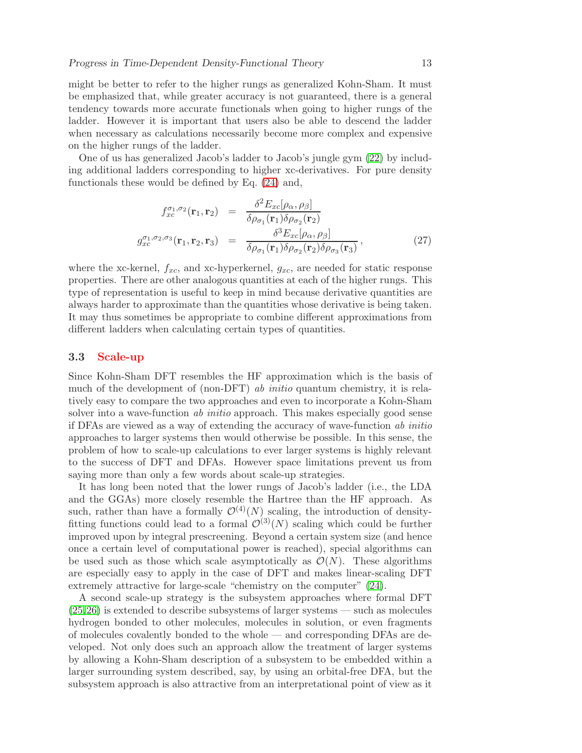might be better to refer to the higher rungs as generalized Kohn-Sham. It must be emphasized that, while greater accuracy is not guaranteed, there is a general tendency towards more accurate functionals when going to higher rungs of the ladder. However it is important that users also be able to descend the ladder when necessary as calculations necessarily become more complex and expensive on the higher rungs of the ladder.

One of us has generalized Jacob's ladder to Jacob's jungle gym (22) by including additional ladders corresponding to higher xc-derivatives. For pure density functionals these would be defined by Eq. (24) and,

$$
\begin{aligned}
f_{xc}^{\sigma_1,\sigma_2}(\mathbf{r}_1,\mathbf{r}_2) &= \frac{\delta^2 E_{xc}[\rho_\alpha,\rho_\beta]}{\delta\rho_{\sigma_1}(\mathbf{r}_1)\delta\rho_{\sigma_2}(\mathbf{r}_2)} \\
g_{xc}^{\sigma_1,\sigma_2,\sigma_3}(\mathbf{r}_1,\mathbf{r}_2,\mathbf{r}_3) &= \frac{\delta^3 E_{xc}[\rho_\alpha,\rho_\beta]}{\delta\rho_{\sigma_1}(\mathbf{r}_1)\delta\rho_{\sigma_2}(\mathbf{r}_2)\delta\rho_{\sigma_3}(\mathbf{r}_3)} \,,
\end{aligned}
\tag{27}
$$

where the xc-kernel, $f_{xc}$, and xc-hyperkernel, $g_{xc}$, are needed for static response properties. There are other analogous quantities at each of the higher rungs. This type of representation is useful to keep in mind because derivative quantities are always harder to approximate than the quantities whose derivative is being taken. It may thus sometimes be appropriate to combine different approximations from different ladders when calculating certain types of quantities.

### 3.3 Scale-up

Since Kohn-Sham DFT resembles the HF approximation which is the basis of much of the development of (non-DFT) *ab initio* quantum chemistry, it is relatively easy to compare the two approaches and even to incorporate a Kohn-Sham solver into a wave-function *ab initio* approach. This makes especially good sense if DFAs are viewed as a way of extending the accuracy of wave-function *ab initio* approaches to larger systems then would otherwise be possible. In this sense, the problem of how to scale-up calculations to ever larger systems is highly relevant to the success of DFT and DFAs. However space limitations prevent us from saying more than only a few words about scale-up strategies.

It has long been noted that the lower rungs of Jacob's ladder (i.e., the LDA and the GGAs) more closely resemble the Hartree than the HF approach. As such, rather than have a formally $\mathcal{O}^{(4)}(N)$ scaling, the introduction of density-fitting functions could lead to a formal $\mathcal{O}^{(3)}(N)$ scaling which could be further improved upon by integral prescreening. Beyond a certain system size (and hence once a certain level of computational power is reached), special algorithms can be used such as those which scale asymptotically as $\mathcal{O}(N)$. These algorithms are especially easy to apply in the case of DFT and makes linear-scaling DFT extremely attractive for large-scale "chemistry on the computer" (24).

A second scale-up strategy is the subsystem approaches where formal DFT (25,26) is extended to describe subsystems of larger systems — such as molecules hydrogen bonded to other molecules, molecules in solution, or even fragments of molecules covalently bonded to the whole — and corresponding DFAs are developed. Not only does such an approach allow the treatment of larger systems by allowing a Kohn-Sham description of a subsystem to be embedded within a larger surrounding system described, say, by using an orbital-free DFA, but the subsystem approach is also attractive from an interpretational point of view as it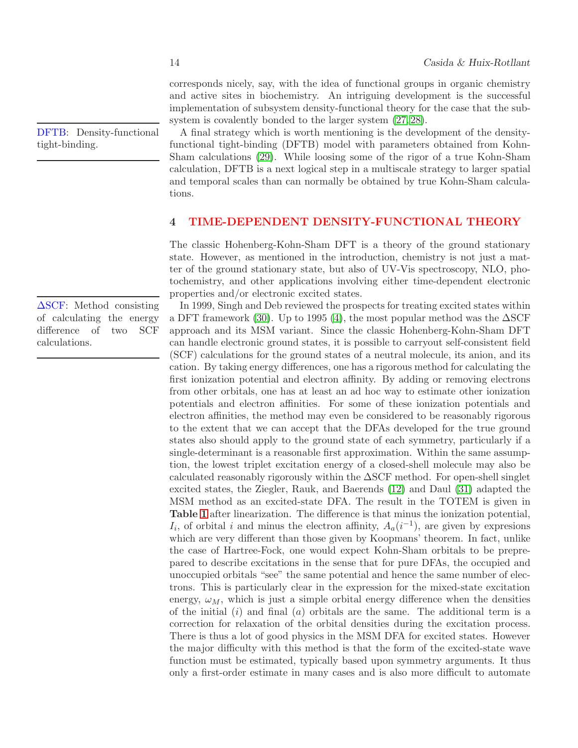corresponds nicely, say, with the idea of functional groups in organic chemistry and active sites in biochemistry. An intriguing development is the successful implementation of subsystem density-functional theory for the case that the subsystem is covalently bonded to the larger system (27, 28).

DFTB: Density-functional tight-binding.

A final strategy which is worth mentioning is the development of the density-functional tight-binding (DFTB) model with parameters obtained from Kohn-Sham calculations (29). While loosing some of the rigor of a true Kohn-Sham calculation, DFTB is a next logical step in a multiscale strategy to larger spatial and temporal scales than can normally be obtained by true Kohn-Sham calculations.

## 4 TIME-DEPENDENT DENSITY-FUNCTIONAL THEORY

The classic Hohenberg-Kohn-Sham DFT is a theory of the ground stationary state. However, as mentioned in the introduction, chemistry is not just a matter of the ground stationary state, but also of UV-Vis spectroscopy, NLO, photochemistry, and other applications involving either time-dependent electronic properties and/or electronic excited states.

ΔSCF: Method consisting of calculating the energy difference of two SCF calculations.

In 1999, Singh and Deb reviewed the prospects for treating excited states within a DFT framework (30). Up to 1995 (4), the most popular method was the ΔSCF approach and its MSM variant. Since the classic Hohenberg-Kohn-Sham DFT can handle electronic ground states, it is possible to carryout self-consistent field (SCF) calculations for the ground states of a neutral molecule, its anion, and its cation. By taking energy differences, one has a rigorous method for calculating the first ionization potential and electron affinity. By adding or removing electrons from other orbitals, one has at least an ad hoc way to estimate other ionization potentials and electron affinities. For some of these ionization potentials and electron affinities, the method may even be considered to be reasonably rigorous to the extent that we can accept that the DFAs developed for the true ground states also should apply to the ground state of each symmetry, particularly if a single-determinant is a reasonable first approximation. Within the same assumption, the lowest triplet excitation energy of a closed-shell molecule may also be calculated reasonably rigorously within the ΔSCF method. For open-shell singlet excited states, the Ziegler, Rauk, and Baerends (12) and Daul (31) adapted the MSM method as an excited-state DFA. The result in the TOTEM is given in **Table 1** after linearization. The difference is that minus the ionization potential, $I_i$, of orbital $i$ and minus the electron affinity, $A_a(i^{-1})$, are given by expresions which are very different than those given by Koopmans' theorem. In fact, unlike the case of Hartree-Fock, one would expect Kohn-Sham orbitals to be preprepared to describe excitations in the sense that for pure DFAs, the occupied and unoccupied orbitals "see" the same potential and hence the same number of electrons. This is particularly clear in the expression for the mixed-state excitation energy, $\omega_M$, which is just a simple orbital energy difference when the densities of the initial ($i$) and final ($a$) orbitals are the same. The additional term is a correction for relaxation of the orbital densities during the excitation process. There is thus a lot of good physics in the MSM DFA for excited states. However the major difficulty with this method is that the form of the excited-state wave function must be estimated, typically based upon symmetry arguments. It thus only a first-order estimate in many cases and is also more difficult to automate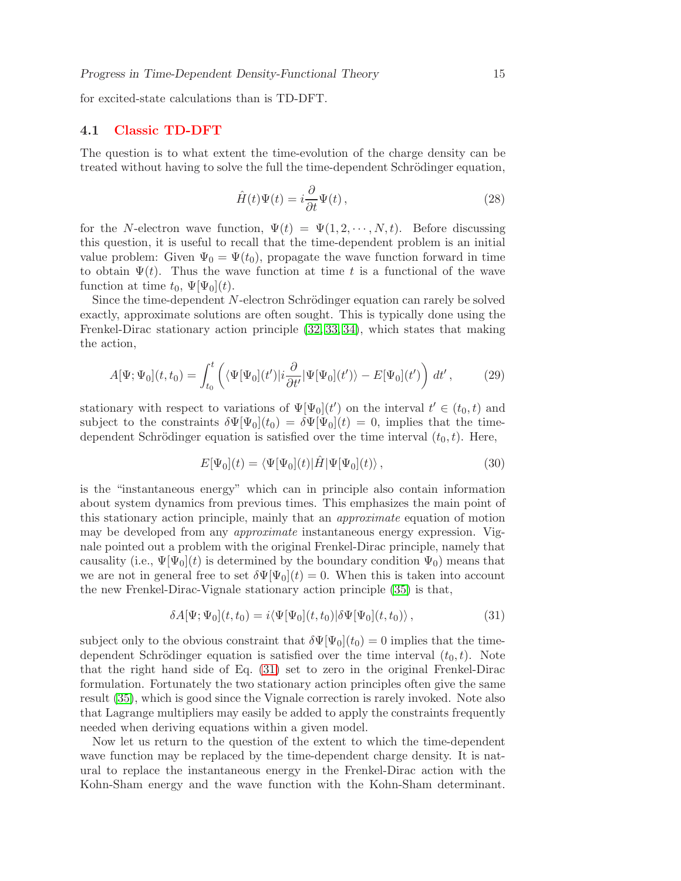for excited-state calculations than is TD-DFT.

### 4.1 Classic TD-DFT

The question is to what extent the time-evolution of the charge density can be treated without having to solve the full the time-dependent Schrödinger equation,

$$\hat{H}(t)\Psi(t) = i\frac{\partial}{\partial t}\Psi(t)\,, \tag{28}$$

for the $N$-electron wave function, $\Psi(t) = \Psi(1, 2, \cdots, N, t)$. Before discussing this question, it is useful to recall that the time-dependent problem is an initial value problem: Given $\Psi_0 = \Psi(t_0)$, propagate the wave function forward in time to obtain $\Psi(t)$. Thus the wave function at time $t$ is a functional of the wave function at time $t_0$, $\Psi[\Psi_0](t)$.

Since the time-dependent $N$-electron Schrödinger equation can rarely be solved exactly, approximate solutions are often sought. This is typically done using the Frenkel-Dirac stationary action principle (32, 33, 34), which states that making the action,

$$A[\Psi;\Psi_0](t,t_0) = \int_{t_0}^{t}\left(\langle\Psi[\Psi_0](t')|i\frac{\partial}{\partial t'}|\Psi[\Psi_0](t')\rangle - E[\Psi_0](t')\right)\,dt'\,, \tag{29}$$

stationary with respect to variations of $\Psi[\Psi_0](t')$ on the interval $t' \in (t_0, t)$ and subject to the constraints $\delta\Psi[\Psi_0](t_0) = \delta\Psi[\Psi_0](t) = 0$, implies that the time-dependent Schrödinger equation is satisfied over the time interval $(t_0, t)$. Here,

$$E[\Psi_0](t) = \langle\Psi[\Psi_0](t)|\hat{H}|\Psi[\Psi_0](t)\rangle\,, \tag{30}$$

is the "instantaneous energy" which can in principle also contain information about system dynamics from previous times. This emphasizes the main point of this stationary action principle, mainly that an *approximate* equation of motion may be developed from any *approximate* instantaneous energy expression. Vignale pointed out a problem with the original Frenkel-Dirac principle, namely that causality (i.e., $\Psi[\Psi_0](t)$ is determined by the boundary condition $\Psi_0$) means that we are not in general free to set $\delta\Psi[\Psi_0](t) = 0$. When this is taken into account the new Frenkel-Dirac-Vignale stationary action principle (35) is that,

$$\delta A[\Psi;\Psi_0](t,t_0) = i\langle\Psi[\Psi_0](t,t_0)|\delta\Psi[\Psi_0](t,t_0)\rangle\,, \tag{31}$$

subject only to the obvious constraint that $\delta\Psi[\Psi_0](t_0) = 0$ implies that the time-dependent Schrödinger equation is satisfied over the time interval $(t_0, t)$. Note that the right hand side of Eq. (31) set to zero in the original Frenkel-Dirac formulation. Fortunately the two stationary action principles often give the same result (35), which is good since the Vignale correction is rarely invoked. Note also that Lagrange multipliers may easily be added to apply the constraints frequently needed when deriving equations within a given model.

Now let us return to the question of the extent to which the time-dependent wave function may be replaced by the time-dependent charge density. It is natural to replace the instantaneous energy in the Frenkel-Dirac action with the Kohn-Sham energy and the wave function with the Kohn-Sham determinant.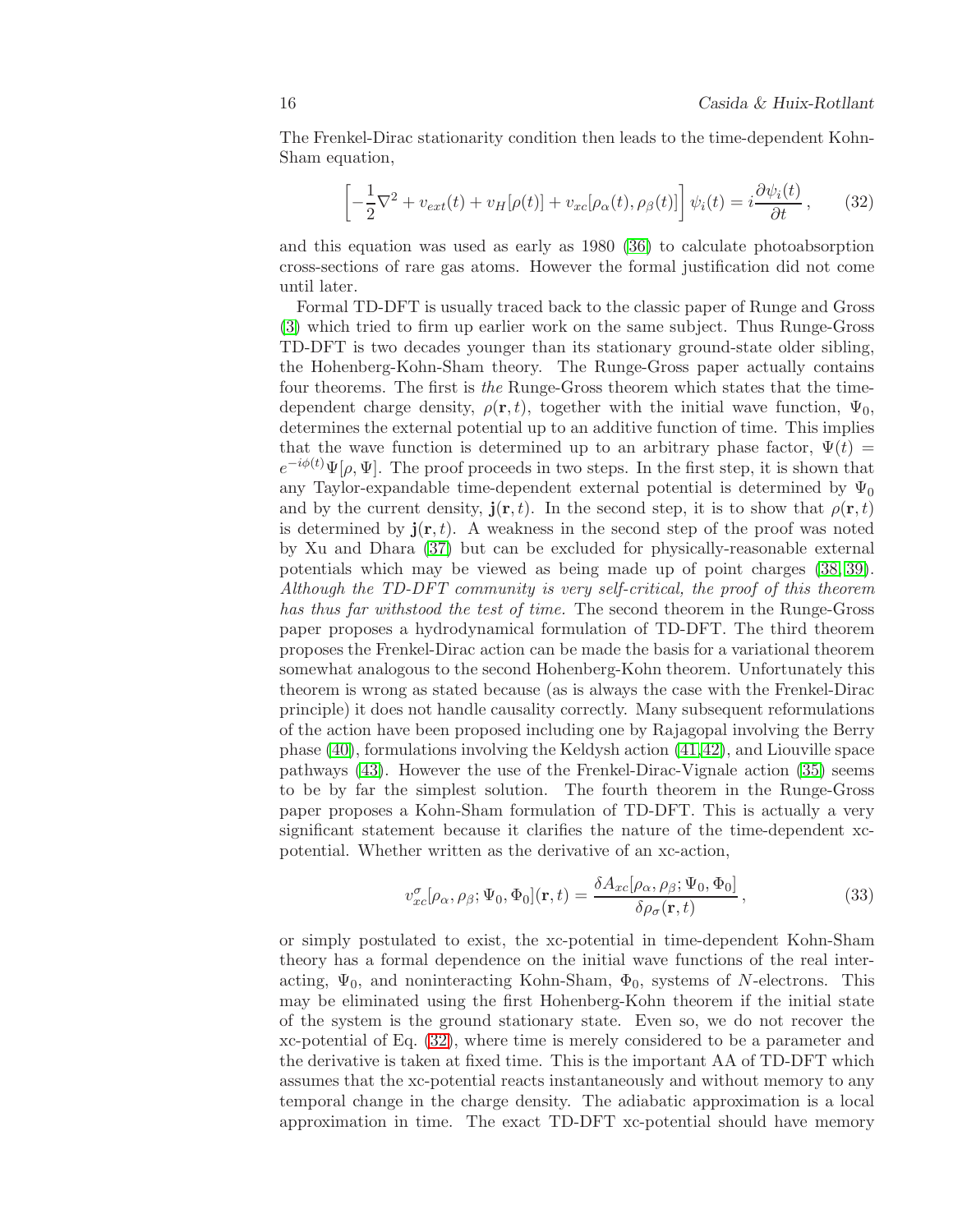The Frenkel-Dirac stationarity condition then leads to the time-dependent Kohn-Sham equation,

$$\left[-\frac{1}{2}\nabla^2 + v_{ext}(t) + v_H[\rho(t)] + v_{xc}[\rho_\alpha(t), \rho_\beta(t)]\right]\psi_i(t) = i\frac{\partial \psi_i(t)}{\partial t}\,, \tag{32}$$

and this equation was used as early as 1980 (36) to calculate photoabsorption cross-sections of rare gas atoms. However the formal justification did not come until later.

Formal TD-DFT is usually traced back to the classic paper of Runge and Gross (3) which tried to firm up earlier work on the same subject. Thus Runge-Gross TD-DFT is two decades younger than its stationary ground-state older sibling, the Hohenberg-Kohn-Sham theory. The Runge-Gross paper actually contains four theorems. The first is *the* Runge-Gross theorem which states that the time-dependent charge density, $\rho(\mathbf{r},t)$, together with the initial wave function, $\Psi_0$, determines the external potential up to an additive function of time. This implies that the wave function is determined up to an arbitrary phase factor, $\Psi(t) = e^{-i\phi(t)}\Psi[\rho,\Psi]$. The proof proceeds in two steps. In the first step, it is shown that any Taylor-expandable time-dependent external potential is determined by $\Psi_0$ and by the current density, $\mathbf{j}(\mathbf{r},t)$. In the second step, it is to show that $\rho(\mathbf{r},t)$ is determined by $\mathbf{j}(\mathbf{r},t)$. A weakness in the second step of the proof was noted by Xu and Dhara (37) but can be excluded for physically-reasonable external potentials which may be viewed as being made up of point charges (38; 39). *Although the TD-DFT community is very self-critical, the proof of this theorem has thus far withstood the test of time.* The second theorem in the Runge-Gross paper proposes a hydrodynamical formulation of TD-DFT. The third theorem proposes the Frenkel-Dirac action can be made the basis for a variational theorem somewhat analogous to the second Hohenberg-Kohn theorem. Unfortunately this theorem is wrong as stated because (as is always the case with the Frenkel-Dirac principle) it does not handle causality correctly. Many subsequent reformulations of the action have been proposed including one by Rajagopal involving the Berry phase (40), formulations involving the Keldysh action (41; 42), and Liouville space pathways (43). However the use of the Frenkel-Dirac-Vignale action (35) seems to be by far the simplest solution. The fourth theorem in the Runge-Gross paper proposes a Kohn-Sham formulation of TD-DFT. This is actually a very significant statement because it clarifies the nature of the time-dependent xc-potential. Whether written as the derivative of an xc-action,

$$v_{xc}^{\sigma}[\rho_\alpha,\rho_\beta;\Psi_0,\Phi_0](\mathbf{r},t) = \frac{\delta A_{xc}[\rho_\alpha,\rho_\beta;\Psi_0,\Phi_0]}{\delta\rho_\sigma(\mathbf{r},t)}\,, \tag{33}$$

or simply postulated to exist, the xc-potential in time-dependent Kohn-Sham theory has a formal dependence on the initial wave functions of the real interacting, $\Psi_0$, and noninteracting Kohn-Sham, $\Phi_0$, systems of $N$-electrons. This may be eliminated using the first Hohenberg-Kohn theorem if the initial state of the system is the ground stationary state. Even so, we do not recover the xc-potential of Eq. (32), where time is merely considered to be a parameter and the derivative is taken at fixed time. This is the important AA of TD-DFT which assumes that the xc-potential reacts instantaneously and without memory to any temporal change in the charge density. The adiabatic approximation is a local approximation in time. The exact TD-DFT xc-potential should have memory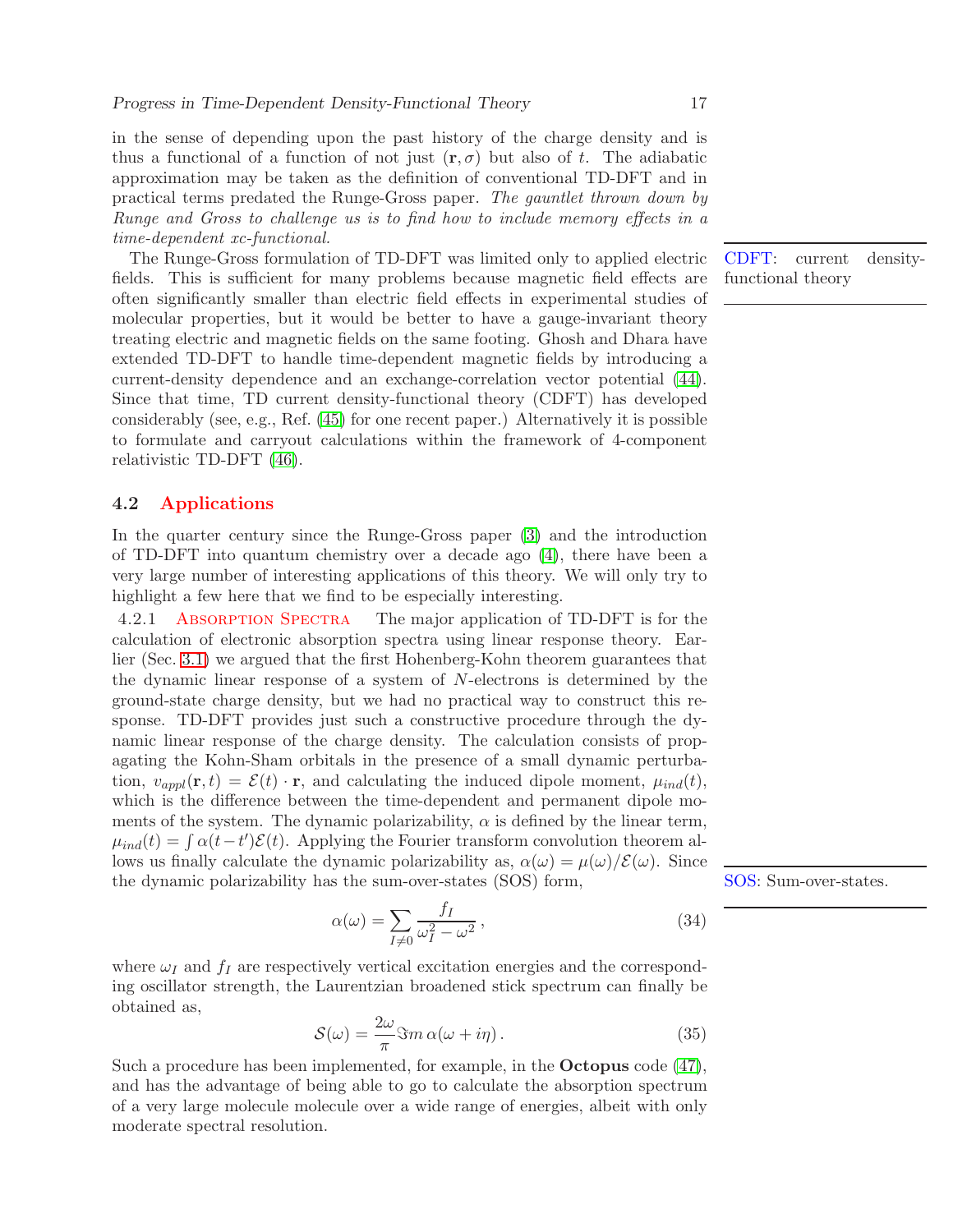in the sense of depending upon the past history of the charge density and is thus a functional of a function of not just $(\mathbf{r}, \sigma)$ but also of $t$. The adiabatic approximation may be taken as the definition of conventional TD-DFT and in practical terms predated the Runge-Gross paper. *The gauntlet thrown down by Runge and Gross to challenge us is to find how to include memory effects in a time-dependent xc-functional.*

The Runge-Gross formulation of TD-DFT was limited only to applied electric fields. This is sufficient for many problems because magnetic field effects are often significantly smaller than electric field effects in experimental studies of molecular properties, but it would be better to have a gauge-invariant theory treating electric and magnetic fields on the same footing. Ghosh and Dhara have extended TD-DFT to handle time-dependent magnetic fields by introducing a current-density dependence and an exchange-correlation vector potential (44). Since that time, TD current density-functional theory (CDFT) has developed considerably (see, e.g., Ref. (45) for one recent paper.) Alternatively it is possible to formulate and carryout calculations within the framework of 4-component relativistic TD-DFT (46).

CDFT: current density-functional theory

## 4.2 Applications

In the quarter century since the Runge-Gross paper (3) and the introduction of TD-DFT into quantum chemistry over a decade ago (4), there have been a very large number of interesting applications of this theory. We will only try to highlight a few here that we find to be especially interesting.

4.2.1 Absorption Spectra The major application of TD-DFT is for the calculation of electronic absorption spectra using linear response theory. Earlier (Sec. 3.1) we argued that the first Hohenberg-Kohn theorem guarantees that the dynamic linear response of a system of $N$-electrons is determined by the ground-state charge density, but we had no practical way to construct this response. TD-DFT provides just such a constructive procedure through the dynamic linear response of the charge density. The calculation consists of propagating the Kohn-Sham orbitals in the presence of a small dynamic perturbation, $v_{appl}(\mathbf{r}, t) = \mathcal{E}(t) \cdot \mathbf{r}$, and calculating the induced dipole moment, $\mu_{ind}(t)$, which is the difference between the time-dependent and permanent dipole moments of the system. The dynamic polarizability, $\alpha$ is defined by the linear term, $\mu_{ind}(t) = \int \alpha(t-t')\mathcal{E}(t)$. Applying the Fourier transform convolution theorem allows us finally calculate the dynamic polarizability as, $\alpha(\omega) = \mu(\omega)/\mathcal{E}(\omega)$. Since the dynamic polarizability has the sum-over-states (SOS) form,

SOS: Sum-over-states.

$$\alpha(\omega) = \sum_{I \neq 0} \frac{f_I}{\omega_I^2 - \omega^2} \,, \tag{34}$$

where $\omega_I$ and $f_I$ are respectively vertical excitation energies and the corresponding oscillator strength, the Laurentzian broadened stick spectrum can finally be obtained as,

$$\mathcal{S}(\omega) = \frac{2\omega}{\pi} \Im m \, \alpha(\omega + i\eta) \,. \tag{35}$$

Such a procedure has been implemented, for example, in the **Octopus** code (47), and has the advantage of being able to go to calculate the absorption spectrum of a very large molecule molecule over a wide range of energies, albeit with only moderate spectral resolution.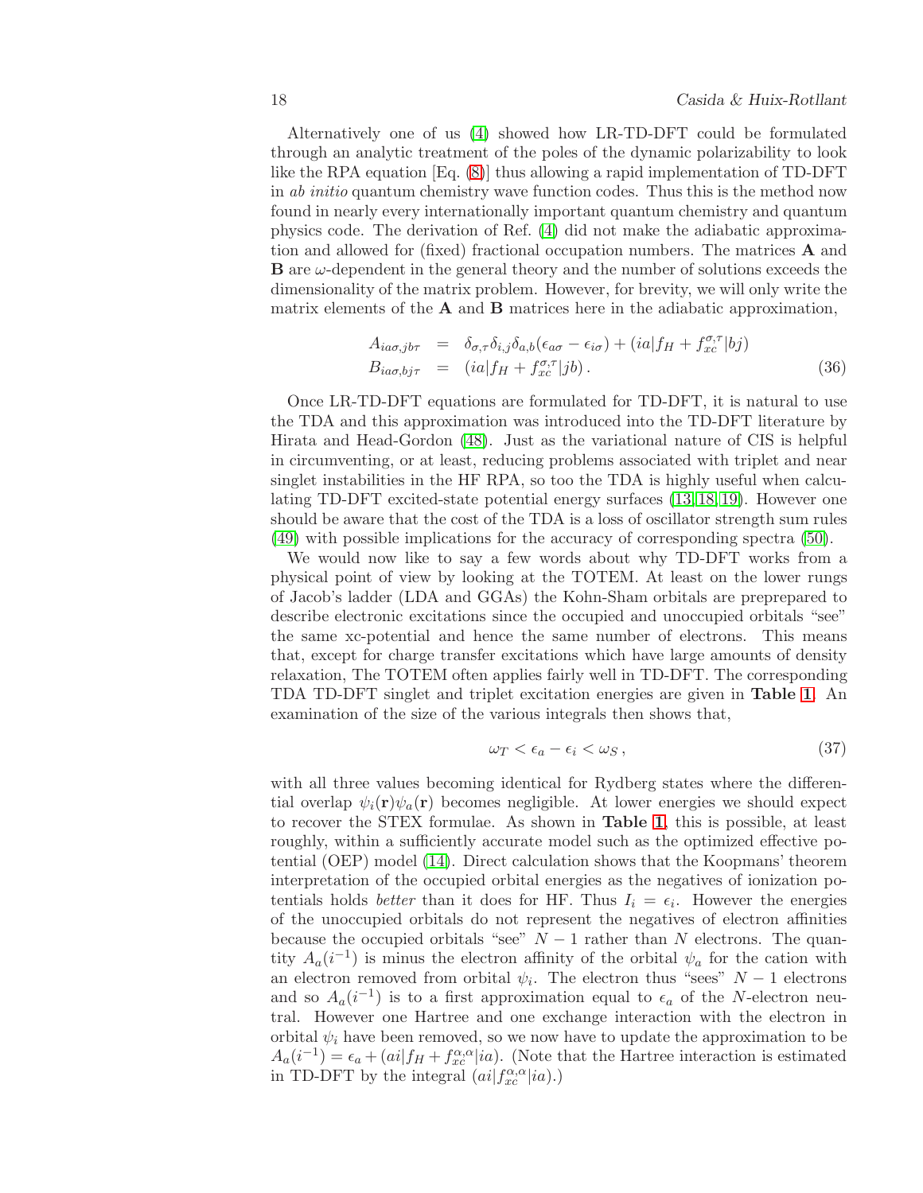Alternatively one of us (4) showed how LR-TD-DFT could be formulated through an analytic treatment of the poles of the dynamic polarizability to look like the RPA equation [Eq. (8)] thus allowing a rapid implementation of TD-DFT in *ab initio* quantum chemistry wave function codes. Thus this is the method now found in nearly every internationally important quantum chemistry and quantum physics code. The derivation of Ref. (4) did not make the adiabatic approximation and allowed for (fixed) fractional occupation numbers. The matrices **A** and **B** are $\omega$-dependent in the general theory and the number of solutions exceeds the dimensionality of the matrix problem. However, for brevity, we will only write the matrix elements of the **A** and **B** matrices here in the adiabatic approximation,

$$
\begin{aligned}
A_{ia\sigma,jb\tau} &= \delta_{\sigma,\tau}\delta_{i,j}\delta_{a,b}(\epsilon_{a\sigma} - \epsilon_{i\sigma}) + (ia|f_H + f_{xc}^{\sigma,\tau}|bj) \\
B_{ia\sigma,bj\tau} &= (ia|f_H + f_{xc}^{\sigma,\tau}|jb)\,.
\end{aligned}
\tag{36}
$$

Once LR-TD-DFT equations are formulated for TD-DFT, it is natural to use the TDA and this approximation was introduced into the TD-DFT literature by Hirata and Head-Gordon (48). Just as the variational nature of CIS is helpful in circumventing, or at least, reducing problems associated with triplet and near singlet instabilities in the HF RPA, so too the TDA is highly useful when calculating TD-DFT excited-state potential energy surfaces (13, 18, 19). However one should be aware that the cost of the TDA is a loss of oscillator strength sum rules (49) with possible implications for the accuracy of corresponding spectra (50).

We would now like to say a few words about why TD-DFT works from a physical point of view by looking at the TOTEM. At least on the lower rungs of Jacob's ladder (LDA and GGAs) the Kohn-Sham orbitals are preprepared to describe electronic excitations since the occupied and unoccupied orbitals "see" the same xc-potential and hence the same number of electrons. This means that, except for charge transfer excitations which have large amounts of density relaxation, The TOTEM often applies fairly well in TD-DFT. The corresponding TDA TD-DFT singlet and triplet excitation energies are given in **Table 1**. An examination of the size of the various integrals then shows that,

$$
\omega_T < \epsilon_a - \epsilon_i < \omega_S\,,
\tag{37}
$$

with all three values becoming identical for Rydberg states where the differential overlap $\psi_i(\mathbf{r})\psi_a(\mathbf{r})$ becomes negligible. At lower energies we should expect to recover the STEX formulae. As shown in **Table 1**, this is possible, at least roughly, within a sufficiently accurate model such as the optimized effective potential (OEP) model (14). Direct calculation shows that the Koopmans' theorem interpretation of the occupied orbital energies as the negatives of ionization potentials holds *better* than it does for HF. Thus $I_i = \epsilon_i$. However the energies of the unoccupied orbitals do not represent the negatives of electron affinities because the occupied orbitals "see" $N-1$ rather than $N$ electrons. The quantity $A_a(i^{-1})$ is minus the electron affinity of the orbital $\psi_a$ for the cation with an electron removed from orbital $\psi_i$. The electron thus "sees" $N-1$ electrons and so $A_a(i^{-1})$ is to a first approximation equal to $\epsilon_a$ of the $N$-electron neutral. However one Hartree and one exchange interaction with the electron in orbital $\psi_i$ have been removed, so we now have to update the approximation to be $A_a(i^{-1}) = \epsilon_a + (ai|f_H + f_{xc}^{\alpha,\alpha}|ia)$. (Note that the Hartree interaction is estimated in TD-DFT by the integral $(ai|f_{xc}^{\alpha,\alpha}|ia)$.)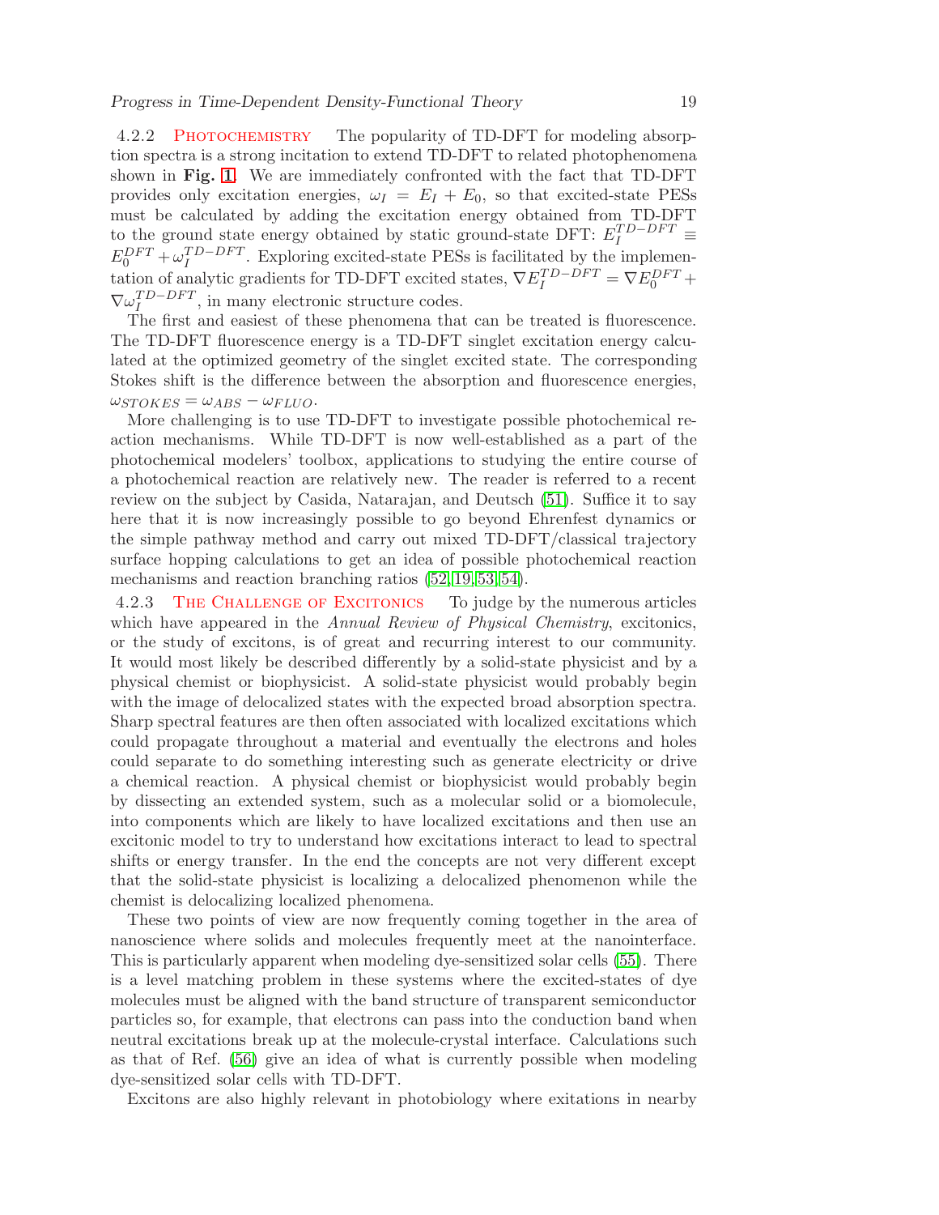#### 4.2.2 Photochemistry

The popularity of TD-DFT for modeling absorption spectra is a strong incitation to extend TD-DFT to related photophenomena shown in **Fig. 1**. We are immediately confronted with the fact that TD-DFT provides only excitation energies, $\omega_I = E_I + E_0$, so that excited-state PESs must be calculated by adding the excitation energy obtained from TD-DFT to the ground state energy obtained by static ground-state DFT: $E_I^{TD-DFT} \equiv E_0^{DFT} + \omega_I^{TD-DFT}$. Exploring excited-state PESs is facilitated by the implementation of analytic gradients for TD-DFT excited states, $\nabla E_I^{TD-DFT} = \nabla E_0^{DFT} + \nabla \omega_I^{TD-DFT}$, in many electronic structure codes.

The first and easiest of these phenomena that can be treated is fluorescence. The TD-DFT fluorescence energy is a TD-DFT singlet excitation energy calculated at the optimized geometry of the singlet excited state. The corresponding Stokes shift is the difference between the absorption and fluorescence energies, $\omega_{STOKES} = \omega_{ABS} - \omega_{FLUO}$.

More challenging is to use TD-DFT to investigate possible photochemical reaction mechanisms. While TD-DFT is now well-established as a part of the photochemical modelers' toolbox, applications to studying the entire course of a photochemical reaction are relatively new. The reader is referred to a recent review on the subject by Casida, Natarajan, and Deutsch (51). Suffice it to say here that it is now increasingly possible to go beyond Ehrenfest dynamics or the simple pathway method and carry out mixed TD-DFT/classical trajectory surface hopping calculations to get an idea of possible photochemical reaction mechanisms and reaction branching ratios (52,19,53,54).

#### 4.2.3 The Challenge of Excitonics

To judge by the numerous articles which have appeared in the *Annual Review of Physical Chemistry*, excitonics, or the study of excitons, is of great and recurring interest to our community. It would most likely be described differently by a solid-state physicist and by a physical chemist or biophysicist. A solid-state physicist would probably begin with the image of delocalized states with the expected broad absorption spectra. Sharp spectral features are then often associated with localized excitations which could propagate throughout a material and eventually the electrons and holes could separate to do something interesting such as generate electricity or drive a chemical reaction. A physical chemist or biophysicist would probably begin by dissecting an extended system, such as a molecular solid or a biomolecule, into components which are likely to have localized excitations and then use an excitonic model to try to understand how excitations interact to lead to spectral shifts or energy transfer. In the end the concepts are not very different except that the solid-state physicist is localizing a delocalized phenomenon while the chemist is delocalizing localized phenomena.

These two points of view are now frequently coming together in the area of nanoscience where solids and molecules frequently meet at the nanointerface. This is particularly apparent when modeling dye-sensitized solar cells (55). There is a level matching problem in these systems where the excited-states of dye molecules must be aligned with the band structure of transparent semiconductor particles so, for example, that electrons can pass into the conduction band when neutral excitations break up at the molecule-crystal interface. Calculations such as that of Ref. (56) give an idea of what is currently possible when modeling dye-sensitized solar cells with TD-DFT.

Excitons are also highly relevant in photobiology where exitations in nearby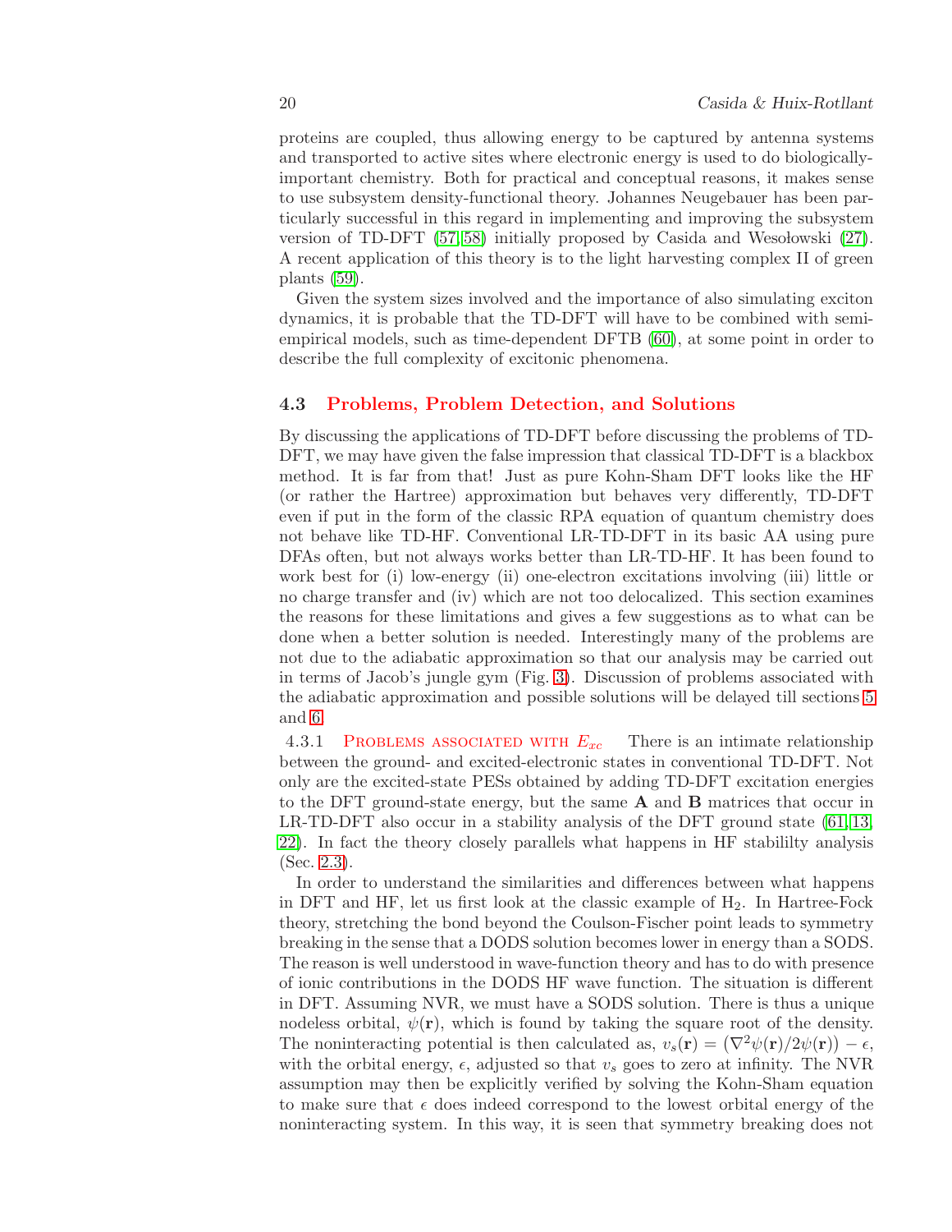proteins are coupled, thus allowing energy to be captured by antenna systems and transported to active sites where electronic energy is used to do biologically-important chemistry. Both for practical and conceptual reasons, it makes sense to use subsystem density-functional theory. Johannes Neugebauer has been particularly successful in this regard in implementing and improving the subsystem version of TD-DFT ([57, 58]) initially proposed by Casida and Wesołowski ([27]). A recent application of this theory is to the light harvesting complex II of green plants ([59]).

Given the system sizes involved and the importance of also simulating exciton dynamics, it is probable that the TD-DFT will have to be combined with semi-empirical models, such as time-dependent DFTB ([60]), at some point in order to describe the full complexity of excitonic phenomena.

### 4.3 Problems, Problem Detection, and Solutions

By discussing the applications of TD-DFT before discussing the problems of TD-DFT, we may have given the false impression that classical TD-DFT is a blackbox method. It is far from that! Just as pure Kohn-Sham DFT looks like the HF (or rather the Hartree) approximation but behaves very differently, TD-DFT even if put in the form of the classic RPA equation of quantum chemistry does not behave like TD-HF. Conventional LR-TD-DFT in its basic AA using pure DFAs often, but not always works better than LR-TD-HF. It has been found to work best for (i) low-energy (ii) one-electron excitations involving (iii) little or no charge transfer and (iv) which are not too delocalized. This section examines the reasons for these limitations and gives a few suggestions as to what can be done when a better solution is needed. Interestingly many of the problems are not due to the adiabatic approximation so that our analysis may be carried out in terms of Jacob's jungle gym (Fig. 3). Discussion of problems associated with the adiabatic approximation and possible solutions will be delayed till sections 5 and 6.

4.3.1 Problems associated with $E_{xc}$ There is an intimate relationship between the ground- and excited-electronic states in conventional TD-DFT. Not only are the excited-state PESs obtained by adding TD-DFT excitation energies to the DFT ground-state energy, but the same $\mathbf{A}$ and $\mathbf{B}$ matrices that occur in LR-TD-DFT also occur in a stability analysis of the DFT ground state ([61, 13, 22]). In fact the theory closely parallels what happens in HF stabililty analysis (Sec. 2.3).

In order to understand the similarities and differences between what happens in DFT and HF, let us first look at the classic example of $H_2$. In Hartree-Fock theory, stretching the bond beyond the Coulson-Fischer point leads to symmetry breaking in the sense that a DODS solution becomes lower in energy than a SODS. The reason is well understood in wave-function theory and has to do with presence of ionic contributions in the DODS HF wave function. The situation is different in DFT. Assuming NVR, we must have a SODS solution. There is thus a unique nodeless orbital, $\psi(\mathbf{r})$, which is found by taking the square root of the density. The noninteracting potential is then calculated as, $v_s(\mathbf{r}) = \left(\nabla^2\psi(\mathbf{r})/2\psi(\mathbf{r})\right) - \epsilon$, with the orbital energy, $\epsilon$, adjusted so that $v_s$ goes to zero at infinity. The NVR assumption may then be explicitly verified by solving the Kohn-Sham equation to make sure that $\epsilon$ does indeed correspond to the lowest orbital energy of the noninteracting system. In this way, it is seen that symmetry breaking does not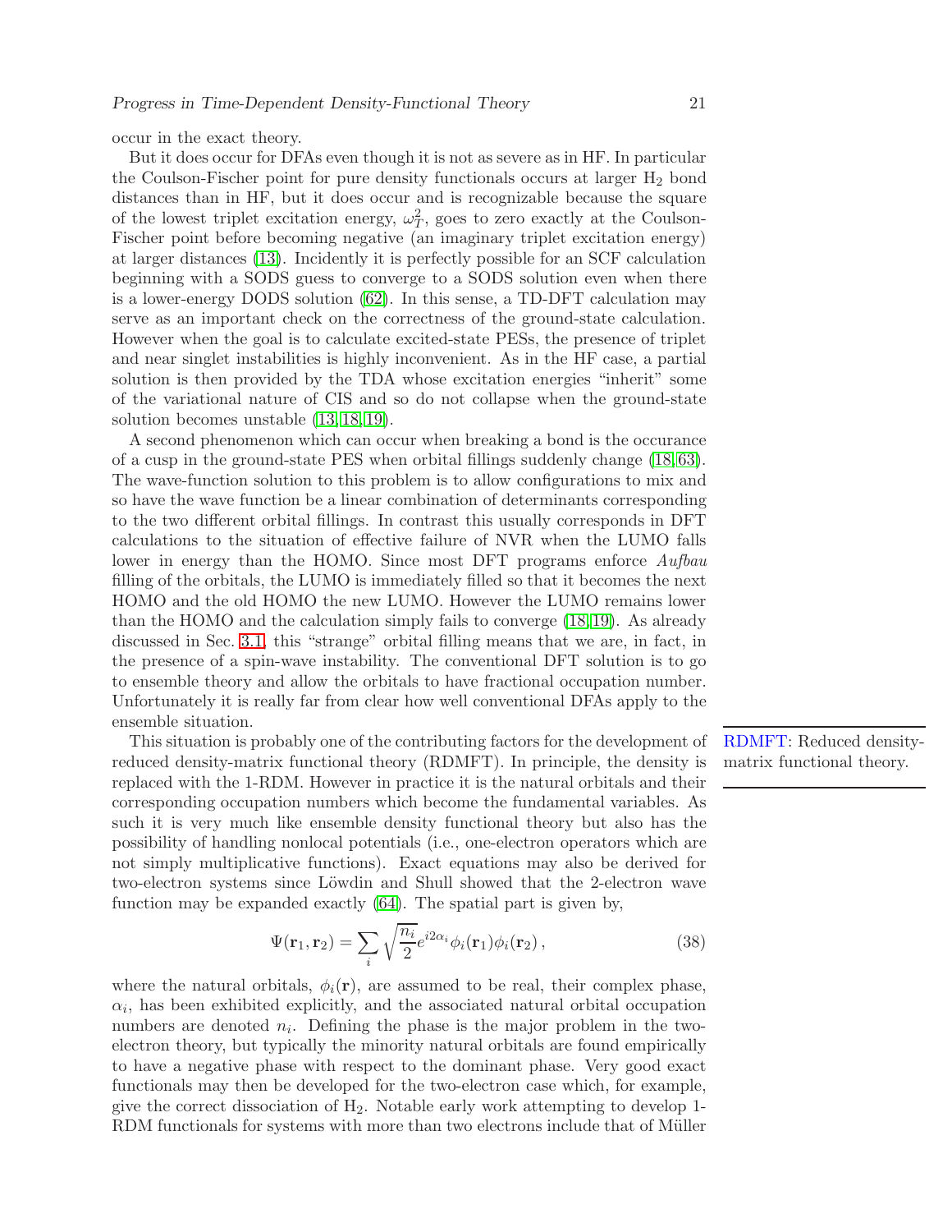occur in the exact theory.

But it does occur for DFAs even though it is not as severe as in HF. In particular the Coulson-Fischer point for pure density functionals occurs at larger $H_2$ bond distances than in HF, but it does occur and is recognizable because the square of the lowest triplet excitation energy, $\omega_T^2$, goes to zero exactly at the Coulson-Fischer point before becoming negative (an imaginary triplet excitation energy) at larger distances (13). Incidently it is perfectly possible for an SCF calculation beginning with a SODS guess to converge to a SODS solution even when there is a lower-energy DODS solution (62). In this sense, a TD-DFT calculation may serve as an important check on the correctness of the ground-state calculation. However when the goal is to calculate excited-state PESs, the presence of triplet and near singlet instabilities is highly inconvenient. As in the HF case, a partial solution is then provided by the TDA whose excitation energies "inherit" some of the variational nature of CIS and so do not collapse when the ground-state solution becomes unstable (13, 18, 19).

A second phenomenon which can occur when breaking a bond is the occurance of a cusp in the ground-state PES when orbital fillings suddenly change (18, 63). The wave-function solution to this problem is to allow configurations to mix and so have the wave function be a linear combination of determinants corresponding to the two different orbital fillings. In contrast this usually corresponds in DFT calculations to the situation of effective failure of NVR when the LUMO falls lower in energy than the HOMO. Since most DFT programs enforce *Aufbau* filling of the orbitals, the LUMO is immediately filled so that it becomes the next HOMO and the old HOMO the new LUMO. However the LUMO remains lower than the HOMO and the calculation simply fails to converge (18, 19). As already discussed in Sec. 3.1, this "strange" orbital filling means that we are, in fact, in the presence of a spin-wave instability. The conventional DFT solution is to go to ensemble theory and allow the orbitals to have fractional occupation number. Unfortunately it is really far from clear how well conventional DFAs apply to the ensemble situation.

RDMFT: Reduced density-matrix functional theory.

This situation is probably one of the contributing factors for the development of reduced density-matrix functional theory (RDMFT). In principle, the density is replaced with the 1-RDM. However in practice it is the natural orbitals and their corresponding occupation numbers which become the fundamental variables. As such it is very much like ensemble density functional theory but also has the possibility of handling nonlocal potentials (i.e., one-electron operators which are not simply multiplicative functions). Exact equations may also be derived for two-electron systems since Löwdin and Shull showed that the 2-electron wave function may be expanded exactly (64). The spatial part is given by,

$$\Psi(\mathbf{r}_1, \mathbf{r}_2) = \sum_i \sqrt{\frac{n_i}{2}} e^{i2\alpha_i} \phi_i(\mathbf{r}_1)\phi_i(\mathbf{r}_2)\,, \tag{38}$$

where the natural orbitals, $\phi_i(\mathbf{r})$, are assumed to be real, their complex phase, $\alpha_i$, has been exhibited explicitly, and the associated natural orbital occupation numbers are denoted $n_i$. Defining the phase is the major problem in the two-electron theory, but typically the minority natural orbitals are found empirically to have a negative phase with respect to the dominant phase. Very good exact functionals may then be developed for the two-electron case which, for example, give the correct dissociation of $H_2$. Notable early work attempting to develop 1-RDM functionals for systems with more than two electrons include that of Müller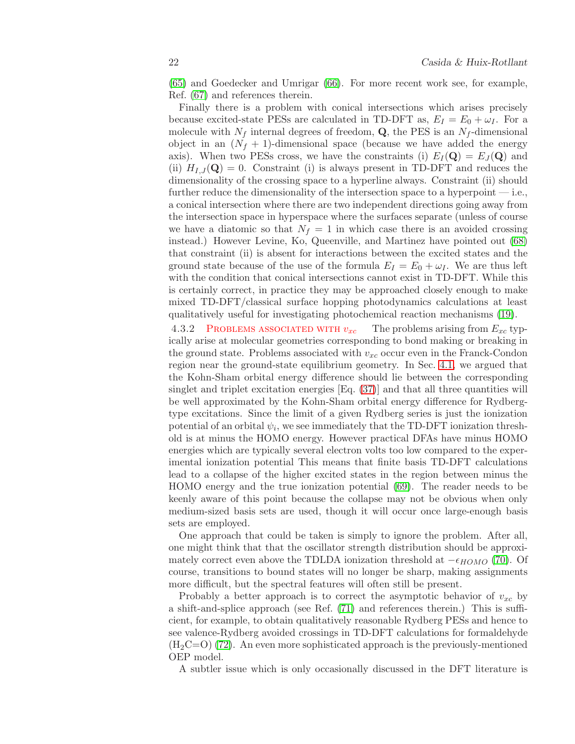(65) and Goedecker and Umrigar (66). For more recent work see, for example, Ref. (67) and references therein.

Finally there is a problem with conical intersections which arises precisely because excited-state PESs are calculated in TD-DFT as, $E_I = E_0 + \omega_I$. For a molecule with $N_f$ internal degrees of freedom, $\mathbf{Q}$, the PES is an $N_f$-dimensional object in an $(N_f + 1)$-dimensional space (because we have added the energy axis). When two PESs cross, we have the constraints (i) $E_I(\mathbf{Q}) = E_J(\mathbf{Q})$ and (ii) $H_{I,J}(\mathbf{Q}) = 0$. Constraint (i) is always present in TD-DFT and reduces the dimensionality of the crossing space to a hyperline always. Constraint (ii) should further reduce the dimensionality of the intersection space to a hyperpoint — i.e., a conical intersection where there are two independent directions going away from the intersection space in hyperspace where the surfaces separate (unless of course we have a diatomic so that $N_f = 1$ in which case there is an avoided crossing instead.) However Levine, Ko, Queenville, and Martinez have pointed out (68) that constraint (ii) is absent for interactions between the excited states and the ground state because of the use of the formula $E_I = E_0 + \omega_I$. We are thus left with the condition that conical intersections cannot exist in TD-DFT. While this is certainly correct, in practice they may be approached closely enough to make mixed TD-DFT/classical surface hopping photodynamics calculations at least qualitatively useful for investigating photochemical reaction mechanisms (19).

#### 4.3.2 Problems associated with $v_{xc}$

The problems arising from $E_{xc}$ typically arise at molecular geometries corresponding to bond making or breaking in the ground state. Problems associated with $v_{xc}$ occur even in the Franck-Condon region near the ground-state equilibrium geometry. In Sec. 4.1, we argued that the Kohn-Sham orbital energy difference should lie between the corresponding singlet and triplet excitation energies [Eq. (37)] and that all three quantities will be well approximated by the Kohn-Sham orbital energy difference for Rydberg-type excitations. Since the limit of a given Rydberg series is just the ionization potential of an orbital $\psi_i$, we see immediately that the TD-DFT ionization threshold is at minus the HOMO energy. However practical DFAs have minus HOMO energies which are typically several electron volts too low compared to the experimental ionization potential This means that finite basis TD-DFT calculations lead to a collapse of the higher excited states in the region between minus the HOMO energy and the true ionization potential (69). The reader needs to be keenly aware of this point because the collapse may not be obvious when only medium-sized basis sets are used, though it will occur once large-enough basis sets are employed.

One approach that could be taken is simply to ignore the problem. After all, one might think that that the oscillator strength distribution should be approximately correct even above the TDLDA ionization threshold at $-\epsilon_{HOMO}$ (70). Of course, transitions to bound states will no longer be sharp, making assignments more difficult, but the spectral features will often still be present.

Probably a better approach is to correct the asymptotic behavior of $v_{xc}$ by a shift-and-splice approach (see Ref. (71) and references therein.) This is sufficient, for example, to obtain qualitatively reasonable Rydberg PESs and hence to see valence-Rydberg avoided crossings in TD-DFT calculations for formaldehyde ($H_2C{=}O$) (72). An even more sophisticated approach is the previously-mentioned OEP model.

A subtler issue which is only occasionally discussed in the DFT literature is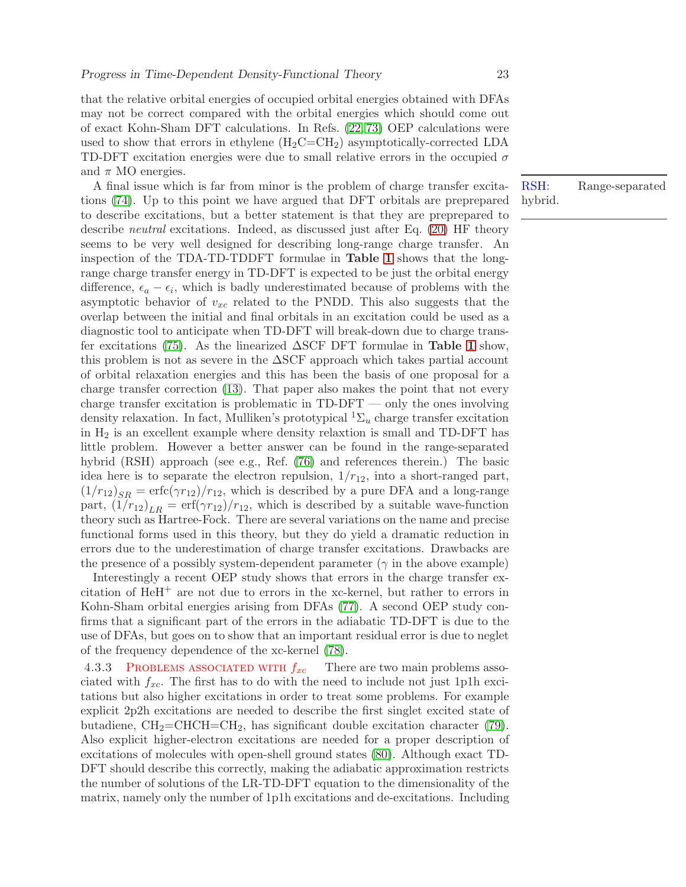that the relative orbital energies of occupied orbital energies obtained with DFAs may not be correct compared with the orbital energies which should come out of exact Kohn-Sham DFT calculations. In Refs. (22, 73) OEP calculations were used to show that errors in ethylene ($H_2C{=}CH_2$) asymptotically-corrected LDA TD-DFT excitation energies were due to small relative errors in the occupied $\sigma$ and $\pi$ MO energies.

A final issue which is far from minor is the problem of charge transfer excitations (74). Up to this point we have argued that DFT orbitals are preprepared to describe excitations, but a better statement is that they are preprepared to describe *neutral* excitations. Indeed, as discussed just after Eq. (20) HF theory seems to be very well designed for describing long-range charge transfer. An inspection of the TDA-TD-TDDFT formulae in **Table 1** shows that the long-range charge transfer energy in TD-DFT is expected to be just the orbital energy difference, $\epsilon_a - \epsilon_i$, which is badly underestimated because of problems with the asymptotic behavior of $v_{xc}$ related to the PNDD. This also suggests that the overlap between the initial and final orbitals in an excitation could be used as a diagnostic tool to anticipate when TD-DFT will break-down due to charge transfer excitations (75). As the linearized ΔSCF DFT formulae in **Table 1** show, this problem is not as severe in the ΔSCF approach which takes partial account of orbital relaxation energies and this has been the basis of one proposal for a charge transfer correction (13). That paper also makes the point that not every charge transfer excitation is problematic in TD-DFT — only the ones involving density relaxation. In fact, Mulliken's prototypical ${}^1\Sigma_u$ charge transfer excitation in $H_2$ is an excellent example where density relaxtion is small and TD-DFT has little problem. However a better answer can be found in the range-separated hybrid (RSH) approach (see e.g., Ref. (76) and references therein.) The basic idea here is to separate the electron repulsion, $1/r_{12}$, into a short-ranged part, $(1/r_{12})_{SR} = \text{erfc}(\gamma r_{12})/r_{12}$, which is described by a pure DFA and a long-range part, $(1/r_{12})_{LR} = \text{erf}(\gamma r_{12})/r_{12}$, which is described by a suitable wave-function theory such as Hartree-Fock. There are several variations on the name and precise functional forms used in this theory, but they do yield a dramatic reduction in errors due to the underestimation of charge transfer excitations. Drawbacks are the presence of a possibly system-dependent parameter ($\gamma$ in the above example)

RSH: Range-separated hybrid.

Interestingly a recent OEP study shows that errors in the charge transfer excitation of $HeH^+$ are not due to errors in the xc-kernel, but rather to errors in Kohn-Sham orbital energies arising from DFAs (77). A second OEP study confirms that a significant part of the errors in the adiabatic TD-DFT is due to the use of DFAs, but goes on to show that an important residual error is due to neglet of the frequency dependence of the xc-kernel (78).

#### 4.3.3 Problems associated with $f_{xc}$

There are two main problems associated with $f_{xc}$. The first has to do with the need to include not just 1p1h excitations but also higher excitations in order to treat some problems. For example explicit 2p2h excitations are needed to describe the first singlet excited state of butadiene, $CH_2{=}CHCH{=}CH_2$, has significant double excitation character (79). Also explicit higher-electron excitations are needed for a proper description of excitations of molecules with open-shell ground states (80). Although exact TD-DFT should describe this correctly, making the adiabatic approximation restricts the number of solutions of the LR-TD-DFT equation to the dimensionality of the matrix, namely only the number of 1p1h excitations and de-excitations. Including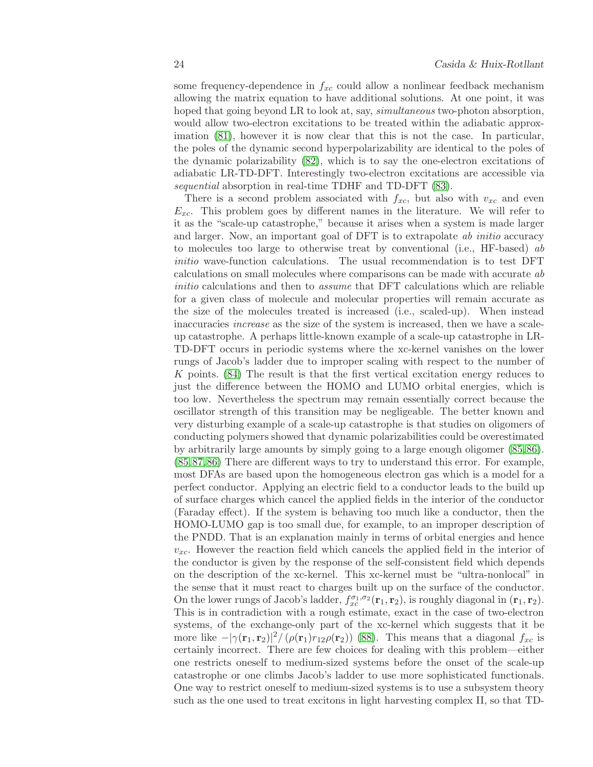some frequency-dependence in $f_{xc}$ could allow a nonlinear feedback mechanism allowing the matrix equation to have additional solutions. At one point, it was hoped that going beyond LR to look at, say, *simultaneous* two-photon absorption, would allow two-electron excitations to be treated within the adiabatic approximation (81), however it is now clear that this is not the case. In particular, the poles of the dynamic second hyperpolarizability are identical to the poles of the dynamic polarizability (82), which is to say the one-electron excitations of adiabatic LR-TD-DFT. Interestingly two-electron excitations are accessible via *sequential* absorption in real-time TDHF and TD-DFT (83).

There is a second problem associated with $f_{xc}$, but also with $v_{xc}$ and even $E_{xc}$. This problem goes by different names in the literature. We will refer to it as the "scale-up catastrophe," because it arises when a system is made larger and larger. Now, an important goal of DFT is to extrapolate *ab initio* accuracy to molecules too large to otherwise treat by conventional (i.e., HF-based) *ab initio* wave-function calculations. The usual recommendation is to test DFT calculations on small molecules where comparisons can be made with accurate *ab initio* calculations and then to *assume* that DFT calculations which are reliable for a given class of molecule and molecular properties will remain accurate as the size of the molecules treated is increased (i.e., scaled-up). When instead inaccuracies *increase* as the size of the system is increased, then we have a scale-up catastrophe. A perhaps little-known example of a scale-up catastrophe in LR-TD-DFT occurs in periodic systems where the xc-kernel vanishes on the lower rungs of Jacob's ladder due to improper scaling with respect to the number of $K$ points. (84) The result is that the first vertical excitation energy reduces to just the difference between the HOMO and LUMO orbital energies, which is too low. Nevertheless the spectrum may remain essentially correct because the oscillator strength of this transition may be negligeable. The better known and very disturbing example of a scale-up catastrophe is that studies on oligomers of conducting polymers showed that dynamic polarizabilities could be overestimated by arbitrarily large amounts by simply going to a large enough oligomer (85,86). (85,87,86) There are different ways to try to understand this error. For example, most DFAs are based upon the homogeneous electron gas which is a model for a perfect conductor. Applying an electric field to a conductor leads to the build up of surface charges which cancel the applied fields in the interior of the conductor (Faraday effect). If the system is behaving too much like a conductor, then the HOMO-LUMO gap is too small due, for example, to an improper description of the PNDD. That is an explanation mainly in terms of orbital energies and hence $v_{xc}$. However the reaction field which cancels the applied field in the interior of the conductor is given by the response of the self-consistent field which depends on the description of the xc-kernel. This xc-kernel must be "ultra-nonlocal" in the sense that it must react to charges built up on the surface of the conductor. On the lower rungs of Jacob's ladder, $f_{xc}^{\sigma_1,\sigma_2}(\mathbf{r}_1,\mathbf{r}_2)$, is roughly diagonal in $(\mathbf{r}_1,\mathbf{r}_2)$. This is in contradiction with a rough estimate, exact in the case of two-electron systems, of the exchange-only part of the xc-kernel which suggests that it be more like $-|\gamma(\mathbf{r}_1,\mathbf{r}_2)|^2/(\rho(\mathbf{r}_1)r_{12}\rho(\mathbf{r}_2))$ (88). This means that a diagonal $f_{xc}$ is certainly incorrect. There are few choices for dealing with this problem—either one restricts oneself to medium-sized systems before the onset of the scale-up catastrophe or one climbs Jacob's ladder to use more sophisticated functionals. One way to restrict oneself to medium-sized systems is to use a subsystem theory such as the one used to treat excitons in light harvesting complex II, so that TD-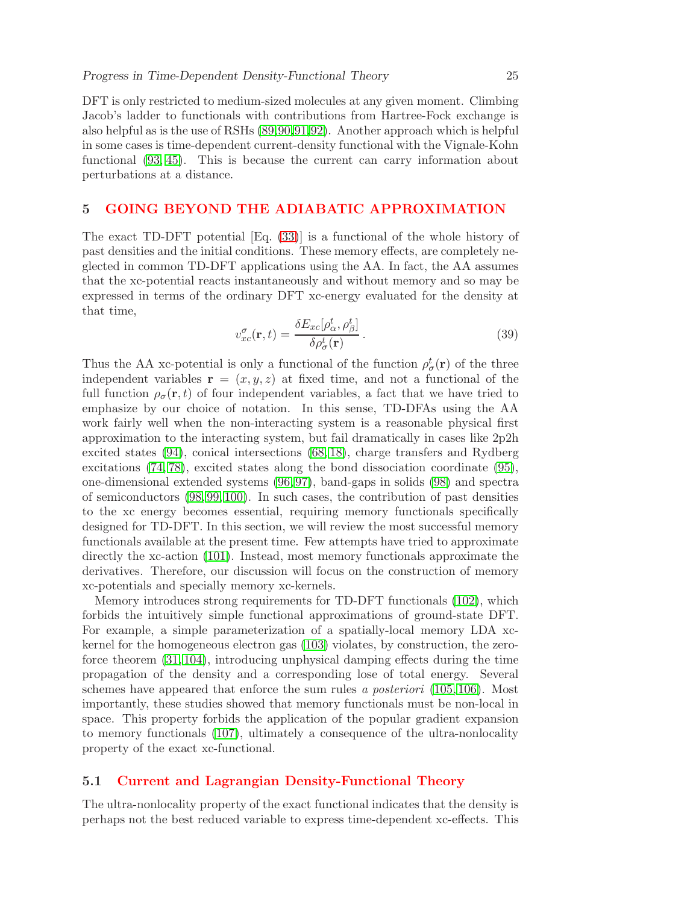DFT is only restricted to medium-sized molecules at any given moment. Climbing Jacob's ladder to functionals with contributions from Hartree-Fock exchange is also helpful as is the use of RSHs (89,90,91,92). Another approach which is helpful in some cases is time-dependent current-density functional with the Vignale-Kohn functional (93, 45). This is because the current can carry information about perturbations at a distance.

## 5 GOING BEYOND THE ADIABATIC APPROXIMATION

The exact TD-DFT potential [Eq. (33)] is a functional of the whole history of past densities and the initial conditions. These memory effects, are completely neglected in common TD-DFT applications using the AA. In fact, the AA assumes that the xc-potential reacts instantaneously and without memory and so may be expressed in terms of the ordinary DFT xc-energy evaluated for the density at that time,

$$v_{xc}^{\sigma}(\mathbf{r},t) = \frac{\delta E_{xc}[\rho_{\alpha}^{t}, \rho_{\beta}^{t}]}{\delta \rho_{\sigma}^{t}(\mathbf{r})} \,. \tag{39}$$

Thus the AA xc-potential is only a functional of the function $\rho_{\sigma}^{t}(\mathbf{r})$ of the three independent variables $\mathbf{r} = (x, y, z)$ at fixed time, and not a functional of the full function $\rho_{\sigma}(\mathbf{r}, t)$ of four independent variables, a fact that we have tried to emphasize by our choice of notation. In this sense, TD-DFAs using the AA work fairly well when the non-interacting system is a reasonable physical first approximation to the interacting system, but fail dramatically in cases like 2p2h excited states (94), conical intersections (68, 18), charge transfers and Rydberg excitations (74, 78), excited states along the bond dissociation coordinate (95), one-dimensional extended systems (96, 97), band-gaps in solids (98) and spectra of semiconductors (98, 99, 100). In such cases, the contribution of past densities to the xc energy becomes essential, requiring memory functionals specifically designed for TD-DFT. In this section, we will review the most successful memory functionals available at the present time. Few attempts have tried to approximate directly the xc-action (101). Instead, most memory functionals approximate the derivatives. Therefore, our discussion will focus on the construction of memory xc-potentials and specially memory xc-kernels.

Memory introduces strong requirements for TD-DFT functionals (102), which forbids the intuitively simple functional approximations of ground-state DFT. For example, a simple parameterization of a spatially-local memory LDA xc-kernel for the homogeneous electron gas (103) violates, by construction, the zero-force theorem (31, 104), introducing unphysical damping effects during the time propagation of the density and a corresponding lose of total energy. Several schemes have appeared that enforce the sum rules *a posteriori* (105, 106). Most importantly, these studies showed that memory functionals must be non-local in space. This property forbids the application of the popular gradient expansion to memory functionals (107), ultimately a consequence of the ultra-nonlocality property of the exact xc-functional.

### 5.1 Current and Lagrangian Density-Functional Theory

The ultra-nonlocality property of the exact functional indicates that the density is perhaps not the best reduced variable to express time-dependent xc-effects. This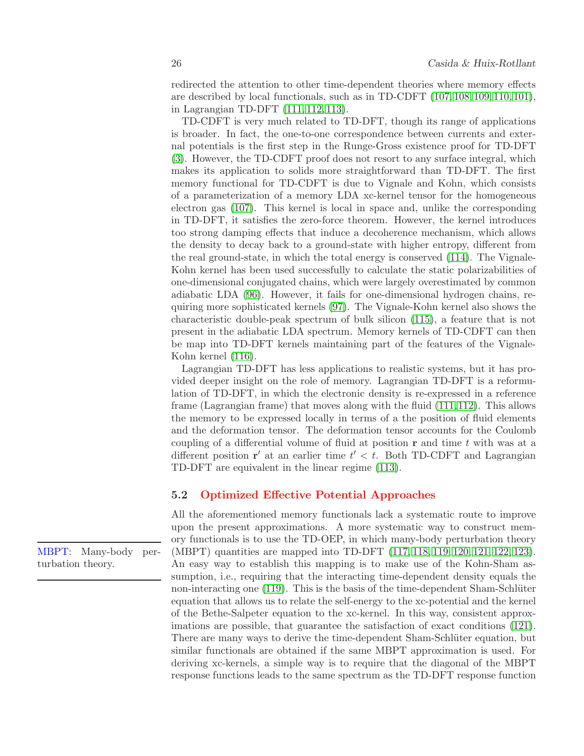redirected the attention to other time-dependent theories where memory effects are described by local functionals, such as in TD-CDFT (107, 108, 109, 110, 101), in Lagrangian TD-DFT (111, 112, 113).

TD-CDFT is very much related to TD-DFT, though its range of applications is broader. In fact, the one-to-one correspondence between currents and external potentials is the first step in the Runge-Gross existence proof for TD-DFT (3). However, the TD-CDFT proof does not resort to any surface integral, which makes its application to solids more straightforward than TD-DFT. The first memory functional for TD-CDFT is due to Vignale and Kohn, which consists of a parameterization of a memory LDA xc-kernel tensor for the homogeneous electron gas (107). This kernel is local in space and, unlike the corresponding in TD-DFT, it satisfies the zero-force theorem. However, the kernel introduces too strong damping effects that induce a decoherence mechanism, which allows the density to decay back to a ground-state with higher entropy, different from the real ground-state, in which the total energy is conserved (114). The Vignale-Kohn kernel has been used successfully to calculate the static polarizabilities of one-dimensional conjugated chains, which were largely overestimated by common adiabatic LDA (96). However, it fails for one-dimensional hydrogen chains, requiring more sophisticated kernels (97). The Vignale-Kohn kernel also shows the characteristic double-peak spectrum of bulk silicon (115), a feature that is not present in the adiabatic LDA spectrum. Memory kernels of TD-CDFT can then be map into TD-DFT kernels maintaining part of the features of the Vignale-Kohn kernel (116).

Lagrangian TD-DFT has less applications to realistic systems, but it has provided deeper insight on the role of memory. Lagrangian TD-DFT is a reformulation of TD-DFT, in which the electronic density is re-expressed in a reference frame (Lagrangian frame) that moves along with the fluid (111, 112). This allows the memory to be expressed locally in terms of a the position of fluid elements and the deformation tensor. The deformation tensor accounts for the Coulomb coupling of a differential volume of fluid at position $\mathbf{r}$ and time $t$ with was at a different position $\mathbf{r}'$ at an earlier time $t' < t$. Both TD-CDFT and Lagrangian TD-DFT are equivalent in the linear regime (113).

### 5.2 Optimized Effective Potential Approaches

MBPT: Many-body perturbation theory.

All the aforementioned memory functionals lack a systematic route to improve upon the present approximations. A more systematic way to construct memory functionals is to use the TD-OEP, in which many-body perturbation theory (MBPT) quantities are mapped into TD-DFT (117, 118, 119, 120, 121, 122, 123). An easy way to establish this mapping is to make use of the Kohn-Sham assumption, i.e., requiring that the interacting time-dependent density equals the non-interacting one (119). This is the basis of the time-dependent Sham-Schlüter equation that allows us to relate the self-energy to the xc-potential and the kernel of the Bethe-Salpeter equation to the xc-kernel. In this way, consistent approximations are possible, that guarantee the satisfaction of exact conditions (121). There are many ways to derive the time-dependent Sham-Schlüter equation, but similar functionals are obtained if the same MBPT approximation is used. For deriving xc-kernels, a simple way is to require that the diagonal of the MBPT response functions leads to the same spectrum as the TD-DFT response function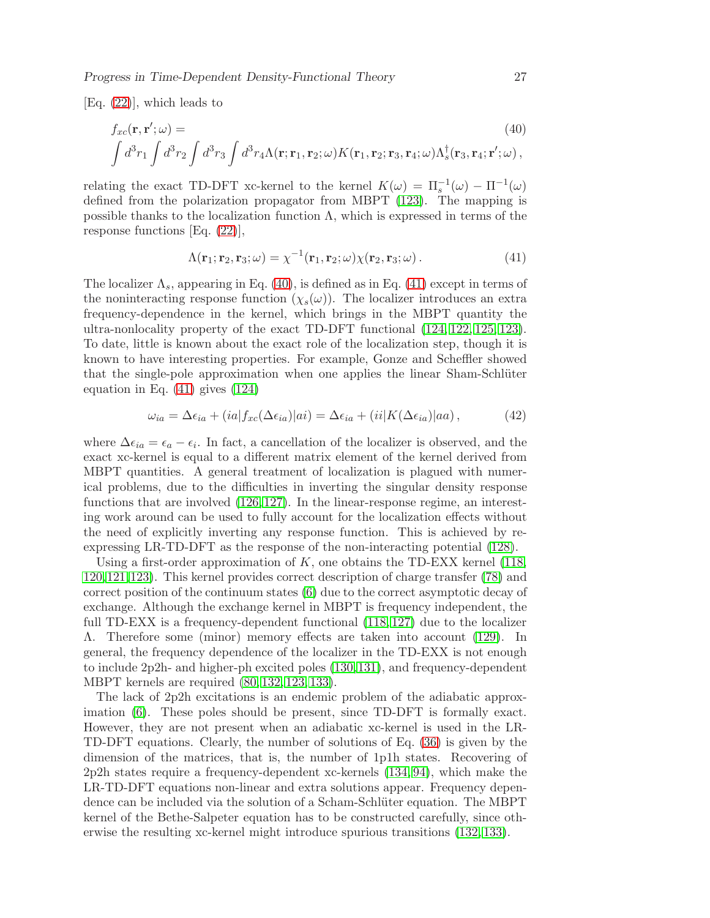[Eq. (22)], which leads to

$$f_{xc}(\mathbf{r},\mathbf{r}';\omega) = \tag{40}$$
$$\int d^3r_1 \int d^3r_2 \int d^3r_3 \int d^3r_4 \Lambda(\mathbf{r};\mathbf{r}_1,\mathbf{r}_2;\omega) K(\mathbf{r}_1,\mathbf{r}_2;\mathbf{r}_3,\mathbf{r}_4;\omega) \Lambda_s^\dagger(\mathbf{r}_3,\mathbf{r}_4;\mathbf{r}';\omega)\,,$$

relating the exact TD-DFT xc-kernel to the kernel $K(\omega) = \Pi_s^{-1}(\omega) - \Pi^{-1}(\omega)$ defined from the polarization propagator from MBPT (123). The mapping is possible thanks to the localization function $\Lambda$, which is expressed in terms of the response functions [Eq. (22)],

$$\Lambda(\mathbf{r}_1;\mathbf{r}_2,\mathbf{r}_3;\omega) = \chi^{-1}(\mathbf{r}_1,\mathbf{r}_2;\omega)\chi(\mathbf{r}_2,\mathbf{r}_3;\omega)\,. \tag{41}$$

The localizer $\Lambda_s$, appearing in Eq. (40), is defined as in Eq. (41) except in terms of the noninteracting response function ($\chi_s(\omega)$). The localizer introduces an extra frequency-dependence in the kernel, which brings in the MBPT quantity the ultra-nonlocality property of the exact TD-DFT functional (124, 122, 125, 123). To date, little is known about the exact role of the localization step, though it is known to have interesting properties. For example, Gonze and Scheffler showed that the single-pole approximation when one applies the linear Sham-Schlüter equation in Eq. (41) gives (124)

$$\omega_{ia} = \Delta\epsilon_{ia} + (ia|f_{xc}(\Delta\epsilon_{ia})|ai) = \Delta\epsilon_{ia} + (ii|K(\Delta\epsilon_{ia})|aa)\,, \tag{42}$$

where $\Delta\epsilon_{ia} = \epsilon_a - \epsilon_i$. In fact, a cancellation of the localizer is observed, and the exact xc-kernel is equal to a different matrix element of the kernel derived from MBPT quantities. A general treatment of localization is plagued with numerical problems, due to the difficulties in inverting the singular density response functions that are involved (126, 127). In the linear-response regime, an interesting work around can be used to fully account for the localization effects without the need of explicitly inverting any response function. This is achieved by re-expressing LR-TD-DFT as the response of the non-interacting potential (128).

Using a first-order approximation of $K$, one obtains the TD-EXX kernel (118, 120, 121, 123). This kernel provides correct description of charge transfer (78) and correct position of the continuum states (6) due to the correct asymptotic decay of exchange. Although the exchange kernel in MBPT is frequency independent, the full TD-EXX is a frequency-dependent functional (118, 127) due to the localizer $\Lambda$. Therefore some (minor) memory effects are taken into account (129). In general, the frequency dependence of the localizer in the TD-EXX is not enough to include 2p2h- and higher-ph excited poles (130, 131), and frequency-dependent MBPT kernels are required (80, 132, 123, 133).

The lack of 2p2h excitations is an endemic problem of the adiabatic approximation (6). These poles should be present, since TD-DFT is formally exact. However, they are not present when an adiabatic xc-kernel is used in the LR-TD-DFT equations. Clearly, the number of solutions of Eq. (36) is given by the dimension of the matrices, that is, the number of 1p1h states. Recovering of 2p2h states require a frequency-dependent xc-kernels (134, 94), which make the LR-TD-DFT equations non-linear and extra solutions appear. Frequency dependence can be included via the solution of a Scham-Schlüter equation. The MBPT kernel of the Bethe-Salpeter equation has to be constructed carefully, since otherwise the resulting xc-kernel might introduce spurious transitions (132, 133).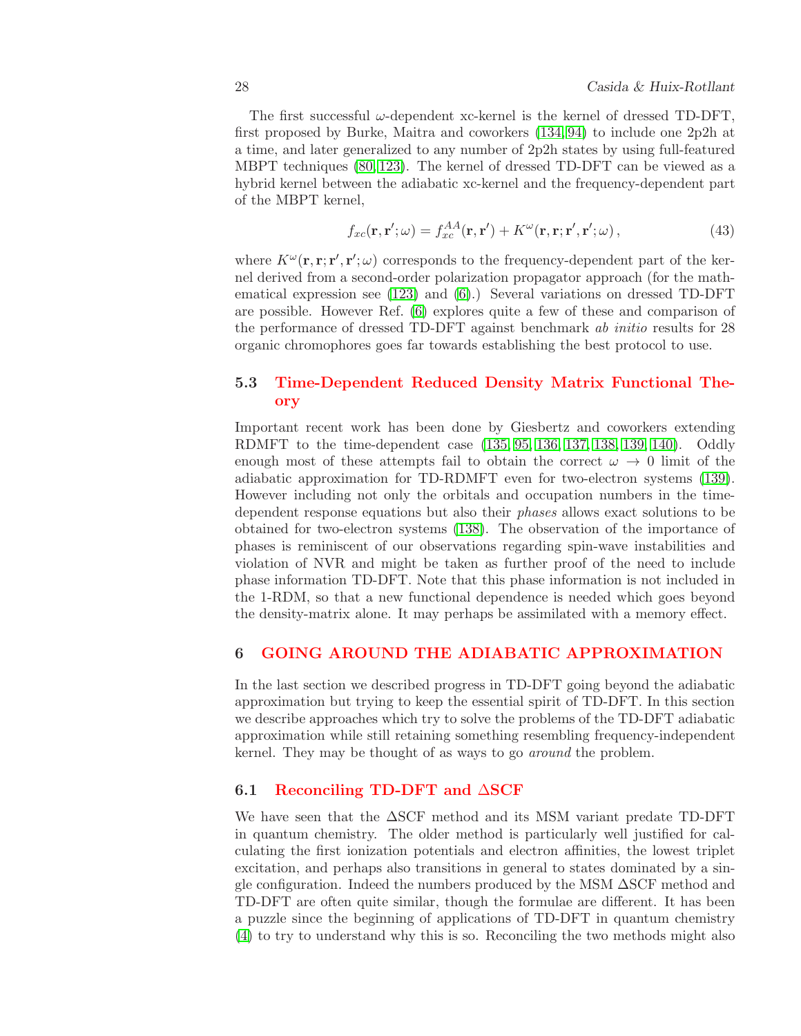The first successful $\omega$-dependent xc-kernel is the kernel of dressed TD-DFT, first proposed by Burke, Maitra and coworkers (134, 94) to include one 2p2h at a time, and later generalized to any number of 2p2h states by using full-featured MBPT techniques (80, 123). The kernel of dressed TD-DFT can be viewed as a hybrid kernel between the adiabatic xc-kernel and the frequency-dependent part of the MBPT kernel,

$$f_{xc}(\mathbf{r},\mathbf{r}';\omega) = f_{xc}^{AA}(\mathbf{r},\mathbf{r}') + K^{\omega}(\mathbf{r},\mathbf{r};\mathbf{r}',\mathbf{r}';\omega)\,, \tag{43}$$

where $K^{\omega}(\mathbf{r},\mathbf{r};\mathbf{r}',\mathbf{r}';\omega)$ corresponds to the frequency-dependent part of the kernel derived from a second-order polarization propagator approach (for the mathematical expression see (123) and (6).) Several variations on dressed TD-DFT are possible. However Ref. (6) explores quite a few of these and comparison of the performance of dressed TD-DFT against benchmark *ab initio* results for 28 organic chromophores goes far towards establishing the best protocol to use.

### 5.3 Time-Dependent Reduced Density Matrix Functional Theory

Important recent work has been done by Giesbertz and coworkers extending RDMFT to the time-dependent case (135, 95, 136, 137, 138, 139, 140). Oddly enough most of these attempts fail to obtain the correct $\omega \to 0$ limit of the adiabatic approximation for TD-RDMFT even for two-electron systems (139). However including not only the orbitals and occupation numbers in the time-dependent response equations but also their *phases* allows exact solutions to be obtained for two-electron systems (138). The observation of the importance of phases is reminiscent of our observations regarding spin-wave instabilities and violation of NVR and might be taken as further proof of the need to include phase information TD-DFT. Note that this phase information is not included in the 1-RDM, so that a new functional dependence is needed which goes beyond the density-matrix alone. It may perhaps be assimilated with a memory effect.

## 6 GOING AROUND THE ADIABATIC APPROXIMATION

In the last section we described progress in TD-DFT going beyond the adiabatic approximation but trying to keep the essential spirit of TD-DFT. In this section we describe approaches which try to solve the problems of the TD-DFT adiabatic approximation while still retaining something resembling frequency-independent kernel. They may be thought of as ways to go *around* the problem.

### 6.1 Reconciling TD-DFT and ΔSCF

We have seen that the ΔSCF method and its MSM variant predate TD-DFT in quantum chemistry. The older method is particularly well justified for calculating the first ionization potentials and electron affinities, the lowest triplet excitation, and perhaps also transitions in general to states dominated by a single configuration. Indeed the numbers produced by the MSM ΔSCF method and TD-DFT are often quite similar, though the formulae are different. It has been a puzzle since the beginning of applications of TD-DFT in quantum chemistry (4) to try to understand why this is so. Reconciling the two methods might also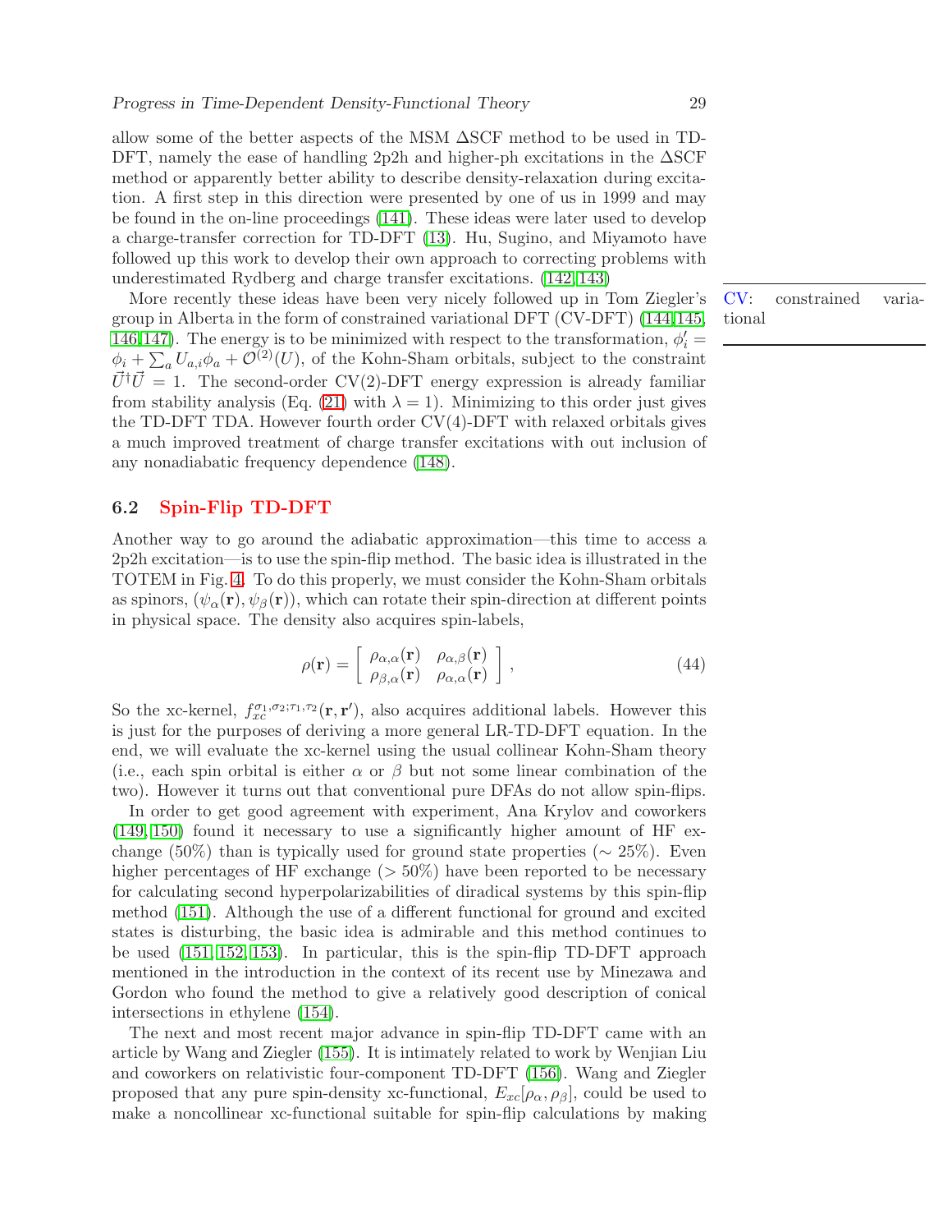allow some of the better aspects of the MSM ΔSCF method to be used in TD-DFT, namely the ease of handling 2p2h and higher-ph excitations in the ΔSCF method or apparently better ability to describe density-relaxation during excitation. A first step in this direction were presented by one of us in 1999 and may be found in the on-line proceedings (141). These ideas were later used to develop a charge-transfer correction for TD-DFT (13). Hu, Sugino, and Miyamoto have followed up this work to develop their own approach to correcting problems with underestimated Rydberg and charge transfer excitations. (142,143)

More recently these ideas have been very nicely followed up in Tom Ziegler's group in Alberta in the form of constrained variational DFT (CV-DFT) (144,145,146,147). The energy is to be minimized with respect to the transformation, $\phi_i' = \phi_i + \sum_a U_{a,i}\phi_a + \mathcal{O}^{(2)}(U)$, of the Kohn-Sham orbitals, subject to the constraint $\vec{U}^\dagger \vec{U} = 1$. The second-order CV(2)-DFT energy expression is already familiar from stability analysis (Eq. (21) with $\lambda = 1$). Minimizing to this order just gives the TD-DFT TDA. However fourth order CV(4)-DFT with relaxed orbitals gives a much improved treatment of charge transfer excitations with out inclusion of any nonadiabatic frequency dependence (148).

CV: constrained variational

### 6.2 Spin-Flip TD-DFT

Another way to go around the adiabatic approximation—this time to access a 2p2h excitation—is to use the spin-flip method. The basic idea is illustrated in the TOTEM in Fig. 4. To do this properly, we must consider the Kohn-Sham orbitals as spinors, $(\psi_\alpha(\mathbf{r}), \psi_\beta(\mathbf{r}))$, which can rotate their spin-direction at different points in physical space. The density also acquires spin-labels,

$$\rho(\mathbf{r}) = \left[ \begin{array}{cc} \rho_{\alpha,\alpha}(\mathbf{r}) & \rho_{\alpha,\beta}(\mathbf{r}) \\ \rho_{\beta,\alpha}(\mathbf{r}) & \rho_{\alpha,\alpha}(\mathbf{r}) \end{array} \right] , \tag{44}$$

So the xc-kernel, $f_{xc}^{\sigma_1,\sigma_2;\tau_1,\tau_2}(\mathbf{r},\mathbf{r}')$, also acquires additional labels. However this is just for the purposes of deriving a more general LR-TD-DFT equation. In the end, we will evaluate the xc-kernel using the usual collinear Kohn-Sham theory (i.e., each spin orbital is either $\alpha$ or $\beta$ but not some linear combination of the two). However it turns out that conventional pure DFAs do not allow spin-flips.

In order to get good agreement with experiment, Ana Krylov and coworkers (149, 150) found it necessary to use a significantly higher amount of HF exchange (50%) than is typically used for ground state properties ($\sim$ 25%). Even higher percentages of HF exchange (> 50%) have been reported to be necessary for calculating second hyperpolarizabilities of diradical systems by this spin-flip method (151). Although the use of a different functional for ground and excited states is disturbing, the basic idea is admirable and this method continues to be used (151, 152, 153). In particular, this is the spin-flip TD-DFT approach mentioned in the introduction in the context of its recent use by Minezawa and Gordon who found the method to give a relatively good description of conical intersections in ethylene (154).

The next and most recent major advance in spin-flip TD-DFT came with an article by Wang and Ziegler (155). It is intimately related to work by Wenjian Liu and coworkers on relativistic four-component TD-DFT (156). Wang and Ziegler proposed that any pure spin-density xc-functional, $E_{xc}[\rho_\alpha, \rho_\beta]$, could be used to make a noncollinear xc-functional suitable for spin-flip calculations by making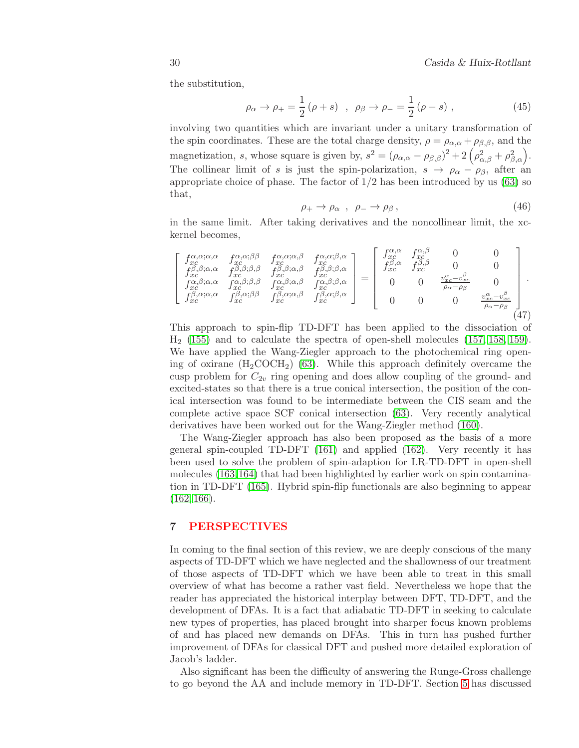the substitution,

$$\rho_\alpha \to \rho_+ = \frac{1}{2}(\rho + s) \;\;,\;\; \rho_\beta \to \rho_- = \frac{1}{2}(\rho - s)\;, \tag{45}$$

involving two quantities which are invariant under a unitary transformation of the spin coordinates. These are the total charge density, $\rho = \rho_{\alpha,\alpha} + \rho_{\beta,\beta}$, and the magnetization, $s$, whose square is given by, $s^2 = (\rho_{\alpha,\alpha} - \rho_{\beta,\beta})^2 + 2\left(\rho_{\alpha,\beta}^2 + \rho_{\beta,\alpha}^2\right)$. The collinear limit of $s$ is just the spin-polarization, $s \to \rho_\alpha - \rho_\beta$, after an appropriate choice of phase. The factor of $1/2$ has been introduced by us (63) so that,

$$\rho_+ \to \rho_\alpha \;\;,\;\; \rho_- \to \rho_\beta\;, \tag{46}$$

in the same limit. After taking derivatives and the noncollinear limit, the xc-kernel becomes,

$$\begin{bmatrix} f_{xc}^{\alpha,\alpha;\alpha,\alpha} & f_{xc}^{\alpha,\alpha;\beta\beta} & f_{xc}^{\alpha,\alpha;\alpha,\beta} & f_{xc}^{\alpha,\alpha;\beta,\alpha} \\ f_{xc}^{\beta,\beta;\alpha,\alpha} & f_{xc}^{\beta,\beta;\beta,\beta} & f_{xc}^{\beta,\beta;\alpha,\beta} & f_{xc}^{\beta,\beta;\beta,\alpha} \\ f_{xc}^{\alpha,\beta;\alpha,\alpha} & f_{xc}^{\alpha,\beta;\beta,\beta} & f_{xc}^{\alpha,\beta;\alpha,\beta} & f_{xc}^{\alpha,\beta;\beta,\alpha} \\ f_{xc}^{\beta,\alpha;\alpha,\alpha} & f_{xc}^{\beta,\alpha;\beta\beta} & f_{xc}^{\beta,\alpha;\alpha,\beta} & f_{xc}^{\beta,\alpha;\beta,\alpha} \end{bmatrix} = \begin{bmatrix} f_{xc}^{\alpha,\alpha} & f_{xc}^{\alpha,\beta} & 0 & 0 \\ f_{xc}^{\beta,\alpha} & f_{xc}^{\beta,\beta} & 0 & 0 \\ 0 & 0 & \frac{v_{xc}^{\alpha} - v_{xc}^{\beta}}{\rho_\alpha - \rho_\beta} & 0 \\ 0 & 0 & 0 & \frac{v_{xc}^{\alpha} - v_{xc}^{\beta}}{\rho_\alpha - \rho_\beta} \end{bmatrix}. \tag{47}$$

This approach to spin-flip TD-DFT has been applied to the dissociation of $H_2$ (155) and to calculate the spectra of open-shell molecules (157, 158, 159). We have applied the Wang-Ziegler approach to the photochemical ring opening of oxirane ($H_2COCH_2$) (63). While this approach definitely overcame the cusp problem for $C_{2v}$ ring opening and does allow coupling of the ground- and excited-states so that there is a true conical intersection, the position of the conical intersection was found to be intermediate between the CIS seam and the complete active space SCF conical intersection (63). Very recently analytical derivatives have been worked out for the Wang-Ziegler method (160).

The Wang-Ziegler approach has also been proposed as the basis of a more general spin-coupled TD-DFT (161) and applied (162). Very recently it has been used to solve the problem of spin-adaption for LR-TD-DFT in open-shell molecules (163,164) that had been highlighted by earlier work on spin contamination in TD-DFT (165). Hybrid spin-flip functionals are also beginning to appear (162, 166).

## 7 PERSPECTIVES

In coming to the final section of this review, we are deeply conscious of the many aspects of TD-DFT which we have neglected and the shallowness of our treatment of those aspects of TD-DFT which we have been able to treat in this small overview of what has become a rather vast field. Nevertheless we hope that the reader has appreciated the historical interplay between DFT, TD-DFT, and the development of DFAs. It is a fact that adiabatic TD-DFT in seeking to calculate new types of properties, has placed brought into sharper focus known problems of and has placed new demands on DFAs. This in turn has pushed further improvement of DFAs for classical DFT and pushed more detailed exploration of Jacob's ladder.

Also significant has been the difficulty of answering the Runge-Gross challenge to go beyond the AA and include memory in TD-DFT. Section 5 has discussed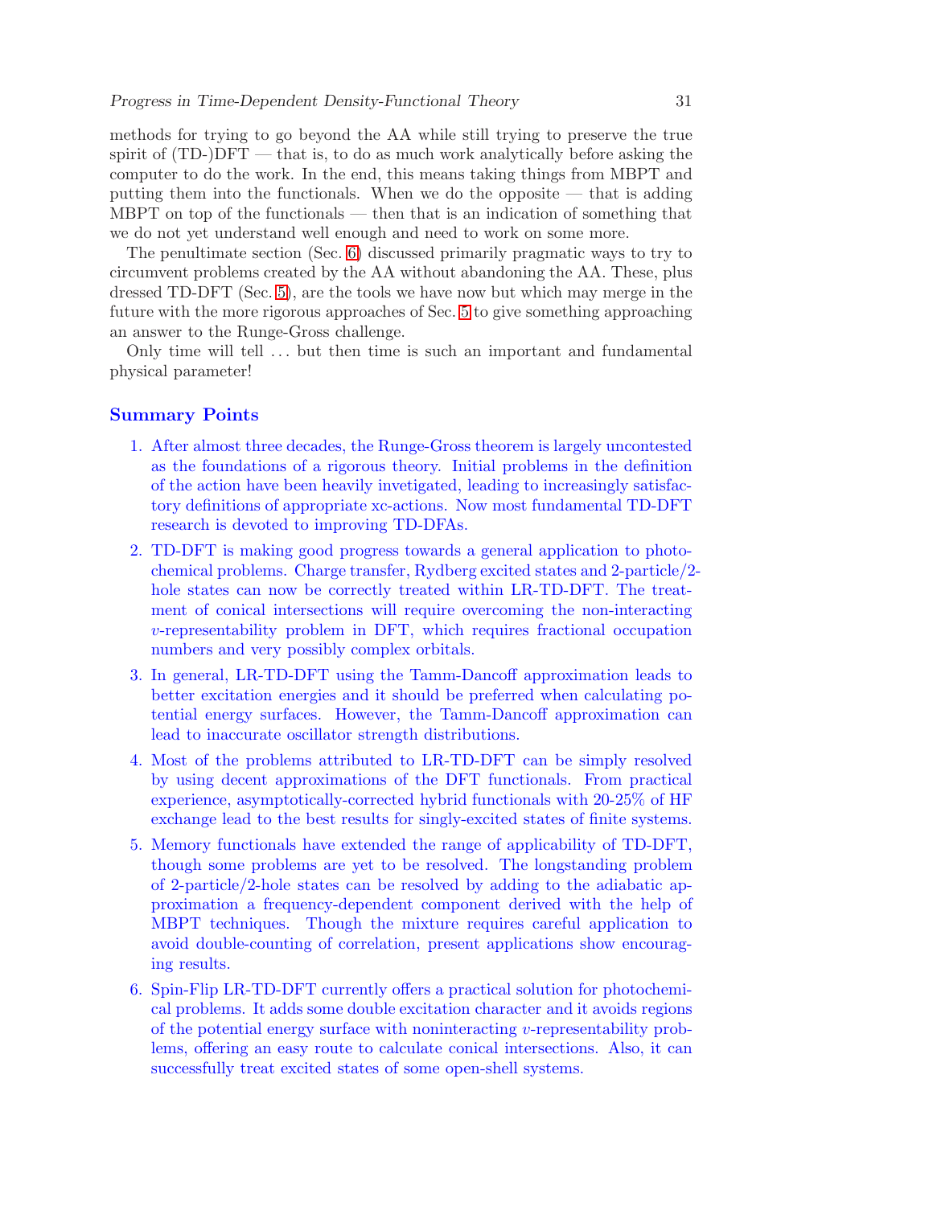methods for trying to go beyond the AA while still trying to preserve the true spirit of (TD-)DFT — that is, to do as much work analytically before asking the computer to do the work. In the end, this means taking things from MBPT and putting them into the functionals. When we do the opposite — that is adding MBPT on top of the functionals — then that is an indication of something that we do not yet understand well enough and need to work on some more.

The penultimate section (Sec. 6) discussed primarily pragmatic ways to try to circumvent problems created by the AA without abandoning the AA. These, plus dressed TD-DFT (Sec. 5), are the tools we have now but which may merge in the future with the more rigorous approaches of Sec. 5 to give something approaching an answer to the Runge-Gross challenge.

Only time will tell ... but then time is such an important and fundamental physical parameter!

## Summary Points

1. After almost three decades, the Runge-Gross theorem is largely uncontested as the foundations of a rigorous theory. Initial problems in the definition of the action have been heavily invetigated, leading to increasingly satisfactory definitions of appropriate xc-actions. Now most fundamental TD-DFT research is devoted to improving TD-DFAs.
2. TD-DFT is making good progress towards a general application to photochemical problems. Charge transfer, Rydberg excited states and 2-particle/2-hole states can now be correctly treated within LR-TD-DFT. The treatment of conical intersections will require overcoming the non-interacting $v$-representability problem in DFT, which requires fractional occupation numbers and very possibly complex orbitals.
3. In general, LR-TD-DFT using the Tamm-Dancoff approximation leads to better excitation energies and it should be preferred when calculating potential energy surfaces. However, the Tamm-Dancoff approximation can lead to inaccurate oscillator strength distributions.
4. Most of the problems attributed to LR-TD-DFT can be simply resolved by using decent approximations of the DFT functionals. From practical experience, asymptotically-corrected hybrid functionals with 20-25% of HF exchange lead to the best results for singly-excited states of finite systems.
5. Memory functionals have extended the range of applicability of TD-DFT, though some problems are yet to be resolved. The longstanding problem of 2-particle/2-hole states can be resolved by adding to the adiabatic approximation a frequency-dependent component derived with the help of MBPT techniques. Though the mixture requires careful application to avoid double-counting of correlation, present applications show encouraging results.
6. Spin-Flip LR-TD-DFT currently offers a practical solution for photochemical problems. It adds some double excitation character and it avoids regions of the potential energy surface with noninteracting $v$-representability problems, offering an easy route to calculate conical intersections. Also, it can successfully treat excited states of some open-shell systems.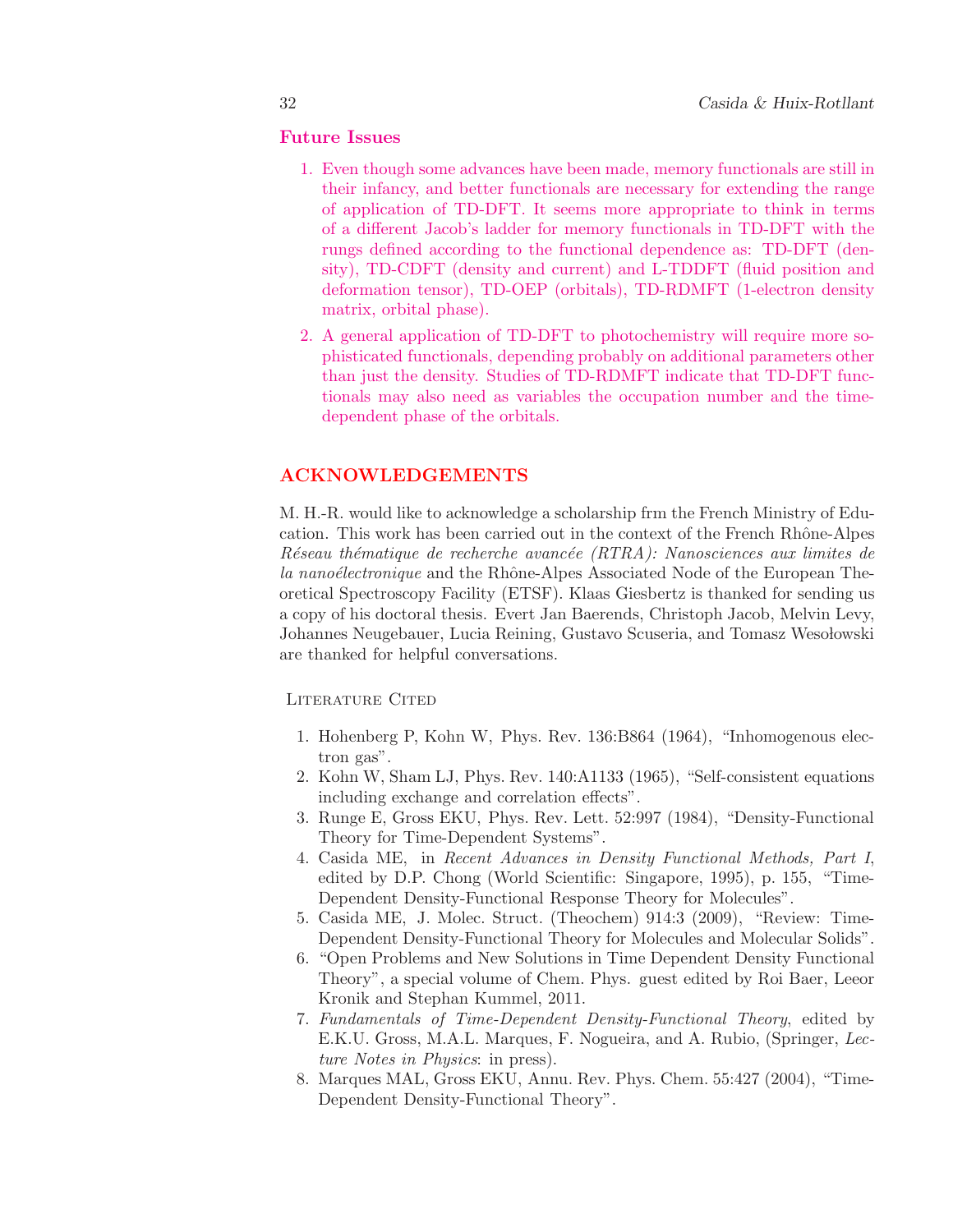## Future Issues

1. Even though some advances have been made, memory functionals are still in their infancy, and better functionals are necessary for extending the range of application of TD-DFT. It seems more appropriate to think in terms of a different Jacob's ladder for memory functionals in TD-DFT with the rungs defined according to the functional dependence as: TD-DFT (density), TD-CDFT (density and current) and L-TDDFT (fluid position and deformation tensor), TD-OEP (orbitals), TD-RDMFT (1-electron density matrix, orbital phase).
2. A general application of TD-DFT to photochemistry will require more sophisticated functionals, depending probably on additional parameters other than just the density. Studies of TD-RDMFT indicate that TD-DFT functionals may also need as variables the occupation number and the time-dependent phase of the orbitals.

# ACKNOWLEDGEMENTS

M. H.-R. would like to acknowledge a scholarship frm the French Ministry of Education. This work has been carried out in the context of the French Rhône-Alpes *Réseau thématique de recherche avancée (RTRA): Nanosciences aux limites de la nanoélectronique* and the Rhône-Alpes Associated Node of the European Theoretical Spectroscopy Facility (ETSF). Klaas Giesbertz is thanked for sending us a copy of his doctoral thesis. Evert Jan Baerends, Christoph Jacob, Melvin Levy, Johannes Neugebauer, Lucia Reining, Gustavo Scuseria, and Tomasz Wesołowski are thanked for helpful conversations.

## Literature Cited

1. Hohenberg P, Kohn W, Phys. Rev. 136:B864 (1964), "Inhomogenous electron gas".
2. Kohn W, Sham LJ, Phys. Rev. 140:A1133 (1965), "Self-consistent equations including exchange and correlation effects".
3. Runge E, Gross EKU, Phys. Rev. Lett. 52:997 (1984), "Density-Functional Theory for Time-Dependent Systems".
4. Casida ME, in *Recent Advances in Density Functional Methods, Part I*, edited by D.P. Chong (World Scientific: Singapore, 1995), p. 155, "Time-Dependent Density-Functional Response Theory for Molecules".
5. Casida ME, J. Molec. Struct. (Theochem) 914:3 (2009), "Review: Time-Dependent Density-Functional Theory for Molecules and Molecular Solids".
6. "Open Problems and New Solutions in Time Dependent Density Functional Theory", a special volume of Chem. Phys. guest edited by Roi Baer, Leeor Kronik and Stephan Kummel, 2011.
7. *Fundamentals of Time-Dependent Density-Functional Theory*, edited by E.K.U. Gross, M.A.L. Marques, F. Nogueira, and A. Rubio, (Springer, *Lecture Notes in Physics*: in press).
8. Marques MAL, Gross EKU, Annu. Rev. Phys. Chem. 55:427 (2004), "Time-Dependent Density-Functional Theory".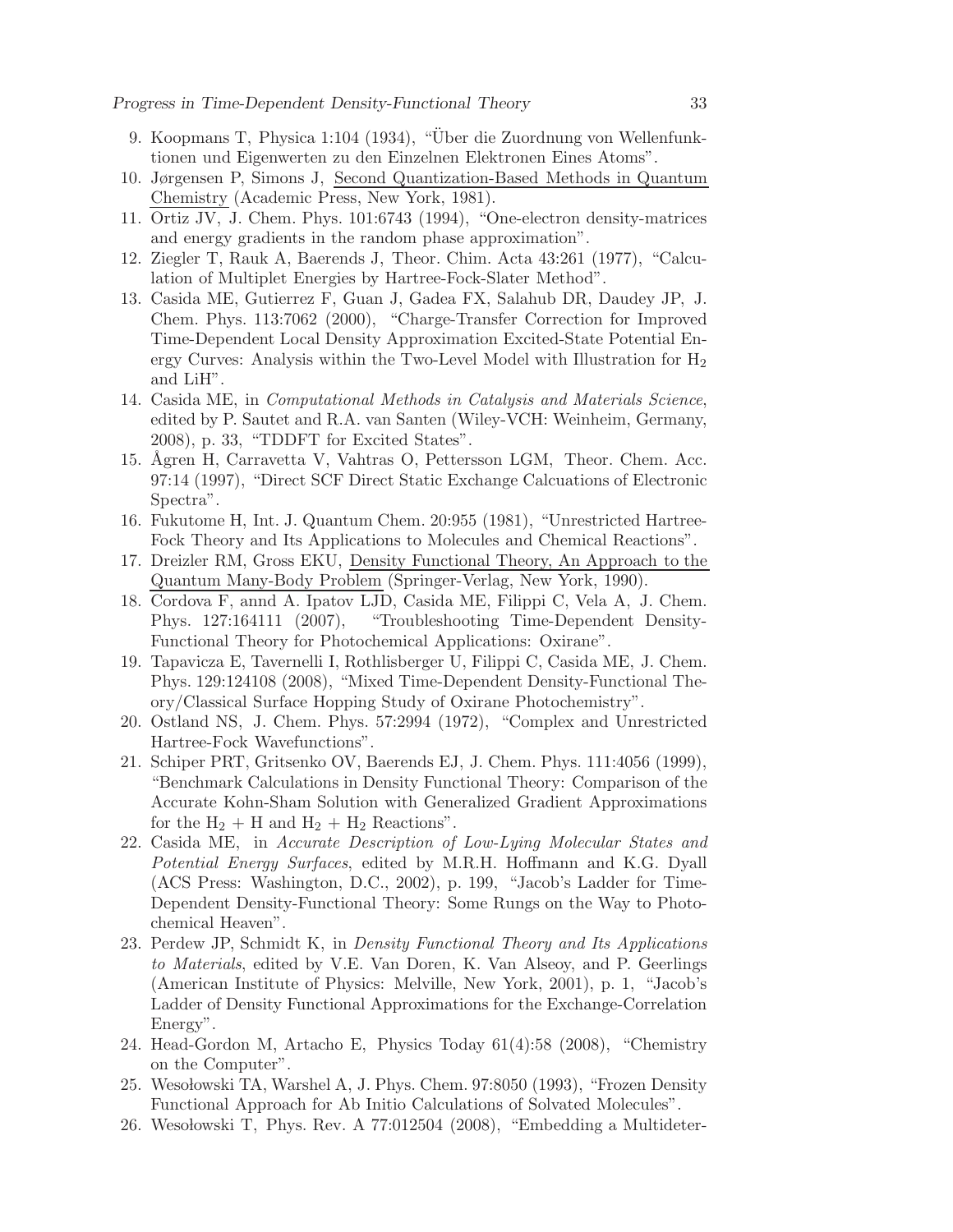9. Koopmans T, Physica 1:104 (1934), "Über die Zuordnung von Wellenfunktionen und Eigenwerten zu den Einzelnen Elektronen Eines Atoms".
10. Jørgensen P, Simons J, <u>Second Quantization-Based Methods in Quantum Chemistry</u> (Academic Press, New York, 1981).
11. Ortiz JV, J. Chem. Phys. 101:6743 (1994), "One-electron density-matrices and energy gradients in the random phase approximation".
12. Ziegler T, Rauk A, Baerends J, Theor. Chim. Acta 43:261 (1977), "Calculation of Multiplet Energies by Hartree-Fock-Slater Method".
13. Casida ME, Gutierrez F, Guan J, Gadea FX, Salahub DR, Daudey JP, J. Chem. Phys. 113:7062 (2000), "Charge-Transfer Correction for Improved Time-Dependent Local Density Approximation Excited-State Potential Energy Curves: Analysis within the Two-Level Model with Illustration for $H_2$ and LiH".
14. Casida ME, in *Computational Methods in Catalysis and Materials Science*, edited by P. Sautet and R.A. van Santen (Wiley-VCH: Weinheim, Germany, 2008), p. 33, "TDDFT for Excited States".
15. Ågren H, Carravetta V, Vahtras O, Pettersson LGM, Theor. Chem. Acc. 97:14 (1997), "Direct SCF Direct Static Exchange Calcuations of Electronic Spectra".
16. Fukutome H, Int. J. Quantum Chem. 20:955 (1981), "Unrestricted Hartree-Fock Theory and Its Applications to Molecules and Chemical Reactions".
17. Dreizler RM, Gross EKU, <u>Density Functional Theory, An Approach to the Quantum Many-Body Problem</u> (Springer-Verlag, New York, 1990).
18. Cordova F, annd A. Ipatov LJD, Casida ME, Filippi C, Vela A, J. Chem. Phys. 127:164111 (2007), "Troubleshooting Time-Dependent Density-Functional Theory for Photochemical Applications: Oxirane".
19. Tapavicza E, Tavernelli I, Rothlisberger U, Filippi C, Casida ME, J. Chem. Phys. 129:124108 (2008), "Mixed Time-Dependent Density-Functional Theory/Classical Surface Hopping Study of Oxirane Photochemistry".
20. Ostland NS, J. Chem. Phys. 57:2994 (1972), "Complex and Unrestricted Hartree-Fock Wavefunctions".
21. Schiper PRT, Gritsenko OV, Baerends EJ, J. Chem. Phys. 111:4056 (1999), "Benchmark Calculations in Density Functional Theory: Comparison of the Accurate Kohn-Sham Solution with Generalized Gradient Approximations for the $H_2$ + H and $H_2$ + $H_2$ Reactions".
22. Casida ME, in *Accurate Description of Low-Lying Molecular States and Potential Energy Surfaces*, edited by M.R.H. Hoffmann and K.G. Dyall (ACS Press: Washington, D.C., 2002), p. 199, "Jacob's Ladder for Time-Dependent Density-Functional Theory: Some Rungs on the Way to Photochemical Heaven".
23. Perdew JP, Schmidt K, in *Density Functional Theory and Its Applications to Materials*, edited by V.E. Van Doren, K. Van Alseoy, and P. Geerlings (American Institute of Physics: Melville, New York, 2001), p. 1, "Jacob's Ladder of Density Functional Approximations for the Exchange-Correlation Energy".
24. Head-Gordon M, Artacho E, Physics Today 61(4):58 (2008), "Chemistry on the Computer".
25. Wesołowski TA, Warshel A, J. Phys. Chem. 97:8050 (1993), "Frozen Density Functional Approach for Ab Initio Calculations of Solvated Molecules".
26. Wesołowski T, Phys. Rev. A 77:012504 (2008), "Embedding a Multideter-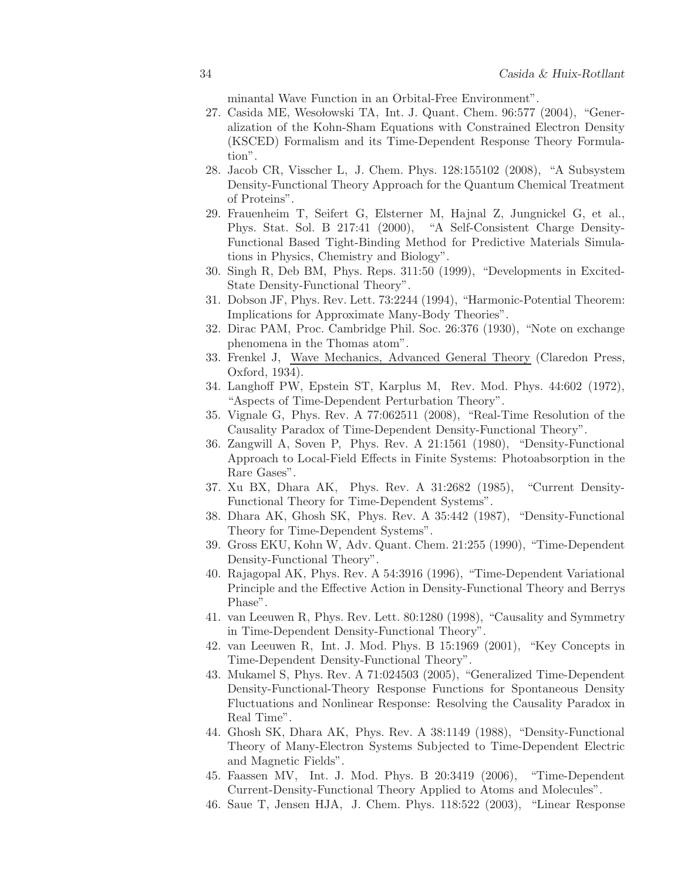minantal Wave Function in an Orbital-Free Environment".

27. Casida ME, Wesołowski TA, Int. J. Quant. Chem. 96:577 (2004), "Generalization of the Kohn-Sham Equations with Constrained Electron Density (KSCED) Formalism and its Time-Dependent Response Theory Formulation".
28. Jacob CR, Visscher L, J. Chem. Phys. 128:155102 (2008), "A Subsystem Density-Functional Theory Approach for the Quantum Chemical Treatment of Proteins".
29. Frauenheim T, Seifert G, Elsterner M, Hajnal Z, Jungnickel G, et al., Phys. Stat. Sol. B 217:41 (2000), "A Self-Consistent Charge Density-Functional Based Tight-Binding Method for Predictive Materials Simulations in Physics, Chemistry and Biology".
30. Singh R, Deb BM, Phys. Reps. 311:50 (1999), "Developments in Excited-State Density-Functional Theory".
31. Dobson JF, Phys. Rev. Lett. 73:2244 (1994), "Harmonic-Potential Theorem: Implications for Approximate Many-Body Theories".
32. Dirac PAM, Proc. Cambridge Phil. Soc. 26:376 (1930), "Note on exchange phenomena in the Thomas atom".
33. Frenkel J, Wave Mechanics, Advanced General Theory (Claredon Press, Oxford, 1934).
34. Langhoff PW, Epstein ST, Karplus M, Rev. Mod. Phys. 44:602 (1972), "Aspects of Time-Dependent Perturbation Theory".
35. Vignale G, Phys. Rev. A 77:062511 (2008), "Real-Time Resolution of the Causality Paradox of Time-Dependent Density-Functional Theory".
36. Zangwill A, Soven P, Phys. Rev. A 21:1561 (1980), "Density-Functional Approach to Local-Field Effects in Finite Systems: Photoabsorption in the Rare Gases".
37. Xu BX, Dhara AK, Phys. Rev. A 31:2682 (1985), "Current Density-Functional Theory for Time-Dependent Systems".
38. Dhara AK, Ghosh SK, Phys. Rev. A 35:442 (1987), "Density-Functional Theory for Time-Dependent Systems".
39. Gross EKU, Kohn W, Adv. Quant. Chem. 21:255 (1990), "Time-Dependent Density-Functional Theory".
40. Rajagopal AK, Phys. Rev. A 54:3916 (1996), "Time-Dependent Variational Principle and the Effective Action in Density-Functional Theory and Berrys Phase".
41. van Leeuwen R, Phys. Rev. Lett. 80:1280 (1998), "Causality and Symmetry in Time-Dependent Density-Functional Theory".
42. van Leeuwen R, Int. J. Mod. Phys. B 15:1969 (2001), "Key Concepts in Time-Dependent Density-Functional Theory".
43. Mukamel S, Phys. Rev. A 71:024503 (2005), "Generalized Time-Dependent Density-Functional-Theory Response Functions for Spontaneous Density Fluctuations and Nonlinear Response: Resolving the Causality Paradox in Real Time".
44. Ghosh SK, Dhara AK, Phys. Rev. A 38:1149 (1988), "Density-Functional Theory of Many-Electron Systems Subjected to Time-Dependent Electric and Magnetic Fields".
45. Faassen MV, Int. J. Mod. Phys. B 20:3419 (2006), "Time-Dependent Current-Density-Functional Theory Applied to Atoms and Molecules".
46. Saue T, Jensen HJA, J. Chem. Phys. 118:522 (2003), "Linear Response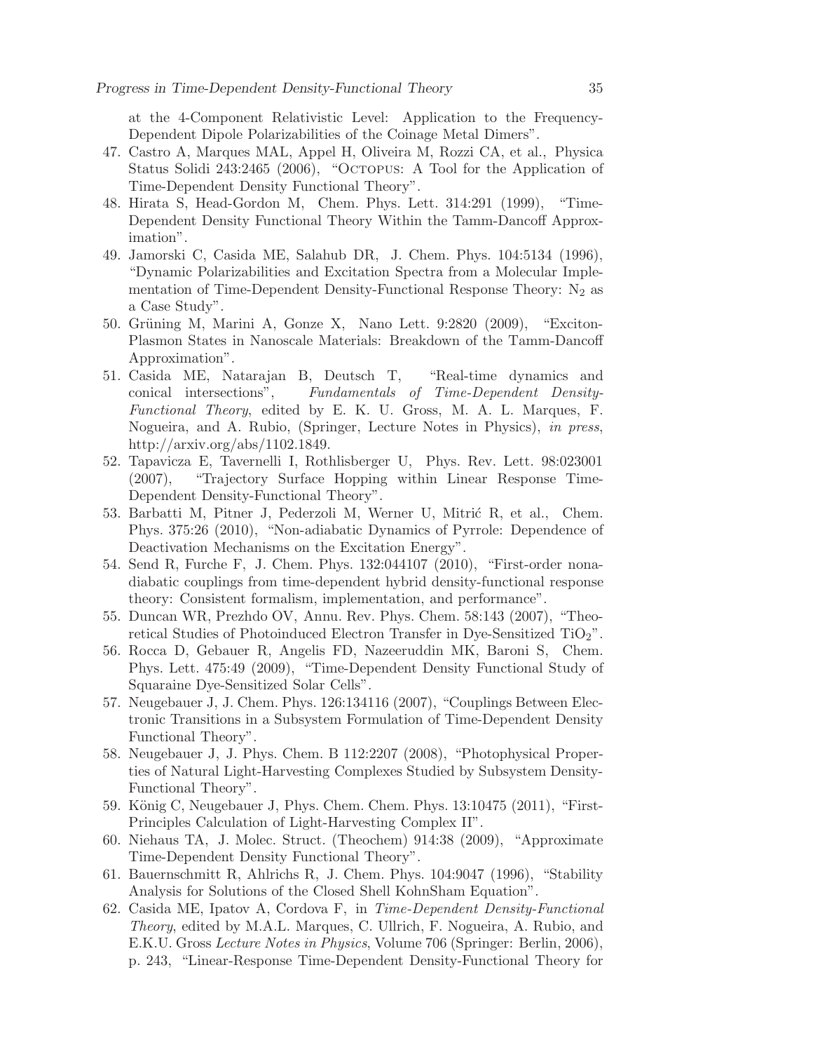at the 4-Component Relativistic Level: Application to the Frequency-Dependent Dipole Polarizabilities of the Coinage Metal Dimers".

47. Castro A, Marques MAL, Appel H, Oliveira M, Rozzi CA, et al., Physica Status Solidi 243:2465 (2006), "Octopus: A Tool for the Application of Time-Dependent Density Functional Theory".
48. Hirata S, Head-Gordon M, Chem. Phys. Lett. 314:291 (1999), "Time-Dependent Density Functional Theory Within the Tamm-Dancoff Approximation".
49. Jamorski C, Casida ME, Salahub DR, J. Chem. Phys. 104:5134 (1996), "Dynamic Polarizabilities and Excitation Spectra from a Molecular Implementation of Time-Dependent Density-Functional Response Theory: $N_2$ as a Case Study".
50. Grüning M, Marini A, Gonze X, Nano Lett. 9:2820 (2009), "Exciton-Plasmon States in Nanoscale Materials: Breakdown of the Tamm-Dancoff Approximation".
51. Casida ME, Natarajan B, Deutsch T, "Real-time dynamics and conical intersections", *Fundamentals of Time-Dependent Density-Functional Theory*, edited by E. K. U. Gross, M. A. L. Marques, F. Nogueira, and A. Rubio, (Springer, Lecture Notes in Physics), *in press*, http://arxiv.org/abs/1102.1849.
52. Tapavicza E, Tavernelli I, Rothlisberger U, Phys. Rev. Lett. 98:023001 (2007), "Trajectory Surface Hopping within Linear Response Time-Dependent Density-Functional Theory".
53. Barbatti M, Pitner J, Pederzoli M, Werner U, Mitrić R, et al., Chem. Phys. 375:26 (2010), "Non-adiabatic Dynamics of Pyrrole: Dependence of Deactivation Mechanisms on the Excitation Energy".
54. Send R, Furche F, J. Chem. Phys. 132:044107 (2010), "First-order nonadiabatic couplings from time-dependent hybrid density-functional response theory: Consistent formalism, implementation, and performance".
55. Duncan WR, Prezhdo OV, Annu. Rev. Phys. Chem. 58:143 (2007), "Theoretical Studies of Photoinduced Electron Transfer in Dye-Sensitized $TiO_2$".
56. Rocca D, Gebauer R, Angelis FD, Nazeeruddin MK, Baroni S, Chem. Phys. Lett. 475:49 (2009), "Time-Dependent Density Functional Study of Squaraine Dye-Sensitized Solar Cells".
57. Neugebauer J, J. Chem. Phys. 126:134116 (2007), "Couplings Between Electronic Transitions in a Subsystem Formulation of Time-Dependent Density Functional Theory".
58. Neugebauer J, J. Phys. Chem. B 112:2207 (2008), "Photophysical Properties of Natural Light-Harvesting Complexes Studied by Subsystem Density-Functional Theory".
59. König C, Neugebauer J, Phys. Chem. Chem. Phys. 13:10475 (2011), "First-Principles Calculation of Light-Harvesting Complex II".
60. Niehaus TA, J. Molec. Struct. (Theochem) 914:38 (2009), "Approximate Time-Dependent Density Functional Theory".
61. Bauernschmitt R, Ahlrichs R, J. Chem. Phys. 104:9047 (1996), "Stability Analysis for Solutions of the Closed Shell KohnSham Equation".
62. Casida ME, Ipatov A, Cordova F, in *Time-Dependent Density-Functional Theory*, edited by M.A.L. Marques, C. Ullrich, F. Nogueira, A. Rubio, and E.K.U. Gross *Lecture Notes in Physics*, Volume 706 (Springer: Berlin, 2006), p. 243, "Linear-Response Time-Dependent Density-Functional Theory for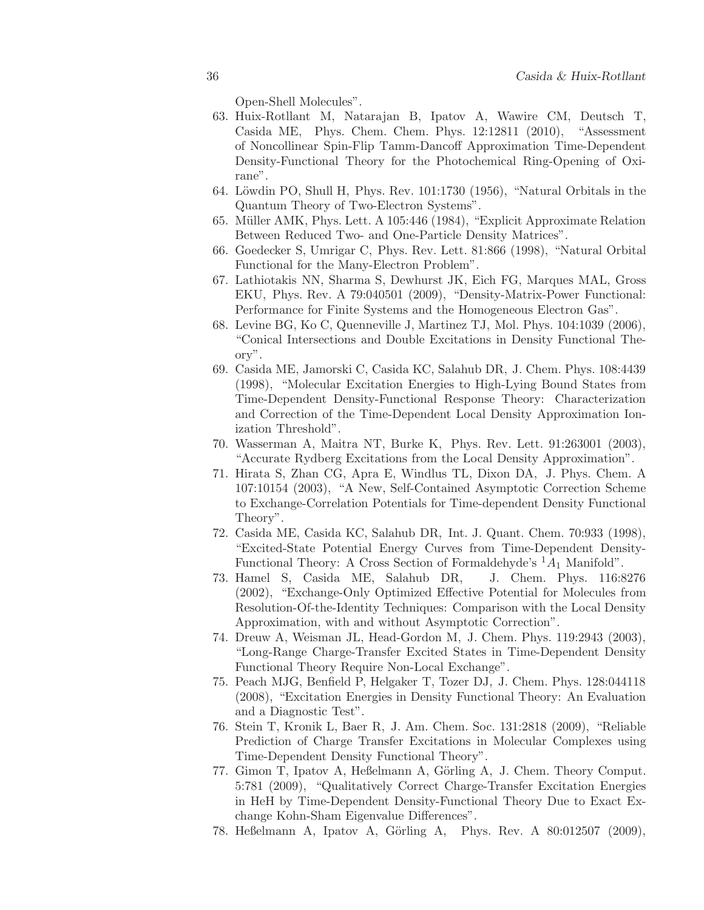Open-Shell Molecules".

63. Huix-Rotllant M, Natarajan B, Ipatov A, Wawire CM, Deutsch T, Casida ME, Phys. Chem. Chem. Phys. 12:12811 (2010), "Assessment of Noncollinear Spin-Flip Tamm-Dancoff Approximation Time-Dependent Density-Functional Theory for the Photochemical Ring-Opening of Oxirane".
64. Löwdin PO, Shull H, Phys. Rev. 101:1730 (1956), "Natural Orbitals in the Quantum Theory of Two-Electron Systems".
65. Müller AMK, Phys. Lett. A 105:446 (1984), "Explicit Approximate Relation Between Reduced Two- and One-Particle Density Matrices".
66. Goedecker S, Umrigar C, Phys. Rev. Lett. 81:866 (1998), "Natural Orbital Functional for the Many-Electron Problem".
67. Lathiotakis NN, Sharma S, Dewhurst JK, Eich FG, Marques MAL, Gross EKU, Phys. Rev. A 79:040501 (2009), "Density-Matrix-Power Functional: Performance for Finite Systems and the Homogeneous Electron Gas".
68. Levine BG, Ko C, Quenneville J, Martinez TJ, Mol. Phys. 104:1039 (2006), "Conical Intersections and Double Excitations in Density Functional Theory".
69. Casida ME, Jamorski C, Casida KC, Salahub DR, J. Chem. Phys. 108:4439 (1998), "Molecular Excitation Energies to High-Lying Bound States from Time-Dependent Density-Functional Response Theory: Characterization and Correction of the Time-Dependent Local Density Approximation Ionization Threshold".
70. Wasserman A, Maitra NT, Burke K, Phys. Rev. Lett. 91:263001 (2003), "Accurate Rydberg Excitations from the Local Density Approximation".
71. Hirata S, Zhan CG, Apra E, Windlus TL, Dixon DA, J. Phys. Chem. A 107:10154 (2003), "A New, Self-Contained Asymptotic Correction Scheme to Exchange-Correlation Potentials for Time-dependent Density Functional Theory".
72. Casida ME, Casida KC, Salahub DR, Int. J. Quant. Chem. 70:933 (1998), "Excited-State Potential Energy Curves from Time-Dependent Density-Functional Theory: A Cross Section of Formaldehyde's ${}^1A_1$ Manifold".
73. Hamel S, Casida ME, Salahub DR, J. Chem. Phys. 116:8276 (2002), "Exchange-Only Optimized Effective Potential for Molecules from Resolution-Of-the-Identity Techniques: Comparison with the Local Density Approximation, with and without Asymptotic Correction".
74. Dreuw A, Weisman JL, Head-Gordon M, J. Chem. Phys. 119:2943 (2003), "Long-Range Charge-Transfer Excited States in Time-Dependent Density Functional Theory Require Non-Local Exchange".
75. Peach MJG, Benfield P, Helgaker T, Tozer DJ, J. Chem. Phys. 128:044118 (2008), "Excitation Energies in Density Functional Theory: An Evaluation and a Diagnostic Test".
76. Stein T, Kronik L, Baer R, J. Am. Chem. Soc. 131:2818 (2009), "Reliable Prediction of Charge Transfer Excitations in Molecular Complexes using Time-Dependent Density Functional Theory".
77. Gimon T, Ipatov A, Heßelmann A, Görling A, J. Chem. Theory Comput. 5:781 (2009), "Qualitatively Correct Charge-Transfer Excitation Energies in HeH by Time-Dependent Density-Functional Theory Due to Exact Exchange Kohn-Sham Eigenvalue Differences".
78. Heßelmann A, Ipatov A, Görling A, Phys. Rev. A 80:012507 (2009),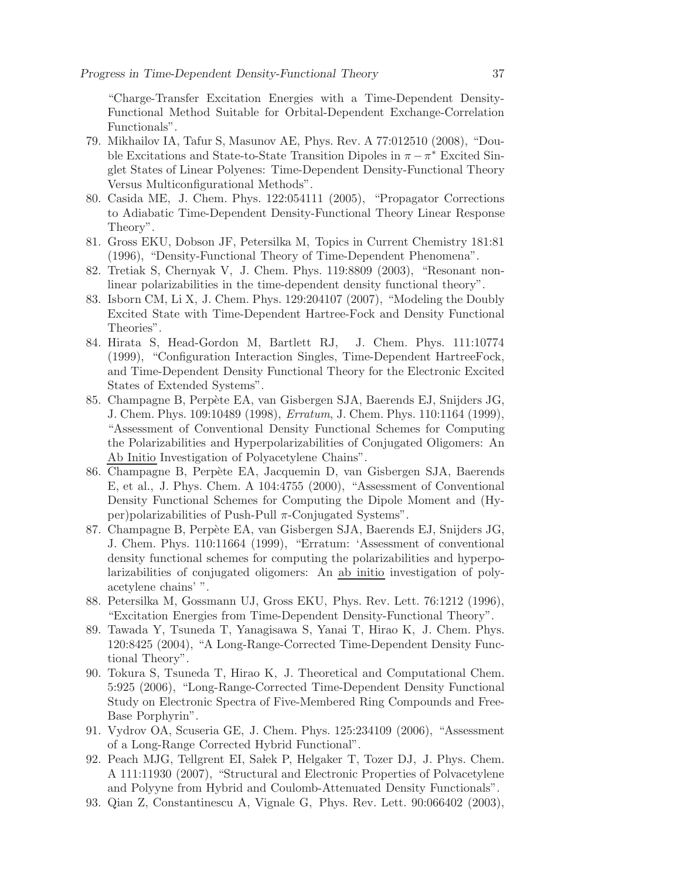"Charge-Transfer Excitation Energies with a Time-Dependent Density-Functional Method Suitable for Orbital-Dependent Exchange-Correlation Functionals".

79. Mikhailov IA, Tafur S, Masunov AE, Phys. Rev. A 77:012510 (2008), "Double Excitations and State-to-State Transition Dipoles in $\pi-\pi^*$ Excited Singlet States of Linear Polyenes: Time-Dependent Density-Functional Theory Versus Multiconfigurational Methods".
80. Casida ME, J. Chem. Phys. 122:054111 (2005), "Propagator Corrections to Adiabatic Time-Dependent Density-Functional Theory Linear Response Theory".
81. Gross EKU, Dobson JF, Petersilka M, Topics in Current Chemistry 181:81 (1996), "Density-Functional Theory of Time-Dependent Phenomena".
82. Tretiak S, Chernyak V, J. Chem. Phys. 119:8809 (2003), "Resonant nonlinear polarizabilities in the time-dependent density functional theory".
83. Isborn CM, Li X, J. Chem. Phys. 129:204107 (2007), "Modeling the Doubly Excited State with Time-Dependent Hartree-Fock and Density Functional Theories".
84. Hirata S, Head-Gordon M, Bartlett RJ, J. Chem. Phys. 111:10774 (1999), "Configuration Interaction Singles, Time-Dependent HartreeFock, and Time-Dependent Density Functional Theory for the Electronic Excited States of Extended Systems".
85. Champagne B, Perpète EA, van Gisbergen SJA, Baerends EJ, Snijders JG, J. Chem. Phys. 109:10489 (1998), *Erratum*, J. Chem. Phys. 110:1164 (1999), "Assessment of Conventional Density Functional Schemes for Computing the Polarizabilities and Hyperpolarizabilities of Conjugated Oligomers: An Ab Initio Investigation of Polyacetylene Chains".
86. Champagne B, Perpète EA, Jacquemin D, van Gisbergen SJA, Baerends E, et al., J. Phys. Chem. A 104:4755 (2000), "Assessment of Conventional Density Functional Schemes for Computing the Dipole Moment and (Hyper)polarizabilities of Push-Pull $\pi$-Conjugated Systems".
87. Champagne B, Perpète EA, van Gisbergen SJA, Baerends EJ, Snijders JG, J. Chem. Phys. 110:11664 (1999), "Erratum: 'Assessment of conventional density functional schemes for computing the polarizabilities and hyperpolarizabilities of conjugated oligomers: An ab initio investigation of polyacetylene chains' ".
88. Petersilka M, Gossmann UJ, Gross EKU, Phys. Rev. Lett. 76:1212 (1996), "Excitation Energies from Time-Dependent Density-Functional Theory".
89. Tawada Y, Tsuneda T, Yanagisawa S, Yanai T, Hirao K, J. Chem. Phys. 120:8425 (2004), "A Long-Range-Corrected Time-Dependent Density Functional Theory".
90. Tokura S, Tsuneda T, Hirao K, J. Theoretical and Computational Chem. 5:925 (2006), "Long-Range-Corrected Time-Dependent Density Functional Study on Electronic Spectra of Five-Membered Ring Compounds and Free-Base Porphyrin".
91. Vydrov OA, Scuseria GE, J. Chem. Phys. 125:234109 (2006), "Assessment of a Long-Range Corrected Hybrid Functional".
92. Peach MJG, Tellgrent EI, Sałek P, Helgaker T, Tozer DJ, J. Phys. Chem. A 111:11930 (2007), "Structural and Electronic Properties of Polvacetylene and Polyyne from Hybrid and Coulomb-Attenuated Density Functionals".
93. Qian Z, Constantinescu A, Vignale G, Phys. Rev. Lett. 90:066402 (2003),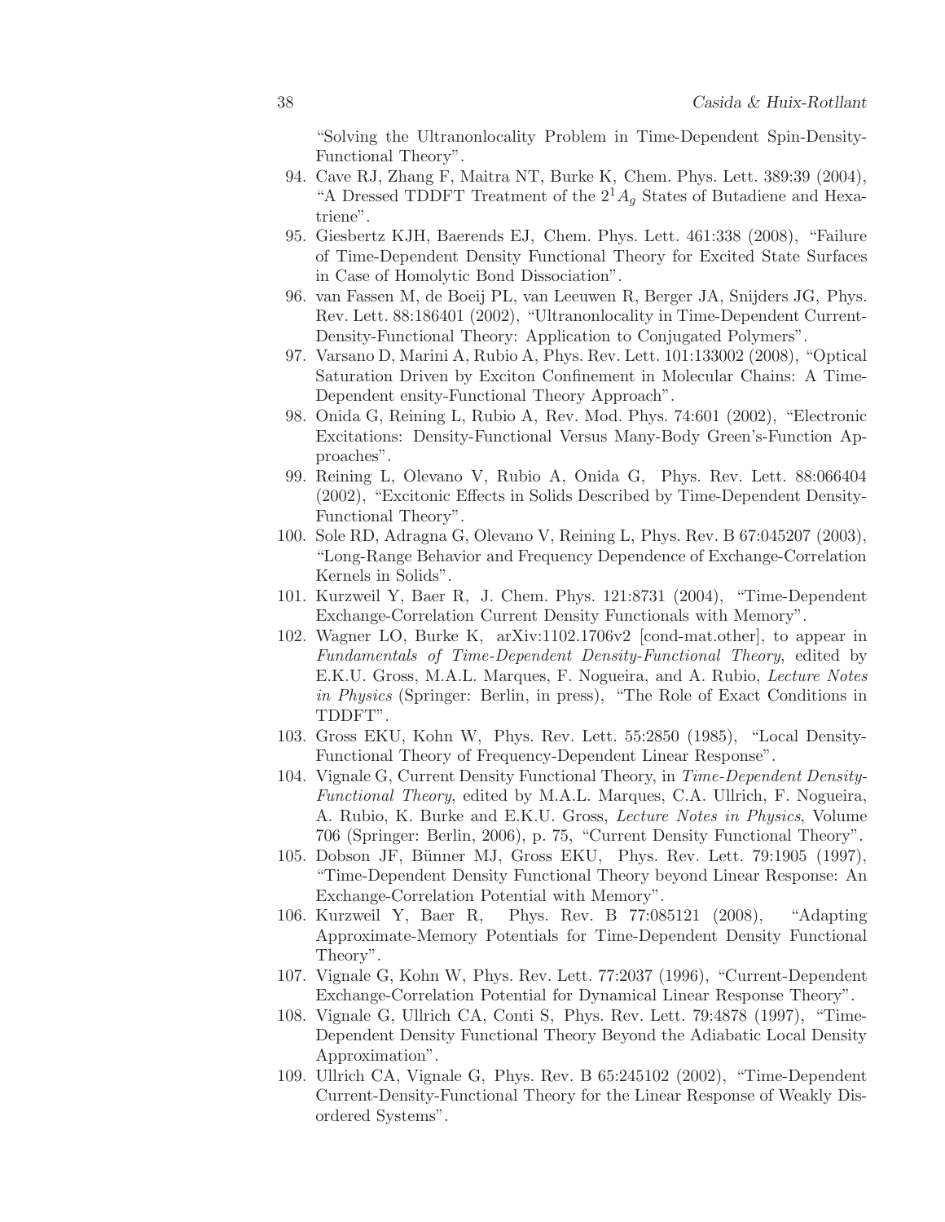"Solving the Ultranonlocality Problem in Time-Dependent Spin-Density-Functional Theory".

94. Cave RJ, Zhang F, Maitra NT, Burke K, Chem. Phys. Lett. 389:39 (2004), "A Dressed TDDFT Treatment of the $2^1A_g$ States of Butadiene and Hexatriene".
95. Giesbertz KJH, Baerends EJ, Chem. Phys. Lett. 461:338 (2008), "Failure of Time-Dependent Density Functional Theory for Excited State Surfaces in Case of Homolytic Bond Dissociation".
96. van Fassen M, de Boeij PL, van Leeuwen R, Berger JA, Snijders JG, Phys. Rev. Lett. 88:186401 (2002), "Ultranonlocality in Time-Dependent Current-Density-Functional Theory: Application to Conjugated Polymers".
97. Varsano D, Marini A, Rubio A, Phys. Rev. Lett. 101:133002 (2008), "Optical Saturation Driven by Exciton Confinement in Molecular Chains: A Time-Dependent ensity-Functional Theory Approach".
98. Onida G, Reining L, Rubio A, Rev. Mod. Phys. 74:601 (2002), "Electronic Excitations: Density-Functional Versus Many-Body Green's-Function Approaches".
99. Reining L, Olevano V, Rubio A, Onida G, Phys. Rev. Lett. 88:066404 (2002), "Excitonic Effects in Solids Described by Time-Dependent Density-Functional Theory".
100. Sole RD, Adragna G, Olevano V, Reining L, Phys. Rev. B 67:045207 (2003), "Long-Range Behavior and Frequency Dependence of Exchange-Correlation Kernels in Solids".
101. Kurzweil Y, Baer R, J. Chem. Phys. 121:8731 (2004), "Time-Dependent Exchange-Correlation Current Density Functionals with Memory".
102. Wagner LO, Burke K, arXiv:1102.1706v2 [cond-mat.other], to appear in *Fundamentals of Time-Dependent Density-Functional Theory*, edited by E.K.U. Gross, M.A.L. Marques, F. Nogueira, and A. Rubio, *Lecture Notes in Physics* (Springer: Berlin, in press), "The Role of Exact Conditions in TDDFT".
103. Gross EKU, Kohn W, Phys. Rev. Lett. 55:2850 (1985), "Local Density-Functional Theory of Frequency-Dependent Linear Response".
104. Vignale G, Current Density Functional Theory, in *Time-Dependent Density-Functional Theory*, edited by M.A.L. Marques, C.A. Ullrich, F. Nogueira, A. Rubio, K. Burke and E.K.U. Gross, *Lecture Notes in Physics*, Volume 706 (Springer: Berlin, 2006), p. 75, "Current Density Functional Theory".
105. Dobson JF, Bünner MJ, Gross EKU, Phys. Rev. Lett. 79:1905 (1997), "Time-Dependent Density Functional Theory beyond Linear Response: An Exchange-Correlation Potential with Memory".
106. Kurzweil Y, Baer R, Phys. Rev. B 77:085121 (2008), "Adapting Approximate-Memory Potentials for Time-Dependent Density Functional Theory".
107. Vignale G, Kohn W, Phys. Rev. Lett. 77:2037 (1996), "Current-Dependent Exchange-Correlation Potential for Dynamical Linear Response Theory".
108. Vignale G, Ullrich CA, Conti S, Phys. Rev. Lett. 79:4878 (1997), "Time-Dependent Density Functional Theory Beyond the Adiabatic Local Density Approximation".
109. Ullrich CA, Vignale G, Phys. Rev. B 65:245102 (2002), "Time-Dependent Current-Density-Functional Theory for the Linear Response of Weakly Disordered Systems".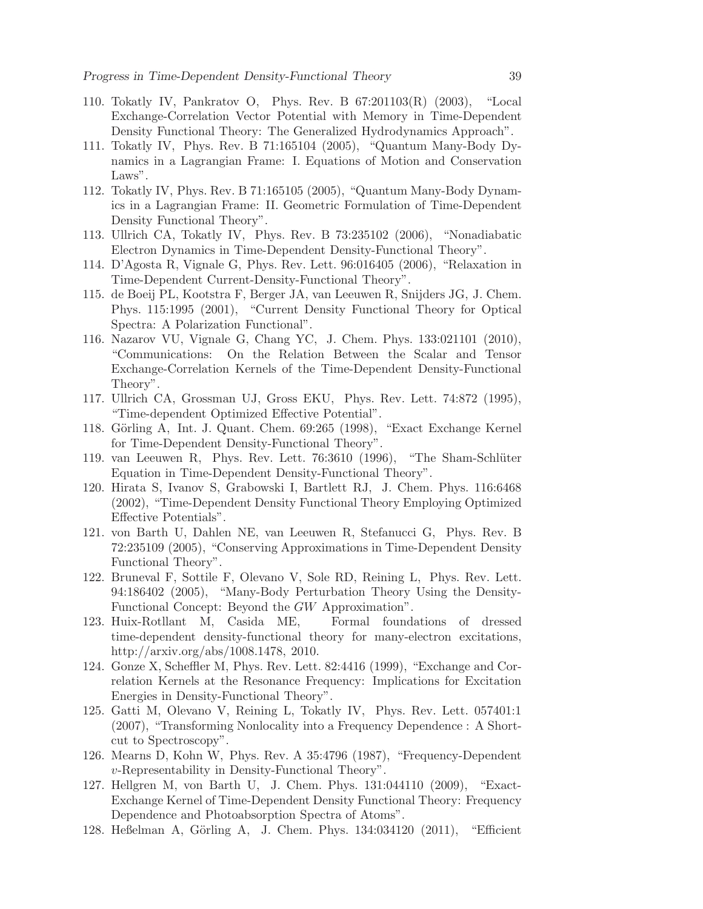110. Tokatly IV, Pankratov O, Phys. Rev. B 67:201103(R) (2003), "Local Exchange-Correlation Vector Potential with Memory in Time-Dependent Density Functional Theory: The Generalized Hydrodynamics Approach".
111. Tokatly IV, Phys. Rev. B 71:165104 (2005), "Quantum Many-Body Dynamics in a Lagrangian Frame: I. Equations of Motion and Conservation Laws".
112. Tokatly IV, Phys. Rev. B 71:165105 (2005), "Quantum Many-Body Dynamics in a Lagrangian Frame: II. Geometric Formulation of Time-Dependent Density Functional Theory".
113. Ullrich CA, Tokatly IV, Phys. Rev. B 73:235102 (2006), "Nonadiabatic Electron Dynamics in Time-Dependent Density-Functional Theory".
114. D'Agosta R, Vignale G, Phys. Rev. Lett. 96:016405 (2006), "Relaxation in Time-Dependent Current-Density-Functional Theory".
115. de Boeij PL, Kootstra F, Berger JA, van Leeuwen R, Snijders JG, J. Chem. Phys. 115:1995 (2001), "Current Density Functional Theory for Optical Spectra: A Polarization Functional".
116. Nazarov VU, Vignale G, Chang YC, J. Chem. Phys. 133:021101 (2010), "Communications: On the Relation Between the Scalar and Tensor Exchange-Correlation Kernels of the Time-Dependent Density-Functional Theory".
117. Ullrich CA, Grossman UJ, Gross EKU, Phys. Rev. Lett. 74:872 (1995), "Time-dependent Optimized Effective Potential".
118. Görling A, Int. J. Quant. Chem. 69:265 (1998), "Exact Exchange Kernel for Time-Dependent Density-Functional Theory".
119. van Leeuwen R, Phys. Rev. Lett. 76:3610 (1996), "The Sham-Schlüter Equation in Time-Dependent Density-Functional Theory".
120. Hirata S, Ivanov S, Grabowski I, Bartlett RJ, J. Chem. Phys. 116:6468 (2002), "Time-Dependent Density Functional Theory Employing Optimized Effective Potentials".
121. von Barth U, Dahlen NE, van Leeuwen R, Stefanucci G, Phys. Rev. B 72:235109 (2005), "Conserving Approximations in Time-Dependent Density Functional Theory".
122. Bruneval F, Sottile F, Olevano V, Sole RD, Reining L, Phys. Rev. Lett. 94:186402 (2005), "Many-Body Perturbation Theory Using the Density-Functional Concept: Beyond the *GW* Approximation".
123. Huix-Rotllant M, Casida ME, Formal foundations of dressed time-dependent density-functional theory for many-electron excitations, http://arxiv.org/abs/1008.1478, 2010.
124. Gonze X, Scheffler M, Phys. Rev. Lett. 82:4416 (1999), "Exchange and Correlation Kernels at the Resonance Frequency: Implications for Excitation Energies in Density-Functional Theory".
125. Gatti M, Olevano V, Reining L, Tokatly IV, Phys. Rev. Lett. 057401:1 (2007), "Transforming Nonlocality into a Frequency Dependence : A Shortcut to Spectroscopy".
126. Mearns D, Kohn W, Phys. Rev. A 35:4796 (1987), "Frequency-Dependent $v$-Representability in Density-Functional Theory".
127. Hellgren M, von Barth U, J. Chem. Phys. 131:044110 (2009), "Exact-Exchange Kernel of Time-Dependent Density Functional Theory: Frequency Dependence and Photoabsorption Spectra of Atoms".
128. Heßelman A, Görling A, J. Chem. Phys. 134:034120 (2011), "Efficient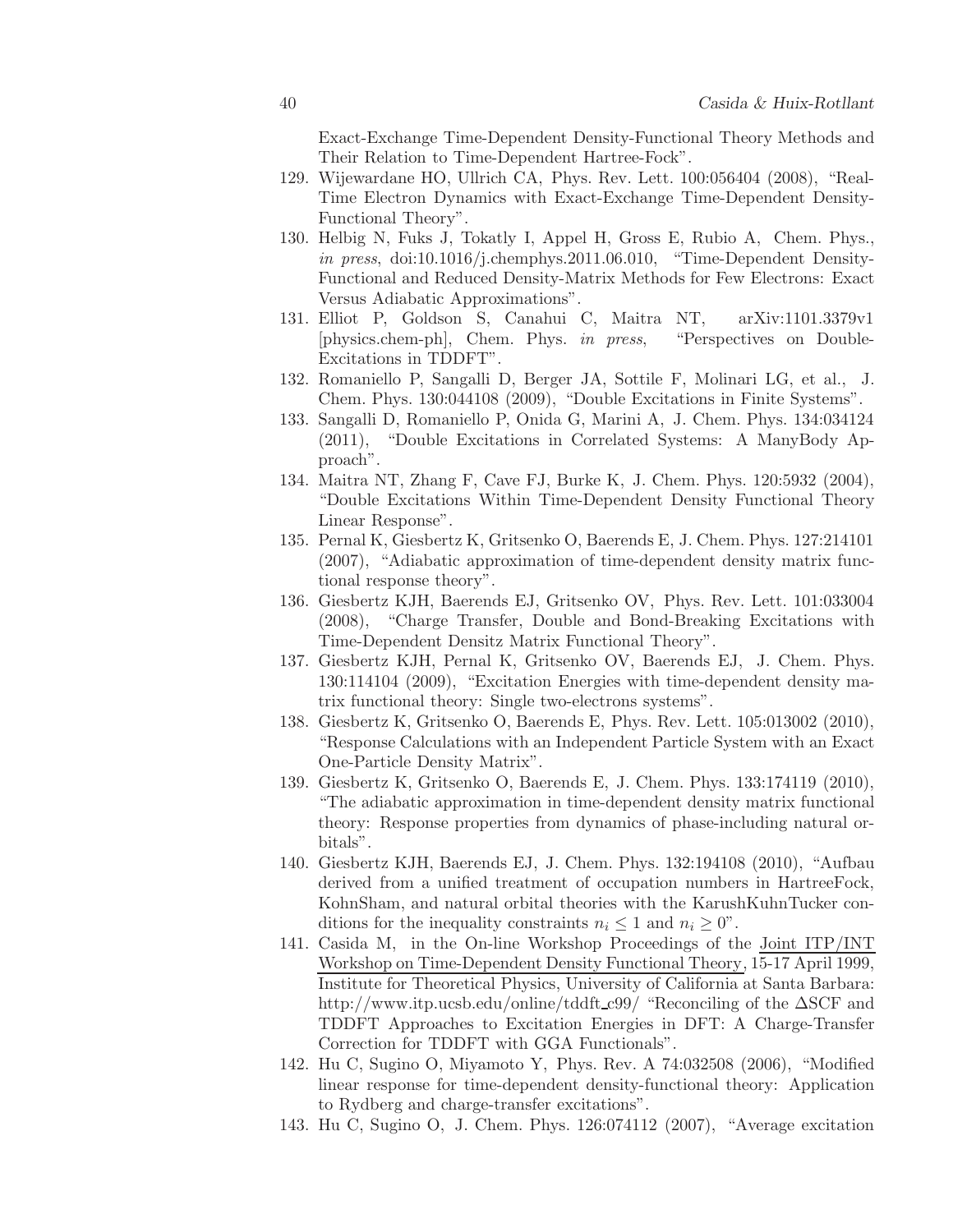Exact-Exchange Time-Dependent Density-Functional Theory Methods and Their Relation to Time-Dependent Hartree-Fock".

129. Wijewardane HO, Ullrich CA, Phys. Rev. Lett. 100:056404 (2008), "Real-Time Electron Dynamics with Exact-Exchange Time-Dependent Density-Functional Theory".
130. Helbig N, Fuks J, Tokatly I, Appel H, Gross E, Rubio A, Chem. Phys., *in press*, doi:10.1016/j.chemphys.2011.06.010, "Time-Dependent Density-Functional and Reduced Density-Matrix Methods for Few Electrons: Exact Versus Adiabatic Approximations".
131. Elliot P, Goldson S, Canahui C, Maitra NT, arXiv:1101.3379v1 [physics.chem-ph], Chem. Phys. *in press*, "Perspectives on Double-Excitations in TDDFT".
132. Romaniello P, Sangalli D, Berger JA, Sottile F, Molinari LG, et al., J. Chem. Phys. 130:044108 (2009), "Double Excitations in Finite Systems".
133. Sangalli D, Romaniello P, Onida G, Marini A, J. Chem. Phys. 134:034124 (2011), "Double Excitations in Correlated Systems: A ManyBody Approach".
134. Maitra NT, Zhang F, Cave FJ, Burke K, J. Chem. Phys. 120:5932 (2004), "Double Excitations Within Time-Dependent Density Functional Theory Linear Response".
135. Pernal K, Giesbertz K, Gritsenko O, Baerends E, J. Chem. Phys. 127:214101 (2007), "Adiabatic approximation of time-dependent density matrix functional response theory".
136. Giesbertz KJH, Baerends EJ, Gritsenko OV, Phys. Rev. Lett. 101:033004 (2008), "Charge Transfer, Double and Bond-Breaking Excitations with Time-Dependent Densitz Matrix Functional Theory".
137. Giesbertz KJH, Pernal K, Gritsenko OV, Baerends EJ, J. Chem. Phys. 130:114104 (2009), "Excitation Energies with time-dependent density matrix functional theory: Single two-electrons systems".
138. Giesbertz K, Gritsenko O, Baerends E, Phys. Rev. Lett. 105:013002 (2010), "Response Calculations with an Independent Particle System with an Exact One-Particle Density Matrix".
139. Giesbertz K, Gritsenko O, Baerends E, J. Chem. Phys. 133:174119 (2010), "The adiabatic approximation in time-dependent density matrix functional theory: Response properties from dynamics of phase-including natural orbitals".
140. Giesbertz KJH, Baerends EJ, J. Chem. Phys. 132:194108 (2010), "Aufbau derived from a unified treatment of occupation numbers in HartreeFock, KohnSham, and natural orbital theories with the KarushKuhnTucker conditions for the inequality constraints $n_i \leq 1$ and $n_i \geq 0$".
141. Casida M, in the On-line Workshop Proceedings of the Joint ITP/INT Workshop on Time-Dependent Density Functional Theory, 15-17 April 1999, Institute for Theoretical Physics, University of California at Santa Barbara: http://www.itp.ucsb.edu/online/tddft_c99/ "Reconciling of the $\Delta$SCF and TDDFT Approaches to Excitation Energies in DFT: A Charge-Transfer Correction for TDDFT with GGA Functionals".
142. Hu C, Sugino O, Miyamoto Y, Phys. Rev. A 74:032508 (2006), "Modified linear response for time-dependent density-functional theory: Application to Rydberg and charge-transfer excitations".
143. Hu C, Sugino O, J. Chem. Phys. 126:074112 (2007), "Average excitation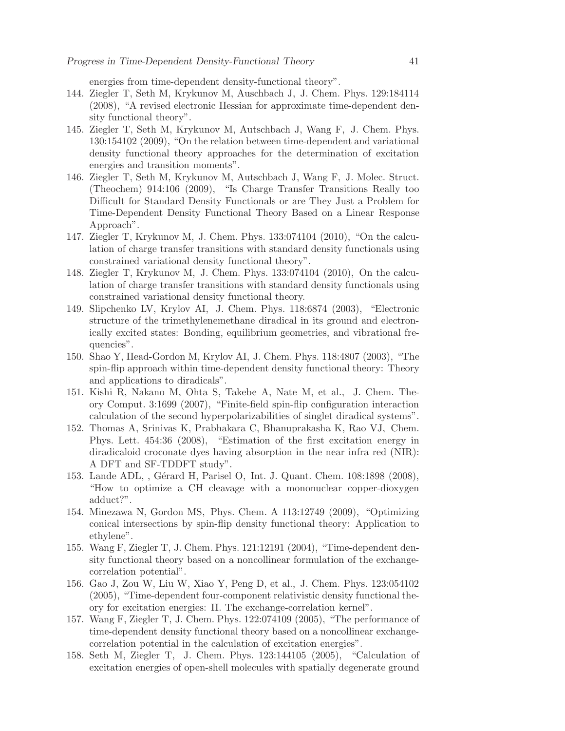energies from time-dependent density-functional theory".

144. Ziegler T, Seth M, Krykunov M, Auschbach J, J. Chem. Phys. 129:184114 (2008), "A revised electronic Hessian for approximate time-dependent density functional theory".
145. Ziegler T, Seth M, Krykunov M, Autschbach J, Wang F, J. Chem. Phys. 130:154102 (2009), "On the relation between time-dependent and variational density functional theory approaches for the determination of excitation energies and transition moments".
146. Ziegler T, Seth M, Krykunov M, Autschbach J, Wang F, J. Molec. Struct. (Theochem) 914:106 (2009), "Is Charge Transfer Transitions Really too Difficult for Standard Density Functionals or are They Just a Problem for Time-Dependent Density Functional Theory Based on a Linear Response Approach".
147. Ziegler T, Krykunov M, J. Chem. Phys. 133:074104 (2010), "On the calculation of charge transfer transitions with standard density functionals using constrained variational density functional theory".
148. Ziegler T, Krykunov M, J. Chem. Phys. 133:074104 (2010), On the calculation of charge transfer transitions with standard density functionals using constrained variational density functional theory.
149. Slipchenko LV, Krylov AI, J. Chem. Phys. 118:6874 (2003), "Electronic structure of the trimethylenemethane diradical in its ground and electronically excited states: Bonding, equilibrium geometries, and vibrational frequencies".
150. Shao Y, Head-Gordon M, Krylov AI, J. Chem. Phys. 118:4807 (2003), "The spin-flip approach within time-dependent density functional theory: Theory and applications to diradicals".
151. Kishi R, Nakano M, Ohta S, Takebe A, Nate M, et al., J. Chem. Theory Comput. 3:1699 (2007), "Finite-field spin-flip configuration interaction calculation of the second hyperpolarizabilities of singlet diradical systems".
152. Thomas A, Srinivas K, Prabhakara C, Bhanuprakasha K, Rao VJ, Chem. Phys. Lett. 454:36 (2008), "Estimation of the first excitation energy in diradicaloid croconate dyes having absorption in the near infra red (NIR): A DFT and SF-TDDFT study".
153. Lande ADL, , Gérard H, Parisel O, Int. J. Quant. Chem. 108:1898 (2008), "How to optimize a CH cleavage with a mononuclear copper-dioxygen adduct?".
154. Minezawa N, Gordon MS, Phys. Chem. A 113:12749 (2009), "Optimizing conical intersections by spin-flip density functional theory: Application to ethylene".
155. Wang F, Ziegler T, J. Chem. Phys. 121:12191 (2004), "Time-dependent density functional theory based on a noncollinear formulation of the exchange-correlation potential".
156. Gao J, Zou W, Liu W, Xiao Y, Peng D, et al., J. Chem. Phys. 123:054102 (2005), "Time-dependent four-component relativistic density functional theory for excitation energies: II. The exchange-correlation kernel".
157. Wang F, Ziegler T, J. Chem. Phys. 122:074109 (2005), "The performance of time-dependent density functional theory based on a noncollinear exchange-correlation potential in the calculation of excitation energies".
158. Seth M, Ziegler T, J. Chem. Phys. 123:144105 (2005), "Calculation of excitation energies of open-shell molecules with spatially degenerate ground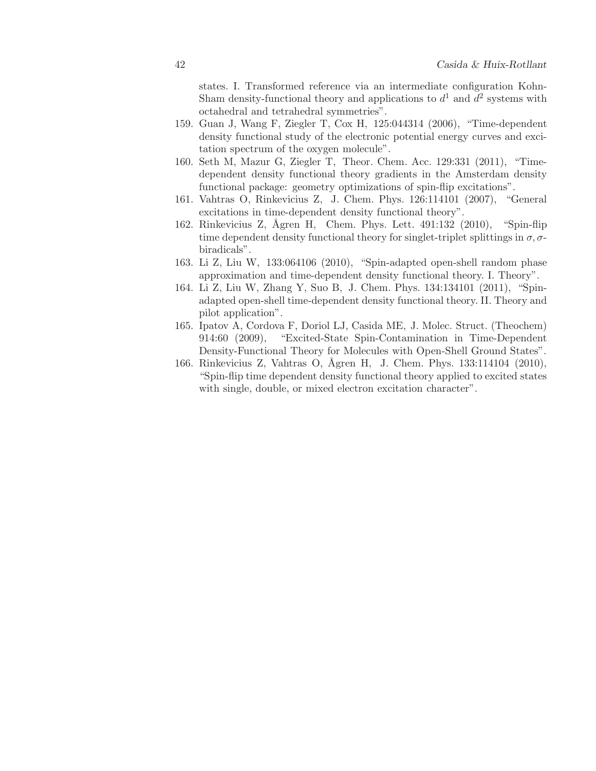states. I. Transformed reference via an intermediate configuration Kohn-Sham density-functional theory and applications to $d^1$ and $d^2$ systems with octahedral and tetrahedral symmetries".

159. Guan J, Wang F, Ziegler T, Cox H, 125:044314 (2006), "Time-dependent density functional study of the electronic potential energy curves and excitation spectrum of the oxygen molecule".
160. Seth M, Mazur G, Ziegler T, Theor. Chem. Acc. 129:331 (2011), "Time-dependent density functional theory gradients in the Amsterdam density functional package: geometry optimizations of spin-flip excitations".
161. Vahtras O, Rinkevicius Z, J. Chem. Phys. 126:114101 (2007), "General excitations in time-dependent density functional theory".
162. Rinkevicius Z, Ågren H, Chem. Phys. Lett. 491:132 (2010), "Spin-flip time dependent density functional theory for singlet-triplet splittings in $\sigma, \sigma$-biradicals".
163. Li Z, Liu W, 133:064106 (2010), "Spin-adapted open-shell random phase approximation and time-dependent density functional theory. I. Theory".
164. Li Z, Liu W, Zhang Y, Suo B, J. Chem. Phys. 134:134101 (2011), "Spin-adapted open-shell time-dependent density functional theory. II. Theory and pilot application".
165. Ipatov A, Cordova F, Doriol LJ, Casida ME, J. Molec. Struct. (Theochem) 914:60 (2009), "Excited-State Spin-Contamination in Time-Dependent Density-Functional Theory for Molecules with Open-Shell Ground States".
166. Rinkevicius Z, Vahtras O, Ågren H, J. Chem. Phys. 133:114104 (2010), "Spin-flip time dependent density functional theory applied to excited states with single, double, or mixed electron excitation character".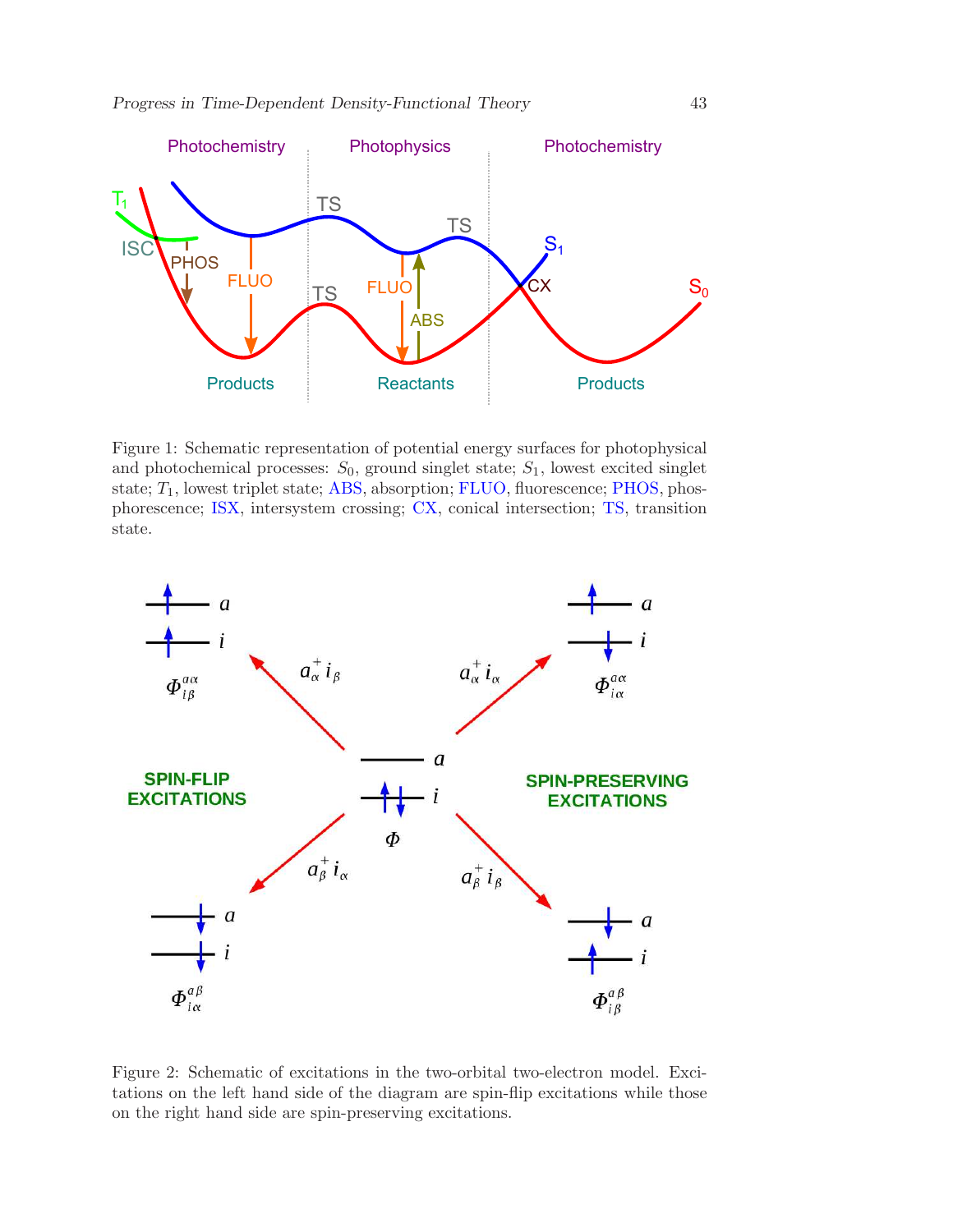Figure 1: Schematic representation of potential energy surfaces for photophysical and photochemical processes: $S_0$, ground singlet state; $S_1$, lowest excited singlet state; $T_1$, lowest triplet state; ABS, absorption; FLUO, fluorescence; PHOS, phosphorescence; ISX, intersystem crossing; CX, conical intersection; TS, transition state.

Figure 2: Schematic of excitations in the two-orbital two-electron model. Excitations on the left hand side of the diagram are spin-flip excitations while those on the right hand side are spin-preserving excitations.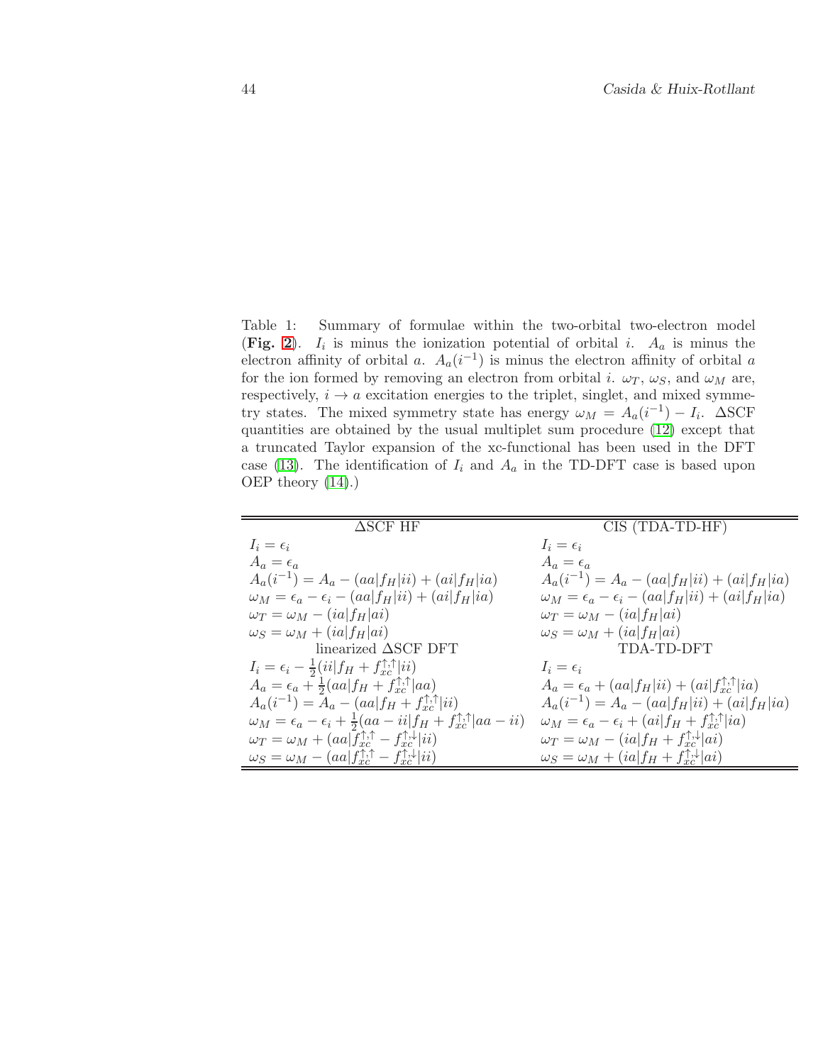Table 1: Summary of formulae within the two-orbital two-electron model (**Fig. 2**). $I_i$ is minus the ionization potential of orbital $i$. $A_a$ is minus the electron affinity of orbital $a$. $A_a(i^{-1})$ is minus the electron affinity of orbital $a$ for the ion formed by removing an electron from orbital $i$. $\omega_T$, $\omega_S$, and $\omega_M$ are, respectively, $i \rightarrow a$ excitation energies to the triplet, singlet, and mixed symmetry states. The mixed symmetry state has energy $\omega_M = A_a(i^{-1}) - I_i$. ΔSCF quantities are obtained by the usual multiplet sum procedure (12) except that a truncated Taylor expansion of the xc-functional has been used in the DFT case (13). The identification of $I_i$ and $A_a$ in the TD-DFT case is based upon OEP theory (14).)

| ΔSCF HF | CIS (TDA-TD-HF) |
|---|---|
| $I_i = \epsilon_i$ | $I_i = \epsilon_i$ |
| $A_a = \epsilon_a$ | $A_a = \epsilon_a$ |
| $A_a(i^{-1}) = A_a - (aa\vert f_H\vert ii) + (ai\vert f_H\vert ia)$ | $A_a(i^{-1}) = A_a - (aa\vert f_H\vert ii) + (ai\vert f_H\vert ia)$ |
| $\omega_M = \epsilon_a - \epsilon_i - (aa\vert f_H\vert ii) + (ai\vert f_H\vert ia)$ | $\omega_M = \epsilon_a - \epsilon_i - (aa\vert f_H\vert ii) + (ai\vert f_H\vert ia)$ |
| $\omega_T = \omega_M - (ia\vert f_H\vert ai)$ | $\omega_T = \omega_M - (ia\vert f_H\vert ai)$ |
| $\omega_S = \omega_M + (ia\vert f_H\vert ai)$ | $\omega_S = \omega_M + (ia\vert f_H\vert ai)$ |
| **linearized ΔSCF DFT** | **TDA-TD-DFT** |
| $I_i = \epsilon_i - \frac{1}{2}(ii\vert f_H + f_{xc}^{\uparrow,\uparrow}\vert ii)$ | $I_i = \epsilon_i$ |
| $A_a = \epsilon_a + \frac{1}{2}(aa\vert f_H + f_{xc}^{\uparrow,\uparrow}\vert aa)$ | $A_a = \epsilon_a + (aa\vert f_H\vert ii) + (ai\vert f_{xc}^{\uparrow,\uparrow}\vert ia)$ |
| $A_a(i^{-1}) = A_a - (aa\vert f_H + f_{xc}^{\uparrow,\uparrow}\vert ii)$ | $A_a(i^{-1}) = A_a - (aa\vert f_H\vert ii) + (ai\vert f_H\vert ia)$ |
| $\omega_M = \epsilon_a - \epsilon_i + \frac{1}{2}(aa - ii\vert f_H + f_{xc}^{\uparrow,\uparrow}\vert aa - ii)$ | $\omega_M = \epsilon_a - \epsilon_i + (ai\vert f_H + f_{xc}^{\uparrow,\uparrow}\vert ia)$ |
| $\omega_T = \omega_M + (aa\vert f_{xc}^{\uparrow,\uparrow} - f_{xc}^{\uparrow,\downarrow}\vert ii)$ | $\omega_T = \omega_M - (ia\vert f_H + f_{xc}^{\uparrow,\downarrow}\vert ai)$ |
| $\omega_S = \omega_M - (aa\vert f_{xc}^{\uparrow,\uparrow} - f_{xc}^{\uparrow,\downarrow}\vert ii)$ | $\omega_S = \omega_M + (ia\vert f_H + f_{xc}^{\uparrow,\downarrow}\vert ai)$ |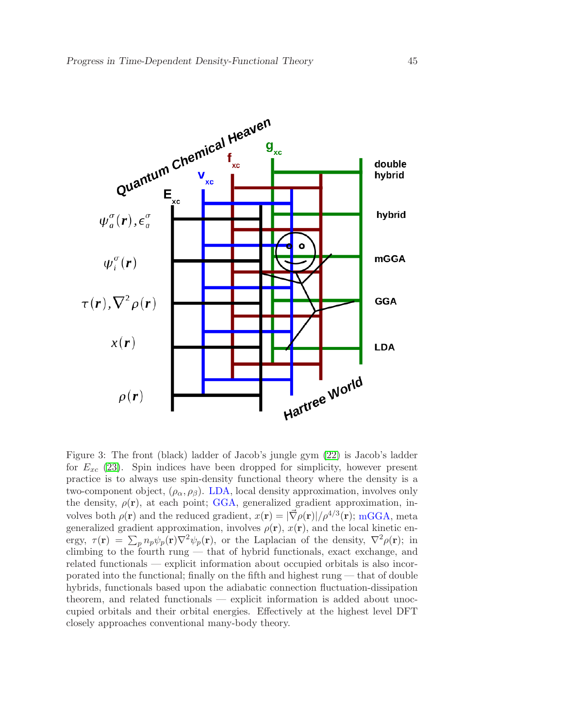Figure 3: The front (black) ladder of Jacob's jungle gym (22) is Jacob's ladder for $E_{xc}$ (23). Spin indices have been dropped for simplicity, however present practice is to always use spin-density functional theory where the density is a two-component object, $(\rho_\alpha, \rho_\beta)$. LDA, local density approximation, involves only the density, $\rho(\mathbf{r})$, at each point; GGA, generalized gradient approximation, involves both $\rho(\mathbf{r})$ and the reduced gradient, $x(\mathbf{r}) = |\vec{\nabla}\rho(\mathbf{r})|/\rho^{4/3}(\mathbf{r})$; mGGA, meta generalized gradient approximation, involves $\rho(\mathbf{r})$, $x(\mathbf{r})$, and the local kinetic energy, $\tau(\mathbf{r}) = \sum_p n_p \psi_p(\mathbf{r}) \nabla^2 \psi_p(\mathbf{r})$, or the Laplacian of the density, $\nabla^2 \rho(\mathbf{r})$; in climbing to the fourth rung — that of hybrid functionals, exact exchange, and related functionals — explicit information about occupied orbitals is also incorporated into the functional; finally on the fifth and highest rung — that of double hybrids, functionals based upon the adiabatic connection fluctuation-dissipation theorem, and related functionals — explicit information is added about unoccupied orbitals and their orbital energies. Effectively at the highest level DFT closely approaches conventional many-body theory.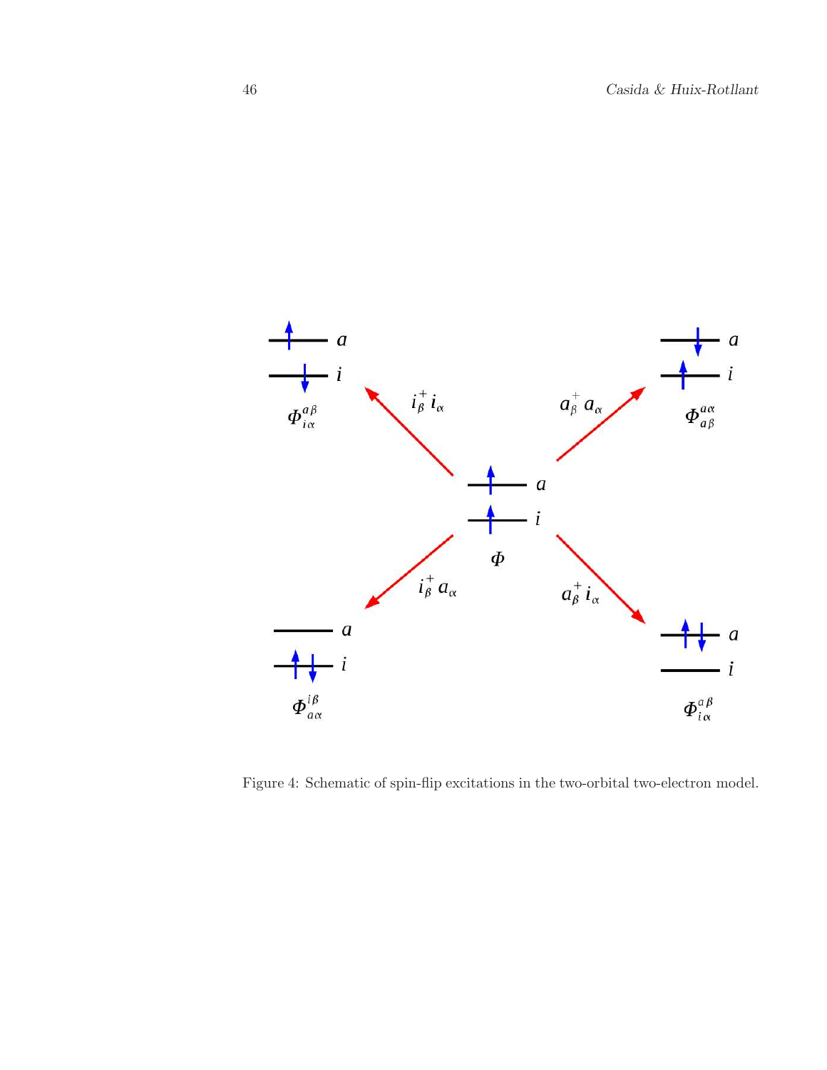$a$

$i$

$\Phi_{i\alpha}^{a\beta}$

$i_\beta^+ i_\alpha$

$a_\beta^+ a_\alpha$

$a$

$i$

$\Phi_{a\beta}^{a\alpha}$

$a$

$i$

$\Phi$

$i_\beta^+ a_\alpha$

$a_\beta^+ i_\alpha$

$a$

$i$

$\Phi_{a\alpha}^{i\beta}$

$a$

$i$

$\Phi_{i\alpha}^{a\beta}$

Figure 4: Schematic of spin-flip excitations in the two-orbital two-electron model.